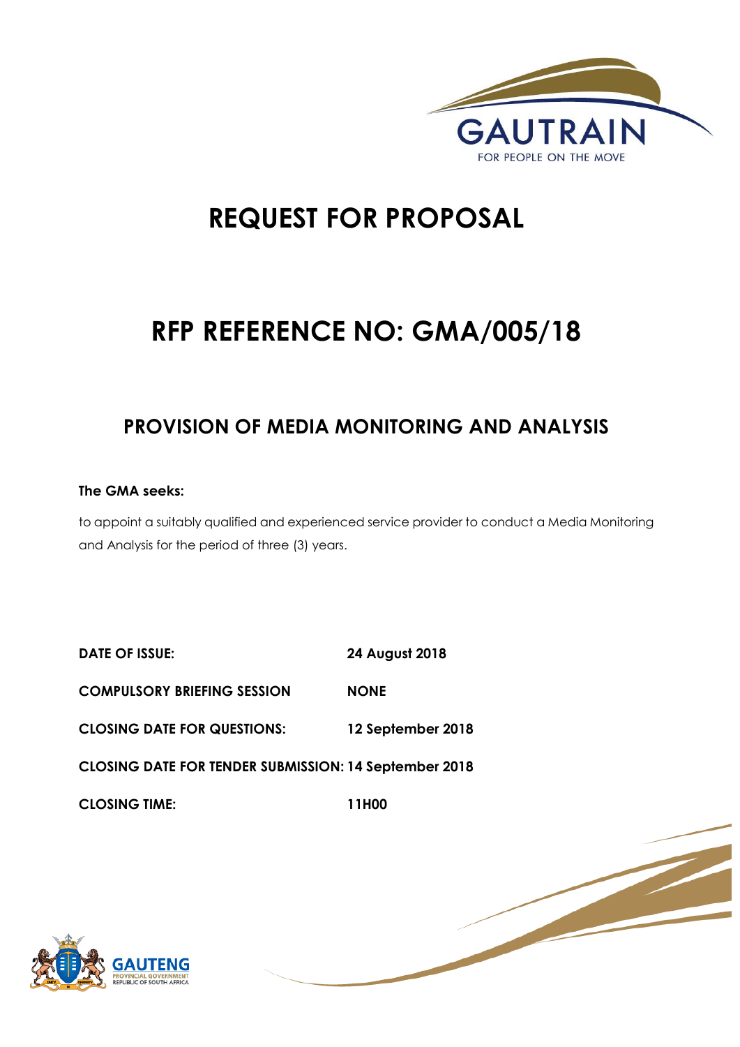GAUTRAIN

FOR PEOPLE ON THE MOVE

# REQUEST FOR PROPOSAL

# RFP REFERENCE NO: GMA/005/18

## PROVISION OF MEDIA MONITORING AND ANALYSIS

**The GMA seeks:**

to appoint a suitably qualified and experienced service provider to conduct a Media Monitoring and Analysis for the period of three (3) years.

**DATE OF ISSUE:** **24 August 2018**

**COMPULSORY BRIEFING SESSION** **NONE**

**CLOSING DATE FOR QUESTIONS:** **12 September 2018**

**CLOSING DATE FOR TENDER SUBMISSION: 14 September 2018**

**CLOSING TIME:** **11H00**

GAUTENG PROVINCIAL GOVERNMENT REPUBLIC OF SOUTH AFRICA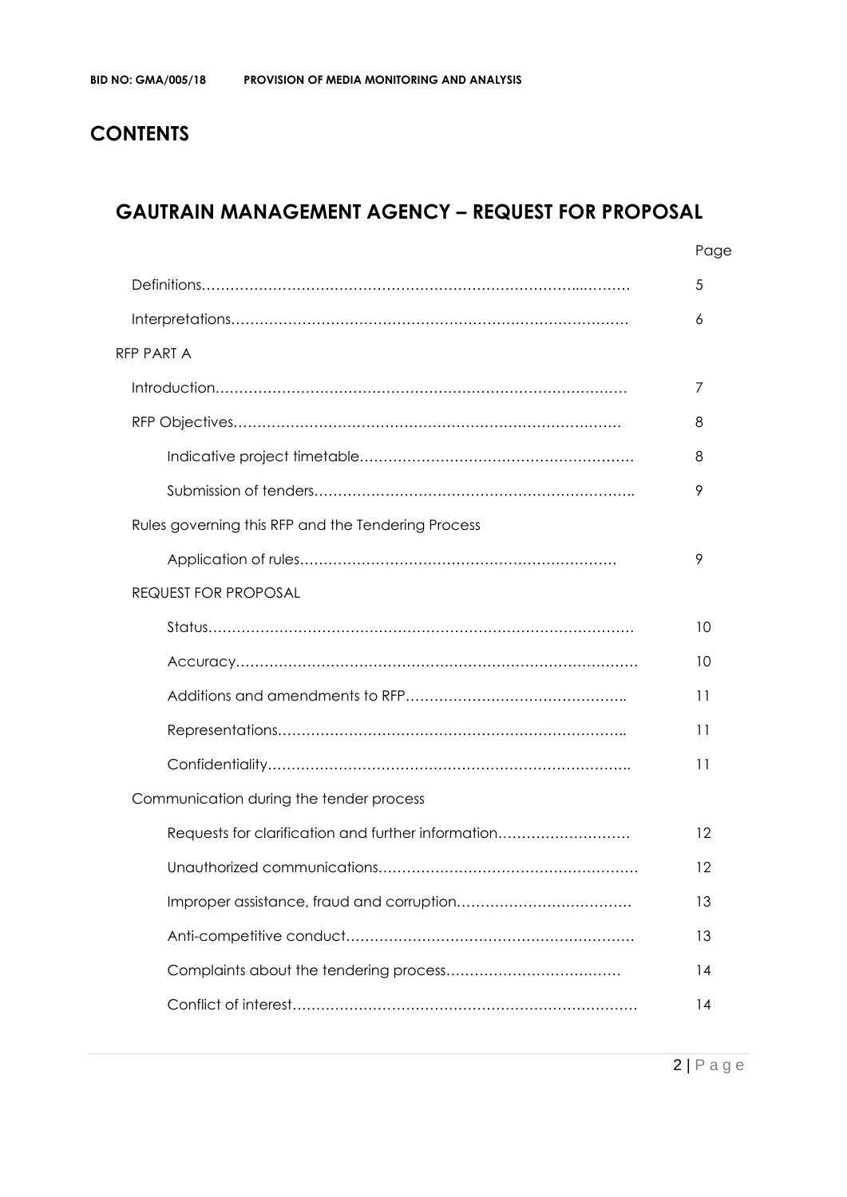# CONTENTS

## GAUTRAIN MANAGEMENT AGENCY – REQUEST FOR PROPOSAL

| | Page |
|---|---|
| Definitions…………………………………………………………………...………. | 5 |
| Interpretations………………………………………………………………………… | 6 |
| RFP PART A | |
| Introduction…………………………………………………………………………… | 7 |
| RFP Objectives………………………………………………………………………. | 8 |
| Indicative project timetable………………………………………………… | 8 |
| Submission of tenders………………………………………………………….. | 9 |
| Rules governing this RFP and the Tendering Process | |
| Application of rules………………………………………………………… | 9 |
| REQUEST FOR PROPOSAL | |
| Status……………………………………………………………………………… | 10 |
| Accuracy…………………………………………………………………………. | 10 |
| Additions and amendments to RFP……………………………………….. | 11 |
| Representations……………………………………………………………….. | 11 |
| Confidentiality………………………………………………………………….. | 11 |
| Communication during the tender process | |
| Requests for clarification and further information………………………. | 12 |
| Unauthorized communications……………………………………………. | 12 |
| Improper assistance, fraud and corruption………………………………. | 13 |
| Anti-competitive conduct…………………………………………………… | 13 |
| Complaints about the tendering process………………………………. | 14 |
| Conflict of interest……………………………………………………………… | 14 |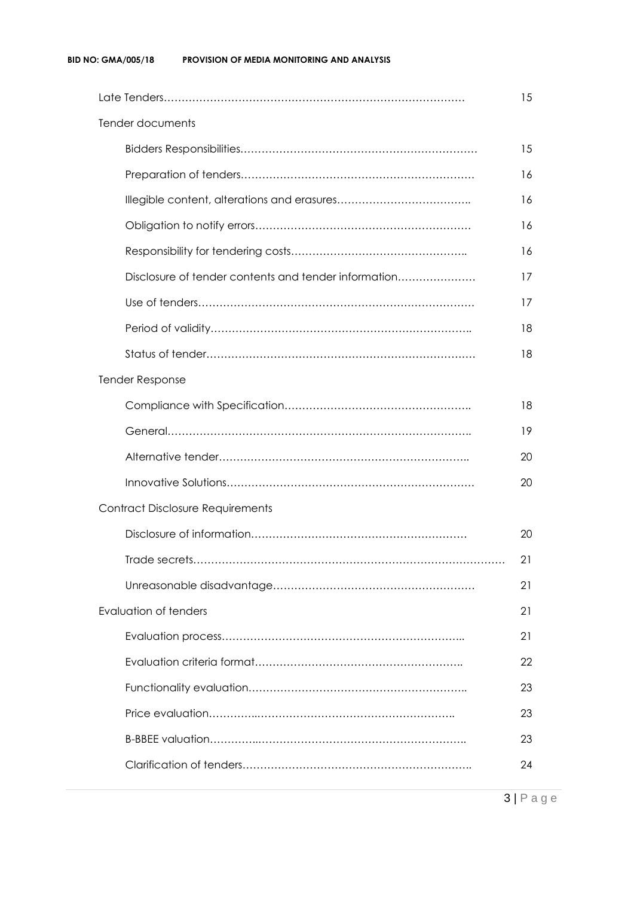| | |
|---|---|
| Late Tenders……………………………………………………………………… | 15 |
| Tender documents | |
| Bidders Responsibilities………………………………………………………… | 15 |
| Preparation of tenders………………………………………………………… | 16 |
| Illegible content, alterations and erasures……………………………….. | 16 |
| Obligation to notify errors…………………………………………………… | 16 |
| Responsibility for tendering costs………………………………………….. | 16 |
| Disclosure of tender contents and tender information…………………. | 17 |
| Use of tenders…………………………………………………………………… | 17 |
| Period of validity……………………………………………………………….. | 18 |
| Status of tender………………………………………………………………… | 18 |
| Tender Response | |
| Compliance with Specification…………………………………………….. | 18 |
| General………………………………………………………………………….. | 19 |
| Alternative tender…………………………………………………………….. | 20 |
| Innovative Solutions…………………………………………………………… | 20 |
| Contract Disclosure Requirements | |
| Disclosure of information…………………………………………………… | 20 |
| Trade secrets…………………………………………………………………………… | 21 |
| Unreasonable disadvantage………………………………………………… | 21 |
| Evaluation of tenders | 21 |
| Evaluation process…………………………………………………………... | 21 |
| Evaluation criteria format………………………………………………….. | 22 |
| Functionality evaluation…………………………………………………….. | 23 |
| Price evaluation…………..……………………………………………….. | 23 |
| B-BBEE valuation…………..…………………………………………….. | 23 |
| Clarification of tenders……………………………………………………….. | 24 |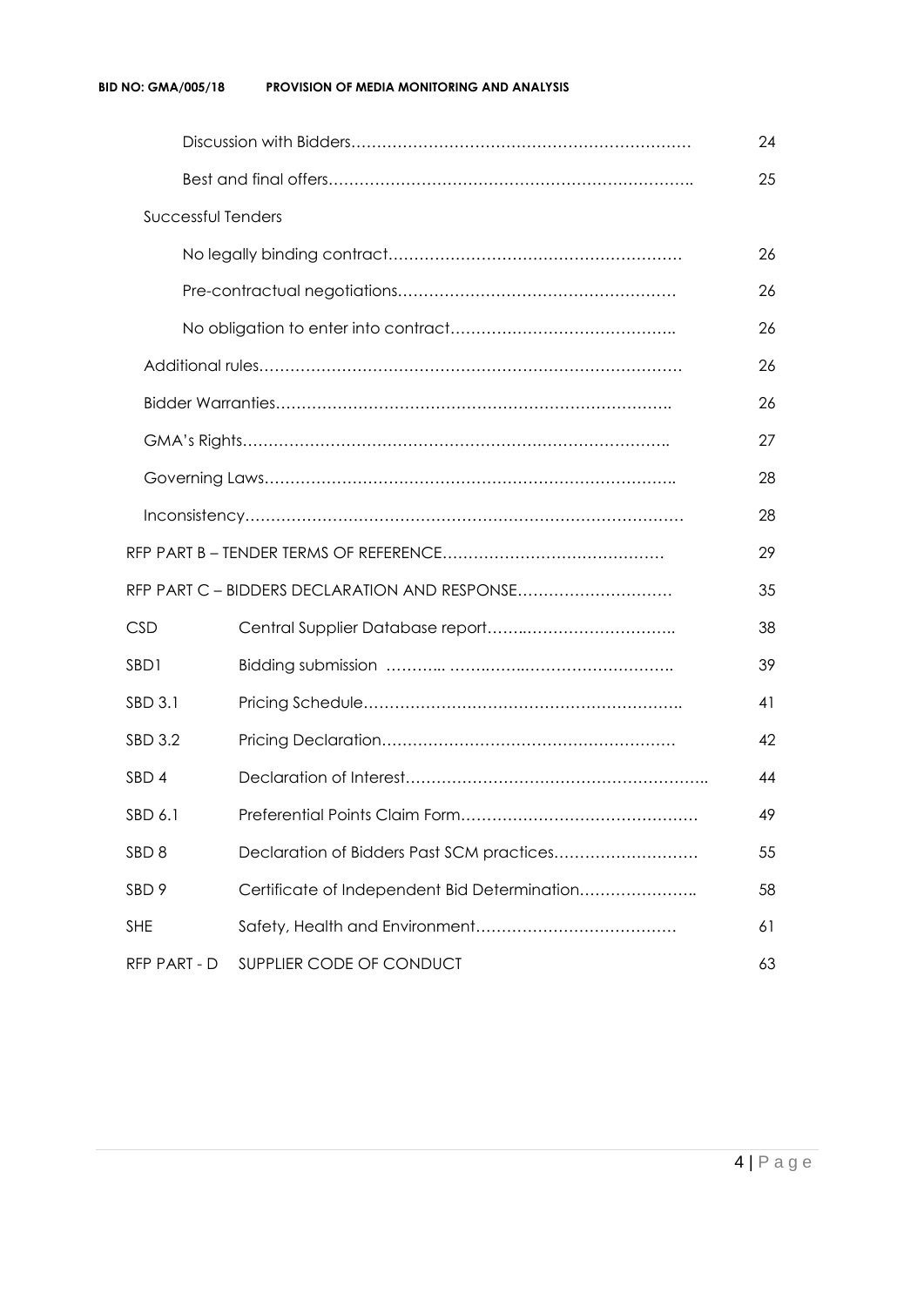| | | |
|---|---|---|
| | Discussion with Bidders………………………………………………………… | 24 |
| | Best and final offers…………………………………………………………….. | 25 |
| Successful Tenders | | |
| | No legally binding contract………………………………………………… | 26 |
| | Pre-contractual negotiations……………………………………………… | 26 |
| | No obligation to enter into contract…………………………………….. | 26 |
| Additional rules………………………………………………………………………… | | 26 |
| Bidder Warranties…………………………………………………………………. | | 26 |
| GMA's Rights……………………………………………………………………….. | | 27 |
| Governing Laws…………………………………………………………………….. | | 28 |
| Inconsistency…………………………………………………………………………… | | 28 |
| RFP PART B – TENDER TERMS OF REFERENCE…………………………………… | | 29 |
| RFP PART C – BIDDERS DECLARATION AND RESPONSE………………………… | | 35 |
| CSD | Central Supplier Database report……..……………………….. | 38 |
| SBD1 | Bidding submission ……….. …….……..…………………….. | 39 |
| SBD 3.1 | Pricing Schedule…………………………………………………….. | 41 |
| SBD 3.2 | Pricing Declaration………………………………………………… | 42 |
| SBD 4 | Declaration of Interest………………………………………………….. | 44 |
| SBD 6.1 | Preferential Points Claim Form……………………………………… | 49 |
| SBD 8 | Declaration of Bidders Past SCM practices……………………… | 55 |
| SBD 9 | Certificate of Independent Bid Determination………………….. | 58 |
| SHE | Safety, Health and Environment………………………………… | 61 |
| RFP PART - D | SUPPLIER CODE OF CONDUCT | 63 |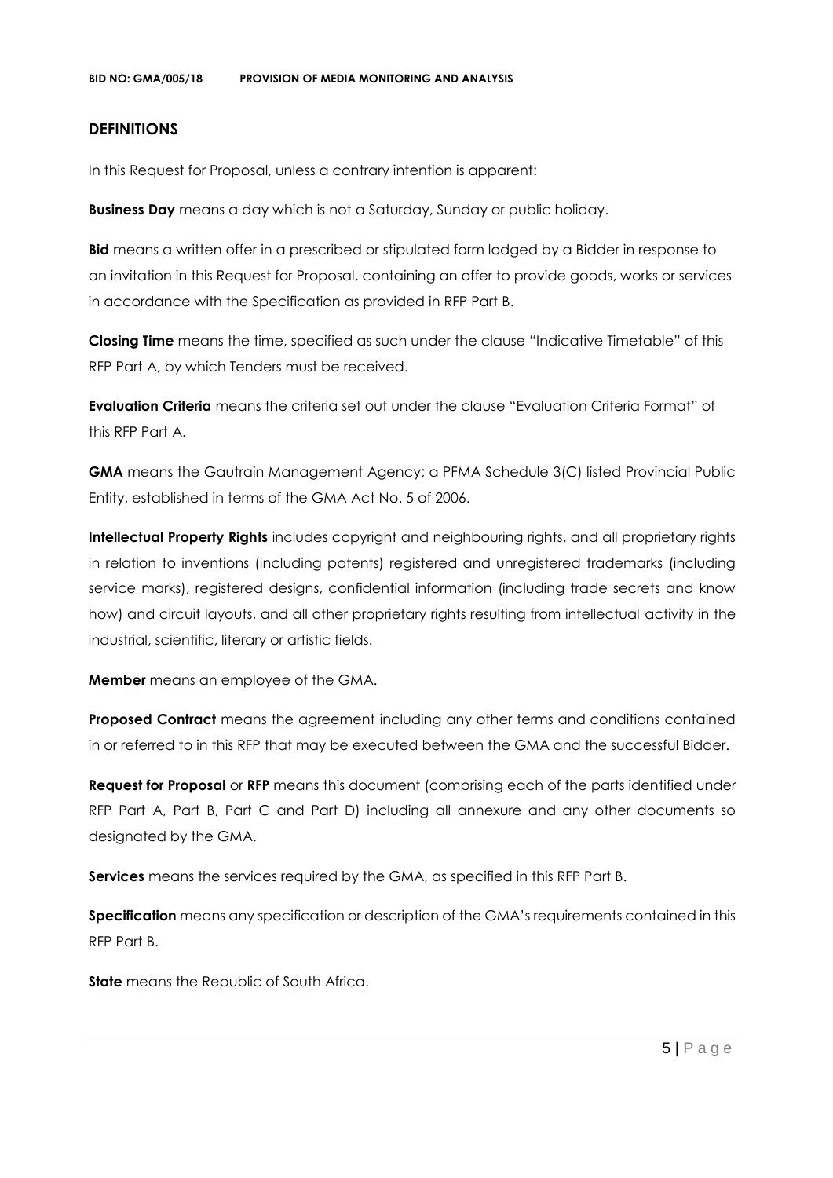## DEFINITIONS

In this Request for Proposal, unless a contrary intention is apparent:

**Business Day** means a day which is not a Saturday, Sunday or public holiday.

**Bid** means a written offer in a prescribed or stipulated form lodged by a Bidder in response to an invitation in this Request for Proposal, containing an offer to provide goods, works or services in accordance with the Specification as provided in RFP Part B.

**Closing Time** means the time, specified as such under the clause "Indicative Timetable" of this RFP Part A, by which Tenders must be received.

**Evaluation Criteria** means the criteria set out under the clause "Evaluation Criteria Format" of this RFP Part A.

**GMA** means the Gautrain Management Agency; a PFMA Schedule 3(C) listed Provincial Public Entity, established in terms of the GMA Act No. 5 of 2006.

**Intellectual Property Rights** includes copyright and neighbouring rights, and all proprietary rights in relation to inventions (including patents) registered and unregistered trademarks (including service marks), registered designs, confidential information (including trade secrets and know how) and circuit layouts, and all other proprietary rights resulting from intellectual activity in the industrial, scientific, literary or artistic fields.

**Member** means an employee of the GMA.

**Proposed Contract** means the agreement including any other terms and conditions contained in or referred to in this RFP that may be executed between the GMA and the successful Bidder.

**Request for Proposal** or **RFP** means this document (comprising each of the parts identified under RFP Part A, Part B, Part C and Part D) including all annexure and any other documents so designated by the GMA.

**Services** means the services required by the GMA, as specified in this RFP Part B.

**Specification** means any specification or description of the GMA's requirements contained in this RFP Part B.

**State** means the Republic of South Africa.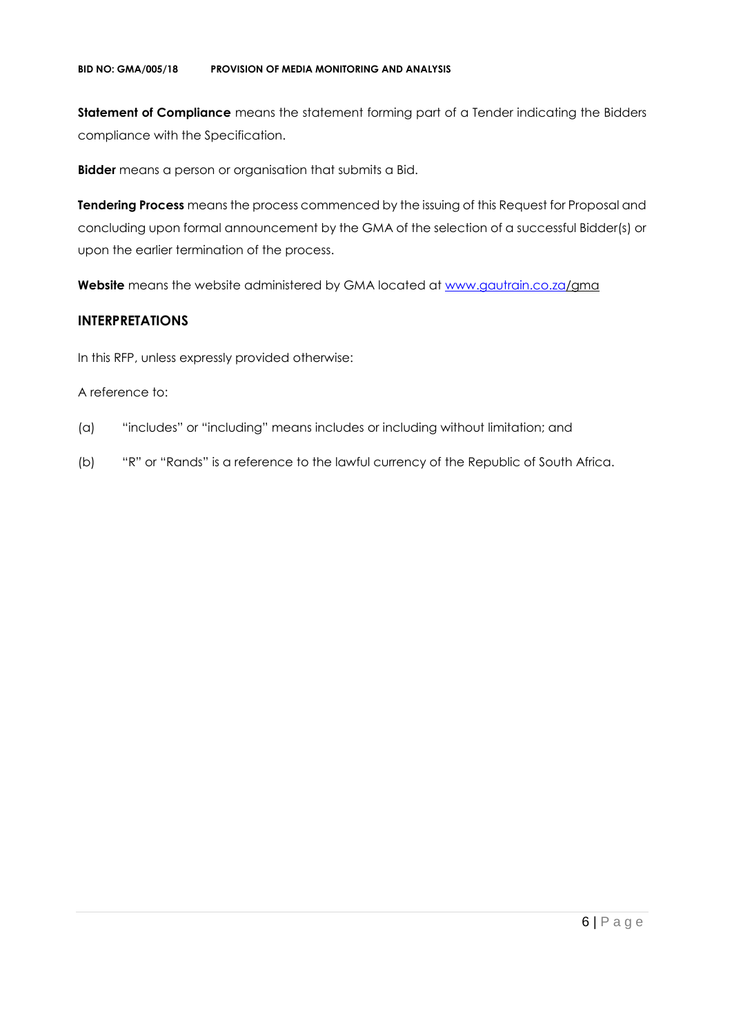**Statement of Compliance** means the statement forming part of a Tender indicating the Bidders compliance with the Specification.

**Bidder** means a person or organisation that submits a Bid.

**Tendering Process** means the process commenced by the issuing of this Request for Proposal and concluding upon formal announcement by the GMA of the selection of a successful Bidder(s) or upon the earlier termination of the process.

**Website** means the website administered by GMA located at www.gautrain.co.za/gma

## INTERPRETATIONS

In this RFP, unless expressly provided otherwise:

A reference to:

(a) "includes" or "including" means includes or including without limitation; and

(b) "R" or "Rands" is a reference to the lawful currency of the Republic of South Africa.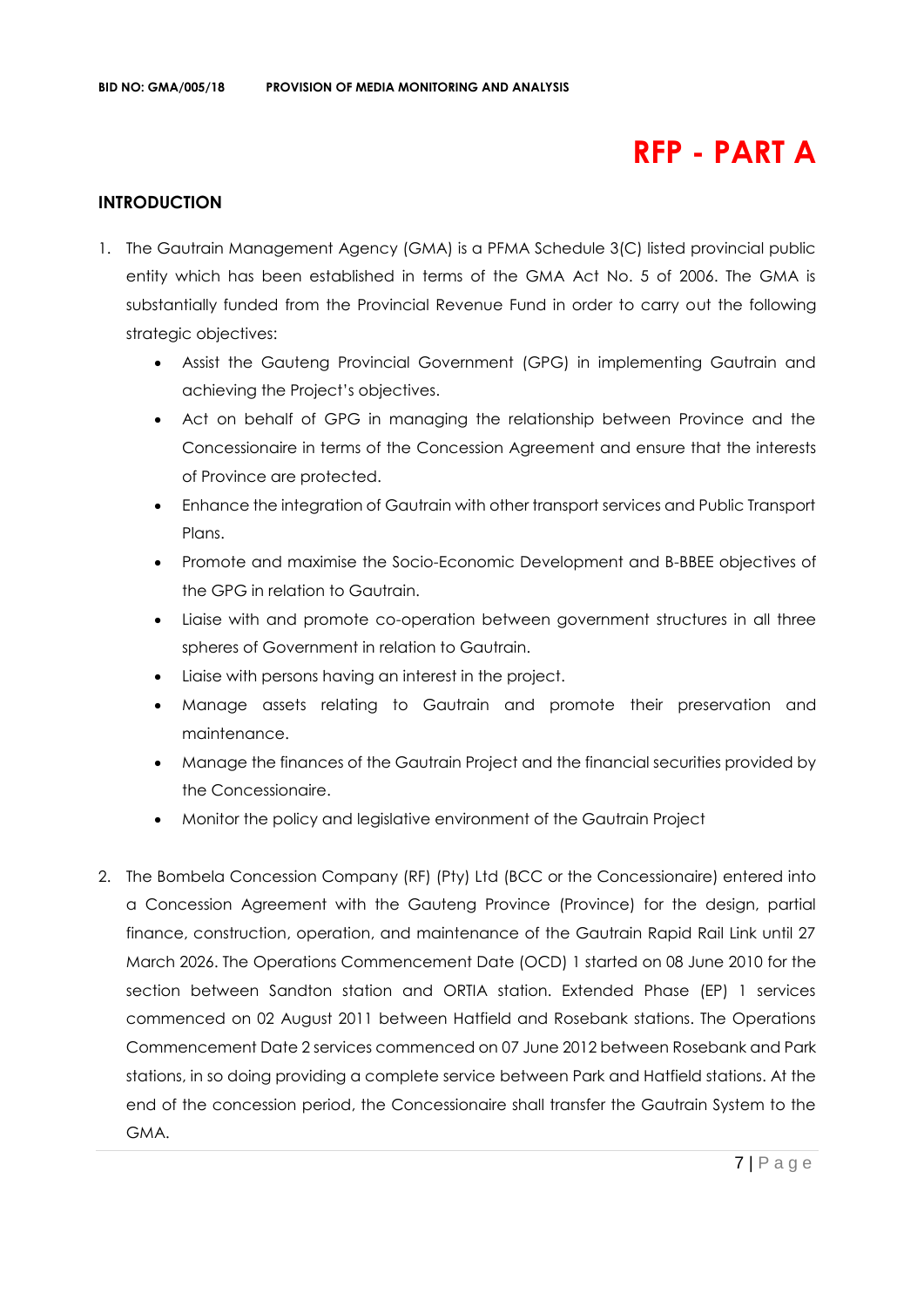# RFP - PART A

## INTRODUCTION

1. The Gautrain Management Agency (GMA) is a PFMA Schedule 3(C) listed provincial public entity which has been established in terms of the GMA Act No. 5 of 2006. The GMA is substantially funded from the Provincial Revenue Fund in order to carry out the following strategic objectives:
   - Assist the Gauteng Provincial Government (GPG) in implementing Gautrain and achieving the Project's objectives.
   - Act on behalf of GPG in managing the relationship between Province and the Concessionaire in terms of the Concession Agreement and ensure that the interests of Province are protected.
   - Enhance the integration of Gautrain with other transport services and Public Transport Plans.
   - Promote and maximise the Socio-Economic Development and B-BBEE objectives of the GPG in relation to Gautrain.
   - Liaise with and promote co-operation between government structures in all three spheres of Government in relation to Gautrain.
   - Liaise with persons having an interest in the project.
   - Manage assets relating to Gautrain and promote their preservation and maintenance.
   - Manage the finances of the Gautrain Project and the financial securities provided by the Concessionaire.
   - Monitor the policy and legislative environment of the Gautrain Project

2. The Bombela Concession Company (RF) (Pty) Ltd (BCC or the Concessionaire) entered into a Concession Agreement with the Gauteng Province (Province) for the design, partial finance, construction, operation, and maintenance of the Gautrain Rapid Rail Link until 27 March 2026. The Operations Commencement Date (OCD) 1 started on 08 June 2010 for the section between Sandton station and ORTIA station. Extended Phase (EP) 1 services commenced on 02 August 2011 between Hatfield and Rosebank stations. The Operations Commencement Date 2 services commenced on 07 June 2012 between Rosebank and Park stations, in so doing providing a complete service between Park and Hatfield stations. At the end of the concession period, the Concessionaire shall transfer the Gautrain System to the GMA.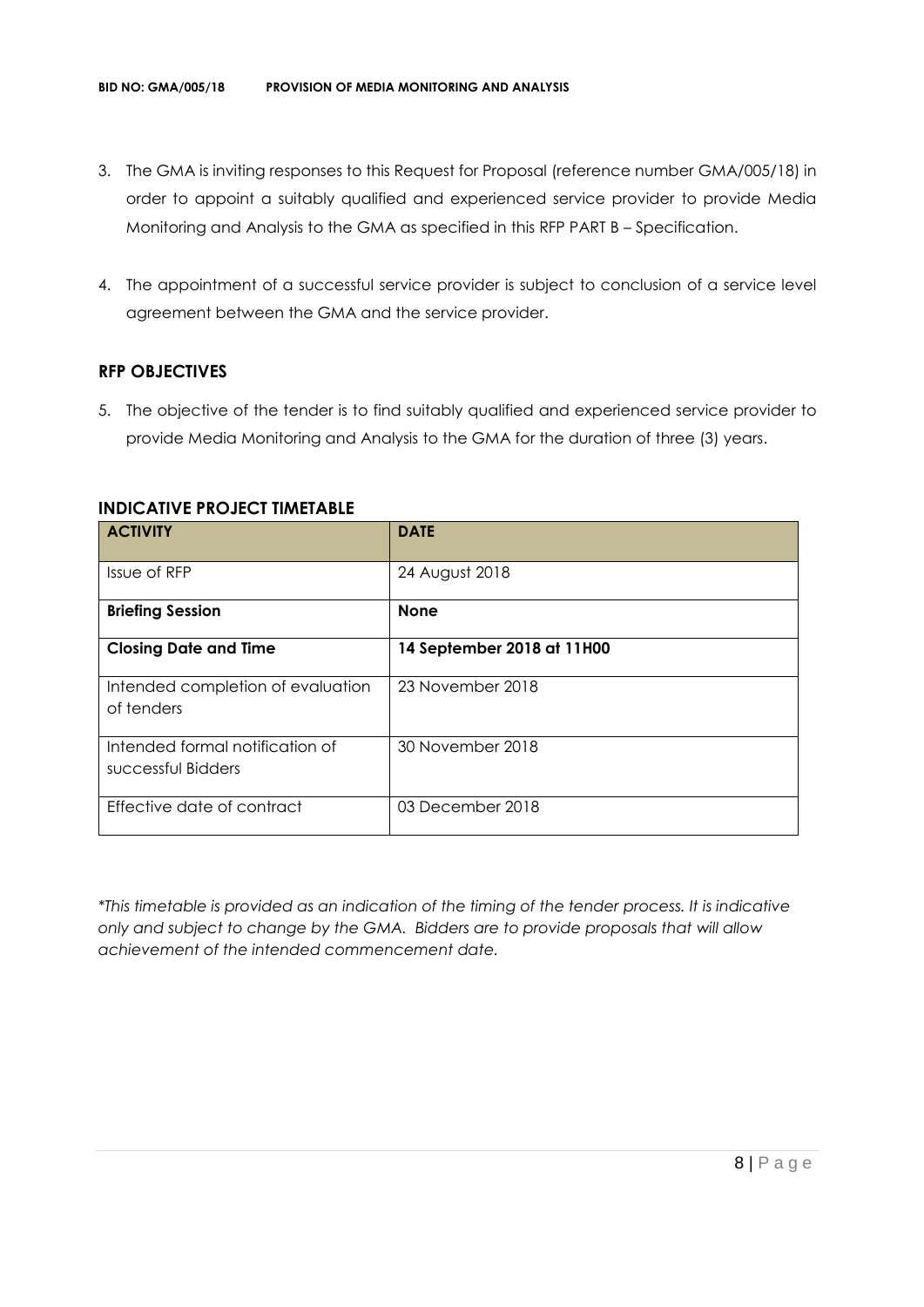3. The GMA is inviting responses to this Request for Proposal (reference number GMA/005/18) in order to appoint a suitably qualified and experienced service provider to provide Media Monitoring and Analysis to the GMA as specified in this RFP PART B – Specification.

4. The appointment of a successful service provider is subject to conclusion of a service level agreement between the GMA and the service provider.

## RFP OBJECTIVES

5. The objective of the tender is to find suitably qualified and experienced service provider to provide Media Monitoring and Analysis to the GMA for the duration of three (3) years.

## INDICATIVE PROJECT TIMETABLE

| ACTIVITY | DATE |
|---|---|
| Issue of RFP | 24 August 2018 |
| **Briefing Session** | **None** |
| **Closing Date and Time** | **14 September 2018 at 11H00** |
| Intended completion of evaluation of tenders | 23 November 2018 |
| Intended formal notification of successful Bidders | 30 November 2018 |
| Effective date of contract | 03 December 2018 |

*\*This timetable is provided as an indication of the timing of the tender process. It is indicative only and subject to change by the GMA. Bidders are to provide proposals that will allow achievement of the intended commencement date.*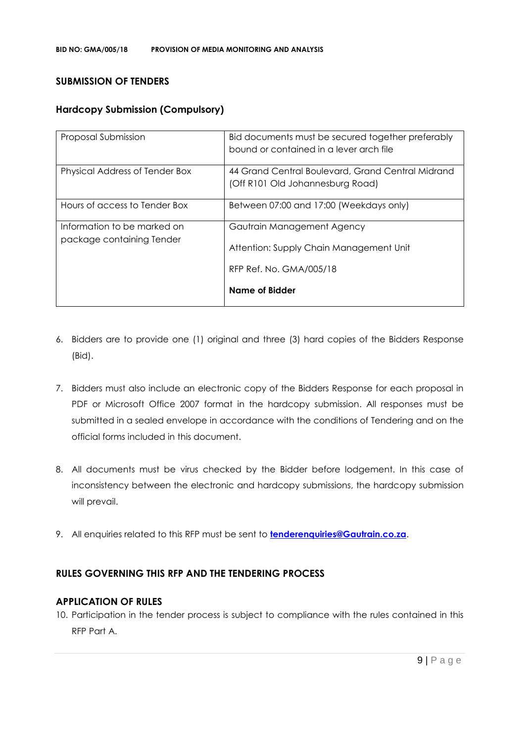## SUBMISSION OF TENDERS

### Hardcopy Submission (Compulsory)

| | |
|---|---|
| Proposal Submission | Bid documents must be secured together preferably bound or contained in a lever arch file |
| Physical Address of Tender Box | 44 Grand Central Boulevard, Grand Central Midrand (Off R101 Old Johannesburg Road) |
| Hours of access to Tender Box | Between 07:00 and 17:00 (Weekdays only) |
| Information to be marked on package containing Tender | Gautrain Management Agency<br><br>Attention: Supply Chain Management Unit<br><br>RFP Ref. No. GMA/005/18<br><br>**Name of Bidder** |

6. Bidders are to provide one (1) original and three (3) hard copies of the Bidders Response (Bid).

7. Bidders must also include an electronic copy of the Bidders Response for each proposal in PDF or Microsoft Office 2007 format in the hardcopy submission. All responses must be submitted in a sealed envelope in accordance with the conditions of Tendering and on the official forms included in this document.

8. All documents must be virus checked by the Bidder before lodgement. In this case of inconsistency between the electronic and hardcopy submissions, the hardcopy submission will prevail.

9. All enquiries related to this RFP must be sent to **tenderenquiries@Gautrain.co.za**.

## RULES GOVERNING THIS RFP AND THE TENDERING PROCESS

### APPLICATION OF RULES

10. Participation in the tender process is subject to compliance with the rules contained in this RFP Part A.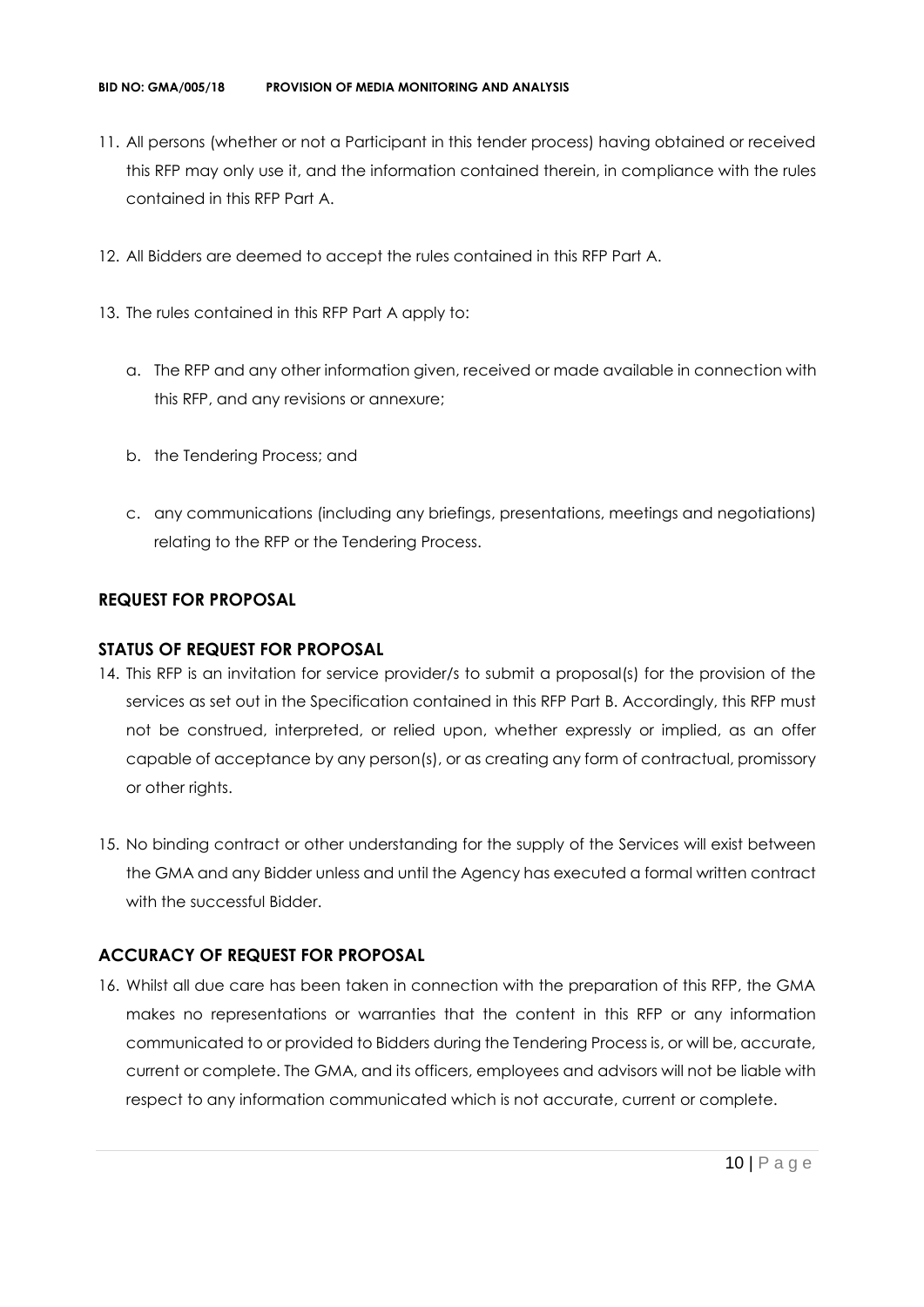11. All persons (whether or not a Participant in this tender process) having obtained or received this RFP may only use it, and the information contained therein, in compliance with the rules contained in this RFP Part A.

12. All Bidders are deemed to accept the rules contained in this RFP Part A.

13. The rules contained in this RFP Part A apply to:

    a. The RFP and any other information given, received or made available in connection with this RFP, and any revisions or annexure;

    b. the Tendering Process; and

    c. any communications (including any briefings, presentations, meetings and negotiations) relating to the RFP or the Tendering Process.

## REQUEST FOR PROPOSAL

## STATUS OF REQUEST FOR PROPOSAL

14. This RFP is an invitation for service provider/s to submit a proposal(s) for the provision of the services as set out in the Specification contained in this RFP Part B. Accordingly, this RFP must not be construed, interpreted, or relied upon, whether expressly or implied, as an offer capable of acceptance by any person(s), or as creating any form of contractual, promissory or other rights.

15. No binding contract or other understanding for the supply of the Services will exist between the GMA and any Bidder unless and until the Agency has executed a formal written contract with the successful Bidder.

## ACCURACY OF REQUEST FOR PROPOSAL

16. Whilst all due care has been taken in connection with the preparation of this RFP, the GMA makes no representations or warranties that the content in this RFP or any information communicated to or provided to Bidders during the Tendering Process is, or will be, accurate, current or complete. The GMA, and its officers, employees and advisors will not be liable with respect to any information communicated which is not accurate, current or complete.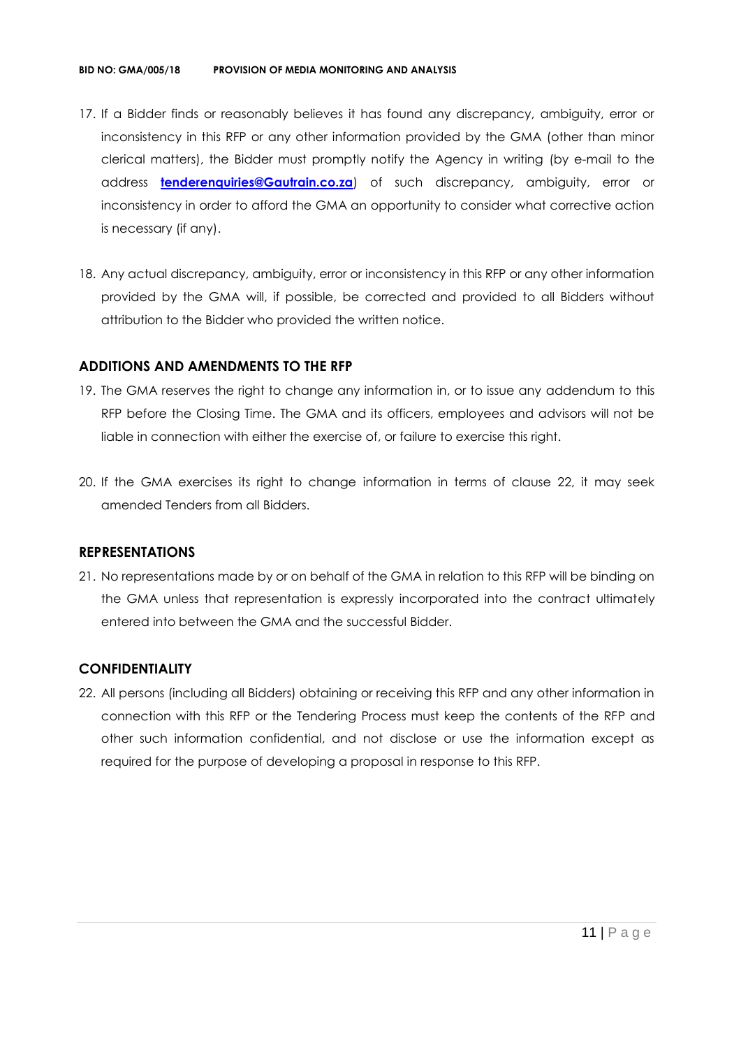17. If a Bidder finds or reasonably believes it has found any discrepancy, ambiguity, error or inconsistency in this RFP or any other information provided by the GMA (other than minor clerical matters), the Bidder must promptly notify the Agency in writing (by e-mail to the address **tenderenquiries@Gautrain.co.za**) of such discrepancy, ambiguity, error or inconsistency in order to afford the GMA an opportunity to consider what corrective action is necessary (if any).

18. Any actual discrepancy, ambiguity, error or inconsistency in this RFP or any other information provided by the GMA will, if possible, be corrected and provided to all Bidders without attribution to the Bidder who provided the written notice.

## ADDITIONS AND AMENDMENTS TO THE RFP

19. The GMA reserves the right to change any information in, or to issue any addendum to this RFP before the Closing Time. The GMA and its officers, employees and advisors will not be liable in connection with either the exercise of, or failure to exercise this right.

20. If the GMA exercises its right to change information in terms of clause 22, it may seek amended Tenders from all Bidders.

## REPRESENTATIONS

21. No representations made by or on behalf of the GMA in relation to this RFP will be binding on the GMA unless that representation is expressly incorporated into the contract ultimately entered into between the GMA and the successful Bidder.

## CONFIDENTIALITY

22. All persons (including all Bidders) obtaining or receiving this RFP and any other information in connection with this RFP or the Tendering Process must keep the contents of the RFP and other such information confidential, and not disclose or use the information except as required for the purpose of developing a proposal in response to this RFP.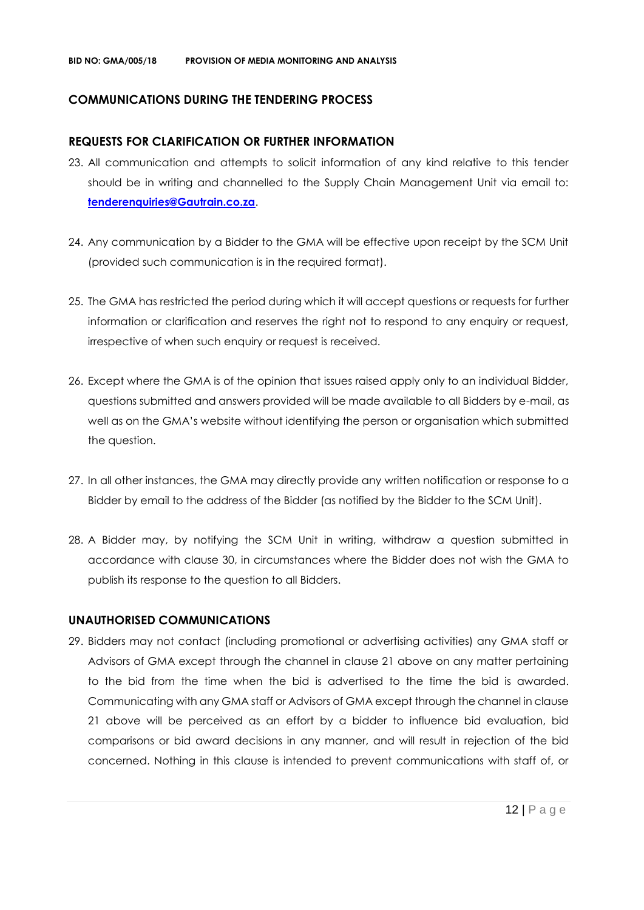## COMMUNICATIONS DURING THE TENDERING PROCESS

### REQUESTS FOR CLARIFICATION OR FURTHER INFORMATION

23. All communication and attempts to solicit information of any kind relative to this tender should be in writing and channelled to the Supply Chain Management Unit via email to: **tenderenquiries@Gautrain.co.za**.

24. Any communication by a Bidder to the GMA will be effective upon receipt by the SCM Unit (provided such communication is in the required format).

25. The GMA has restricted the period during which it will accept questions or requests for further information or clarification and reserves the right not to respond to any enquiry or request, irrespective of when such enquiry or request is received.

26. Except where the GMA is of the opinion that issues raised apply only to an individual Bidder, questions submitted and answers provided will be made available to all Bidders by e-mail, as well as on the GMA's website without identifying the person or organisation which submitted the question.

27. In all other instances, the GMA may directly provide any written notification or response to a Bidder by email to the address of the Bidder (as notified by the Bidder to the SCM Unit).

28. A Bidder may, by notifying the SCM Unit in writing, withdraw a question submitted in accordance with clause 30, in circumstances where the Bidder does not wish the GMA to publish its response to the question to all Bidders.

### UNAUTHORISED COMMUNICATIONS

29. Bidders may not contact (including promotional or advertising activities) any GMA staff or Advisors of GMA except through the channel in clause 21 above on any matter pertaining to the bid from the time when the bid is advertised to the time the bid is awarded. Communicating with any GMA staff or Advisors of GMA except through the channel in clause 21 above will be perceived as an effort by a bidder to influence bid evaluation, bid comparisons or bid award decisions in any manner, and will result in rejection of the bid concerned. Nothing in this clause is intended to prevent communications with staff of, or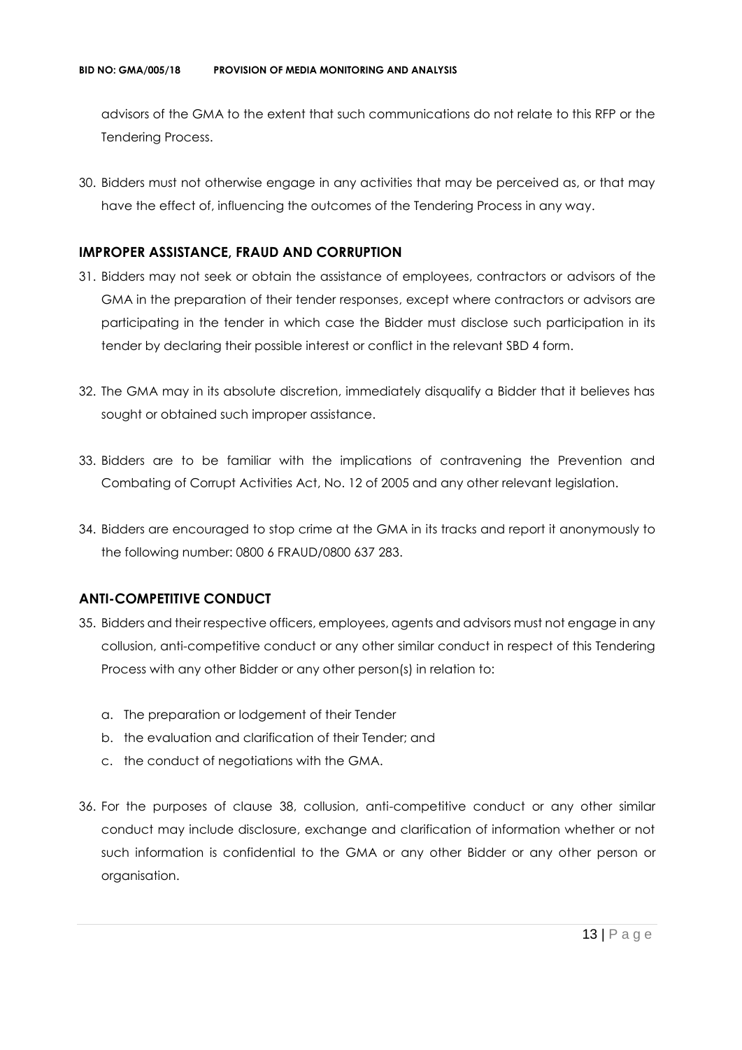advisors of the GMA to the extent that such communications do not relate to this RFP or the Tendering Process.

30. Bidders must not otherwise engage in any activities that may be perceived as, or that may have the effect of, influencing the outcomes of the Tendering Process in any way.

## IMPROPER ASSISTANCE, FRAUD AND CORRUPTION

31. Bidders may not seek or obtain the assistance of employees, contractors or advisors of the GMA in the preparation of their tender responses, except where contractors or advisors are participating in the tender in which case the Bidder must disclose such participation in its tender by declaring their possible interest or conflict in the relevant SBD 4 form.

32. The GMA may in its absolute discretion, immediately disqualify a Bidder that it believes has sought or obtained such improper assistance.

33. Bidders are to be familiar with the implications of contravening the Prevention and Combating of Corrupt Activities Act, No. 12 of 2005 and any other relevant legislation.

34. Bidders are encouraged to stop crime at the GMA in its tracks and report it anonymously to the following number: 0800 6 FRAUD/0800 637 283.

## ANTI-COMPETITIVE CONDUCT

35. Bidders and their respective officers, employees, agents and advisors must not engage in any collusion, anti-competitive conduct or any other similar conduct in respect of this Tendering Process with any other Bidder or any other person(s) in relation to:

    a. The preparation or lodgement of their Tender
    b. the evaluation and clarification of their Tender; and
    c. the conduct of negotiations with the GMA.

36. For the purposes of clause 38, collusion, anti-competitive conduct or any other similar conduct may include disclosure, exchange and clarification of information whether or not such information is confidential to the GMA or any other Bidder or any other person or organisation.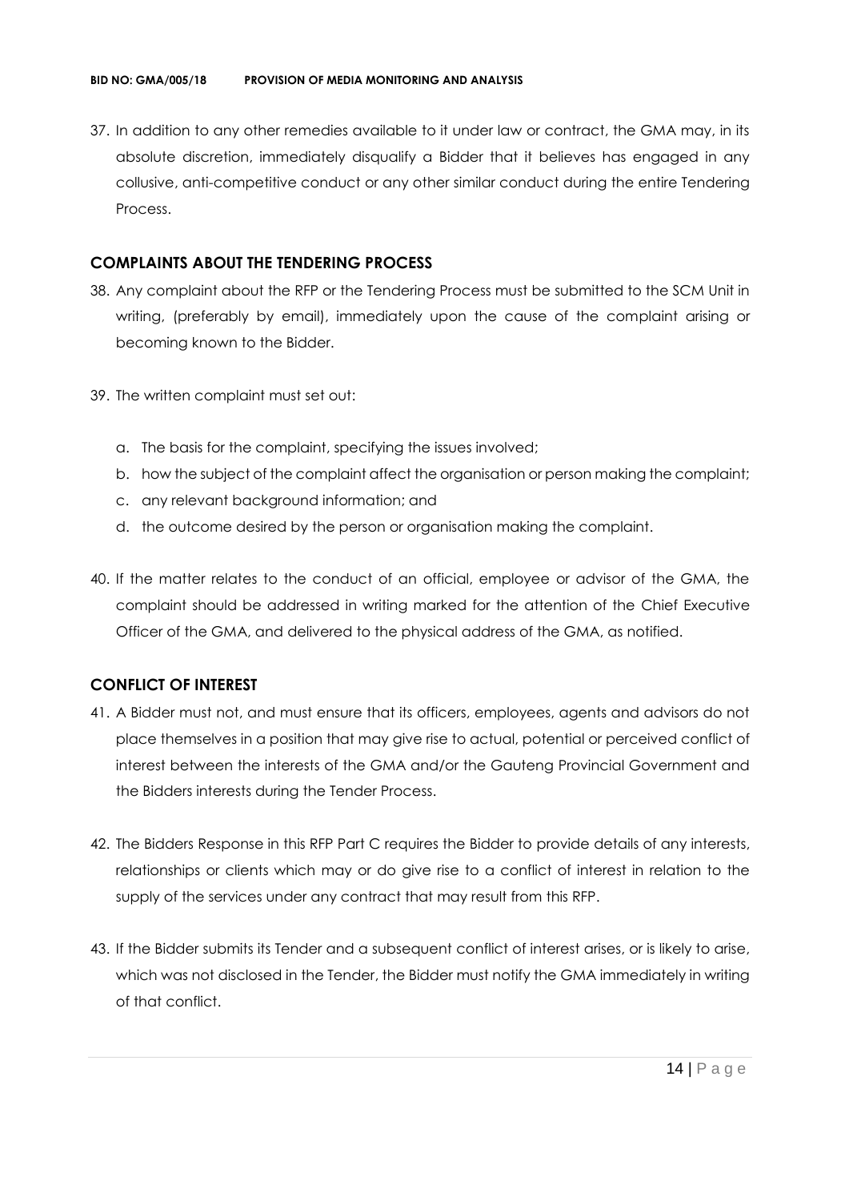37. In addition to any other remedies available to it under law or contract, the GMA may, in its absolute discretion, immediately disqualify a Bidder that it believes has engaged in any collusive, anti-competitive conduct or any other similar conduct during the entire Tendering Process.

## COMPLAINTS ABOUT THE TENDERING PROCESS

38. Any complaint about the RFP or the Tendering Process must be submitted to the SCM Unit in writing, (preferably by email), immediately upon the cause of the complaint arising or becoming known to the Bidder.

39. The written complaint must set out:

    a. The basis for the complaint, specifying the issues involved;
    b. how the subject of the complaint affect the organisation or person making the complaint;
    c. any relevant background information; and
    d. the outcome desired by the person or organisation making the complaint.

40. If the matter relates to the conduct of an official, employee or advisor of the GMA, the complaint should be addressed in writing marked for the attention of the Chief Executive Officer of the GMA, and delivered to the physical address of the GMA, as notified.

## CONFLICT OF INTEREST

41. A Bidder must not, and must ensure that its officers, employees, agents and advisors do not place themselves in a position that may give rise to actual, potential or perceived conflict of interest between the interests of the GMA and/or the Gauteng Provincial Government and the Bidders interests during the Tender Process.

42. The Bidders Response in this RFP Part C requires the Bidder to provide details of any interests, relationships or clients which may or do give rise to a conflict of interest in relation to the supply of the services under any contract that may result from this RFP.

43. If the Bidder submits its Tender and a subsequent conflict of interest arises, or is likely to arise, which was not disclosed in the Tender, the Bidder must notify the GMA immediately in writing of that conflict.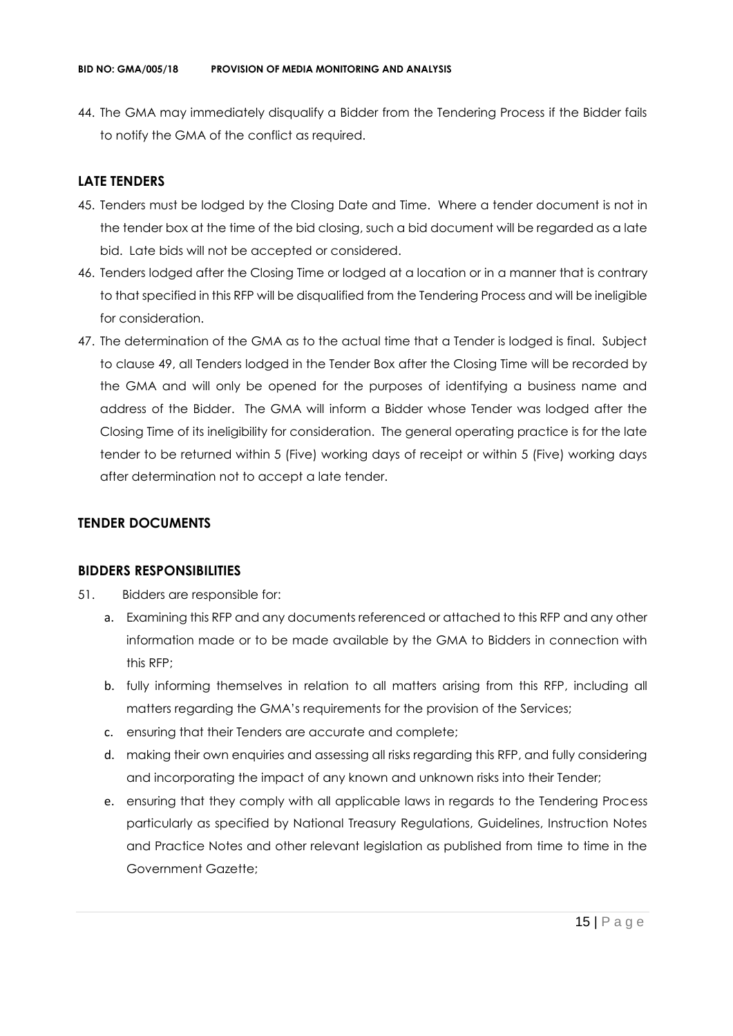44. The GMA may immediately disqualify a Bidder from the Tendering Process if the Bidder fails to notify the GMA of the conflict as required.

## LATE TENDERS

45. Tenders must be lodged by the Closing Date and Time. Where a tender document is not in the tender box at the time of the bid closing, such a bid document will be regarded as a late bid. Late bids will not be accepted or considered.
46. Tenders lodged after the Closing Time or lodged at a location or in a manner that is contrary to that specified in this RFP will be disqualified from the Tendering Process and will be ineligible for consideration.
47. The determination of the GMA as to the actual time that a Tender is lodged is final. Subject to clause 49, all Tenders lodged in the Tender Box after the Closing Time will be recorded by the GMA and will only be opened for the purposes of identifying a business name and address of the Bidder. The GMA will inform a Bidder whose Tender was lodged after the Closing Time of its ineligibility for consideration. The general operating practice is for the late tender to be returned within 5 (Five) working days of receipt or within 5 (Five) working days after determination not to accept a late tender.

## TENDER DOCUMENTS

## BIDDERS RESPONSIBILITIES

51. Bidders are responsible for:
    a. Examining this RFP and any documents referenced or attached to this RFP and any other information made or to be made available by the GMA to Bidders in connection with this RFP;
    b. fully informing themselves in relation to all matters arising from this RFP, including all matters regarding the GMA's requirements for the provision of the Services;
    c. ensuring that their Tenders are accurate and complete;
    d. making their own enquiries and assessing all risks regarding this RFP, and fully considering and incorporating the impact of any known and unknown risks into their Tender;
    e. ensuring that they comply with all applicable laws in regards to the Tendering Process particularly as specified by National Treasury Regulations, Guidelines, Instruction Notes and Practice Notes and other relevant legislation as published from time to time in the Government Gazette;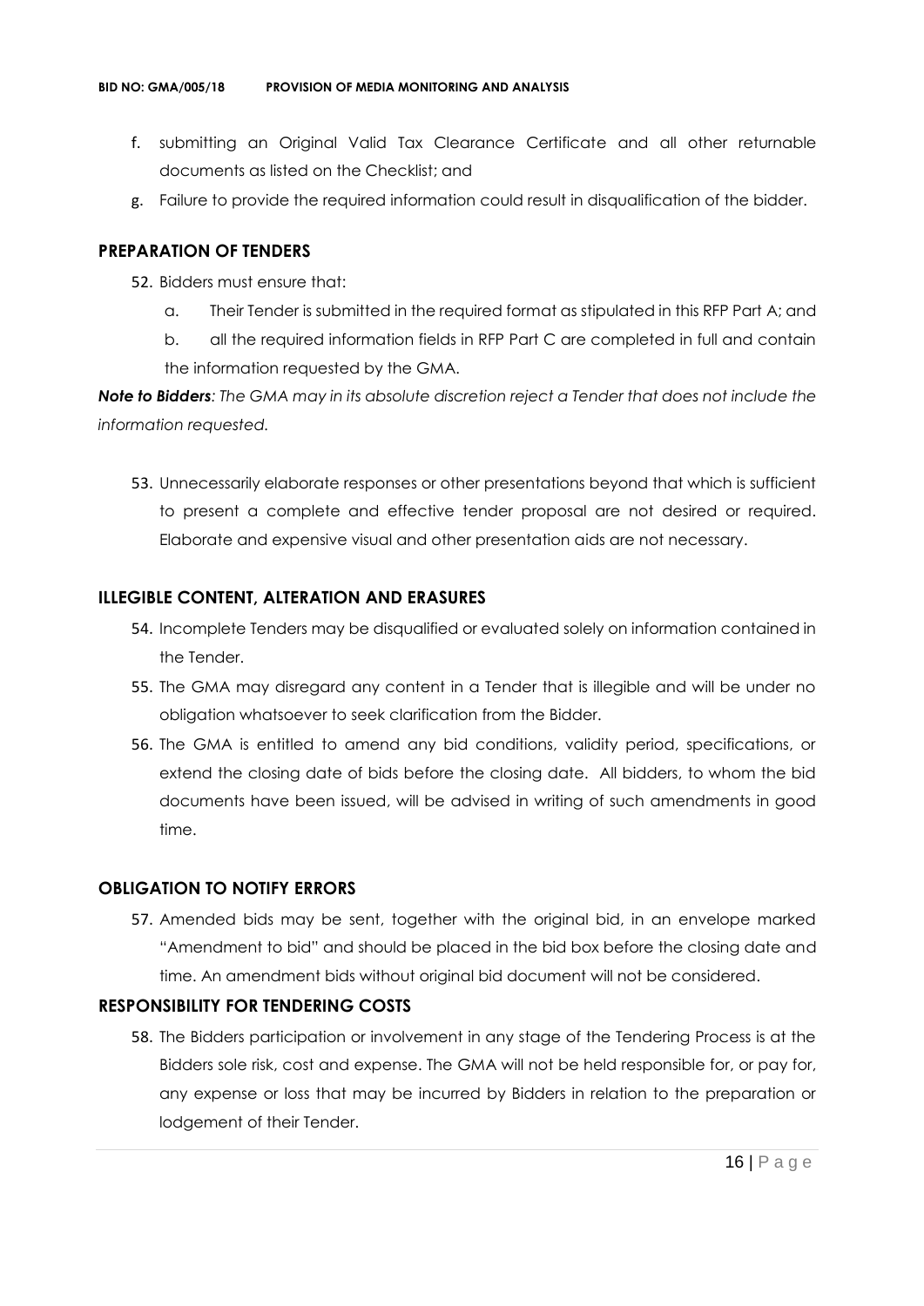f. submitting an Original Valid Tax Clearance Certificate and all other returnable documents as listed on the Checklist; and
g. Failure to provide the required information could result in disqualification of the bidder.

## PREPARATION OF TENDERS

52. Bidders must ensure that:
    a. Their Tender is submitted in the required format as stipulated in this RFP Part A; and
    b. all the required information fields in RFP Part C are completed in full and contain the information requested by the GMA.

***Note to Bidders**: The GMA may in its absolute discretion reject a Tender that does not include the information requested.*

53. Unnecessarily elaborate responses or other presentations beyond that which is sufficient to present a complete and effective tender proposal are not desired or required. Elaborate and expensive visual and other presentation aids are not necessary.

## ILLEGIBLE CONTENT, ALTERATION AND ERASURES

54. Incomplete Tenders may be disqualified or evaluated solely on information contained in the Tender.
55. The GMA may disregard any content in a Tender that is illegible and will be under no obligation whatsoever to seek clarification from the Bidder.
56. The GMA is entitled to amend any bid conditions, validity period, specifications, or extend the closing date of bids before the closing date. All bidders, to whom the bid documents have been issued, will be advised in writing of such amendments in good time.

## OBLIGATION TO NOTIFY ERRORS

57. Amended bids may be sent, together with the original bid, in an envelope marked "Amendment to bid" and should be placed in the bid box before the closing date and time. An amendment bids without original bid document will not be considered.

## RESPONSIBILITY FOR TENDERING COSTS

58. The Bidders participation or involvement in any stage of the Tendering Process is at the Bidders sole risk, cost and expense. The GMA will not be held responsible for, or pay for, any expense or loss that may be incurred by Bidders in relation to the preparation or lodgement of their Tender.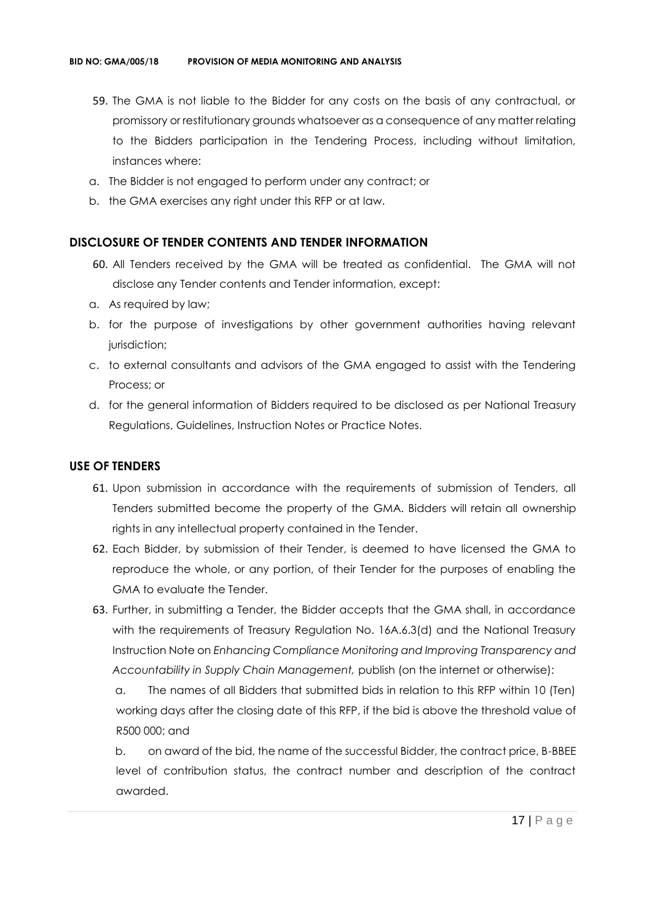59. The GMA is not liable to the Bidder for any costs on the basis of any contractual, or promissory or restitutionary grounds whatsoever as a consequence of any matter relating to the Bidders participation in the Tendering Process, including without limitation, instances where:

a. The Bidder is not engaged to perform under any contract; or

b. the GMA exercises any right under this RFP or at law.

## DISCLOSURE OF TENDER CONTENTS AND TENDER INFORMATION

60. All Tenders received by the GMA will be treated as confidential. The GMA will not disclose any Tender contents and Tender information, except:

a. As required by law;

b. for the purpose of investigations by other government authorities having relevant jurisdiction;

c. to external consultants and advisors of the GMA engaged to assist with the Tendering Process; or

d. for the general information of Bidders required to be disclosed as per National Treasury Regulations, Guidelines, Instruction Notes or Practice Notes.

## USE OF TENDERS

61. Upon submission in accordance with the requirements of submission of Tenders, all Tenders submitted become the property of the GMA. Bidders will retain all ownership rights in any intellectual property contained in the Tender.

62. Each Bidder, by submission of their Tender, is deemed to have licensed the GMA to reproduce the whole, or any portion, of their Tender for the purposes of enabling the GMA to evaluate the Tender.

63. Further, in submitting a Tender, the Bidder accepts that the GMA shall, in accordance with the requirements of Treasury Regulation No. 16A.6.3(d) and the National Treasury Instruction Note on *Enhancing Compliance Monitoring and Improving Transparency and Accountability in Supply Chain Management,* publish (on the internet or otherwise):

    a. The names of all Bidders that submitted bids in relation to this RFP within 10 (Ten) working days after the closing date of this RFP, if the bid is above the threshold value of R500 000; and

    b. on award of the bid, the name of the successful Bidder, the contract price, B-BBEE level of contribution status, the contract number and description of the contract awarded.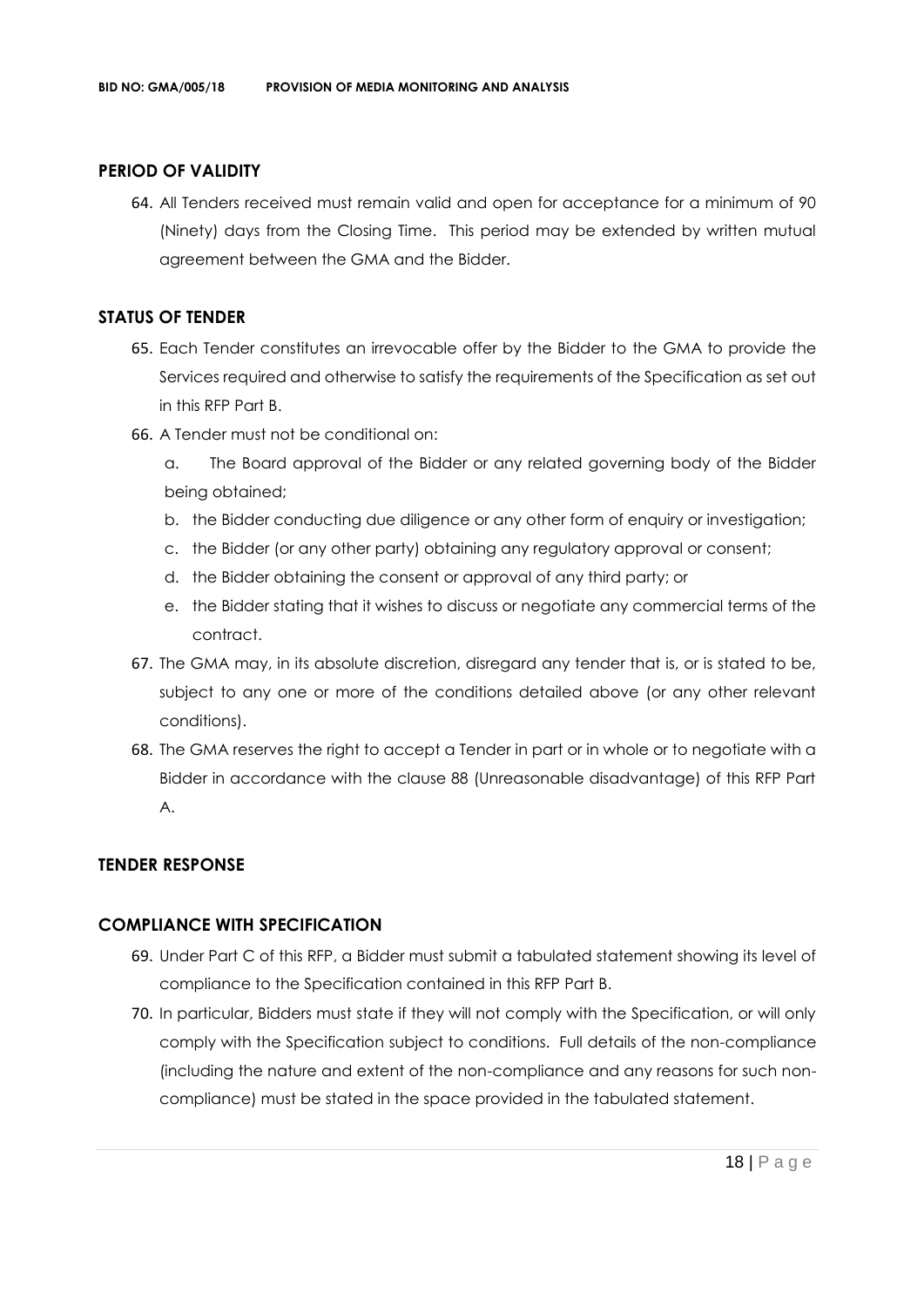## PERIOD OF VALIDITY

64. All Tenders received must remain valid and open for acceptance for a minimum of 90 (Ninety) days from the Closing Time. This period may be extended by written mutual agreement between the GMA and the Bidder.

## STATUS OF TENDER

65. Each Tender constitutes an irrevocable offer by the Bidder to the GMA to provide the Services required and otherwise to satisfy the requirements of the Specification as set out in this RFP Part B.
66. A Tender must not be conditional on:
    a. The Board approval of the Bidder or any related governing body of the Bidder being obtained;
    b. the Bidder conducting due diligence or any other form of enquiry or investigation;
    c. the Bidder (or any other party) obtaining any regulatory approval or consent;
    d. the Bidder obtaining the consent or approval of any third party; or
    e. the Bidder stating that it wishes to discuss or negotiate any commercial terms of the contract.
67. The GMA may, in its absolute discretion, disregard any tender that is, or is stated to be, subject to any one or more of the conditions detailed above (or any other relevant conditions).
68. The GMA reserves the right to accept a Tender in part or in whole or to negotiate with a Bidder in accordance with the clause 88 (Unreasonable disadvantage) of this RFP Part A.

## TENDER RESPONSE

## COMPLIANCE WITH SPECIFICATION

69. Under Part C of this RFP, a Bidder must submit a tabulated statement showing its level of compliance to the Specification contained in this RFP Part B.
70. In particular, Bidders must state if they will not comply with the Specification, or will only comply with the Specification subject to conditions. Full details of the non-compliance (including the nature and extent of the non-compliance and any reasons for such non-compliance) must be stated in the space provided in the tabulated statement.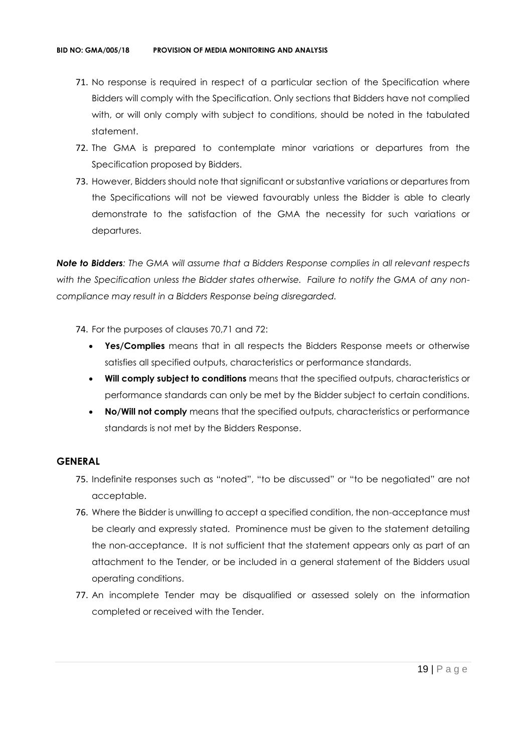71. No response is required in respect of a particular section of the Specification where Bidders will comply with the Specification. Only sections that Bidders have not complied with, or will only comply with subject to conditions, should be noted in the tabulated statement.
72. The GMA is prepared to contemplate minor variations or departures from the Specification proposed by Bidders.
73. However, Bidders should note that significant or substantive variations or departures from the Specifications will not be viewed favourably unless the Bidder is able to clearly demonstrate to the satisfaction of the GMA the necessity for such variations or departures.

***Note to Bidders****: The GMA will assume that a Bidders Response complies in all relevant respects with the Specification unless the Bidder states otherwise. Failure to notify the GMA of any non-compliance may result in a Bidders Response being disregarded.*

74. For the purposes of clauses 70,71 and 72:
    - **Yes/Complies** means that in all respects the Bidders Response meets or otherwise satisfies all specified outputs, characteristics or performance standards.
    - **Will comply subject to conditions** means that the specified outputs, characteristics or performance standards can only be met by the Bidder subject to certain conditions.
    - **No/Will not comply** means that the specified outputs, characteristics or performance standards is not met by the Bidders Response.

## GENERAL

75. Indefinite responses such as "noted", "to be discussed" or "to be negotiated" are not acceptable.
76. Where the Bidder is unwilling to accept a specified condition, the non-acceptance must be clearly and expressly stated. Prominence must be given to the statement detailing the non-acceptance. It is not sufficient that the statement appears only as part of an attachment to the Tender, or be included in a general statement of the Bidders usual operating conditions.
77. An incomplete Tender may be disqualified or assessed solely on the information completed or received with the Tender.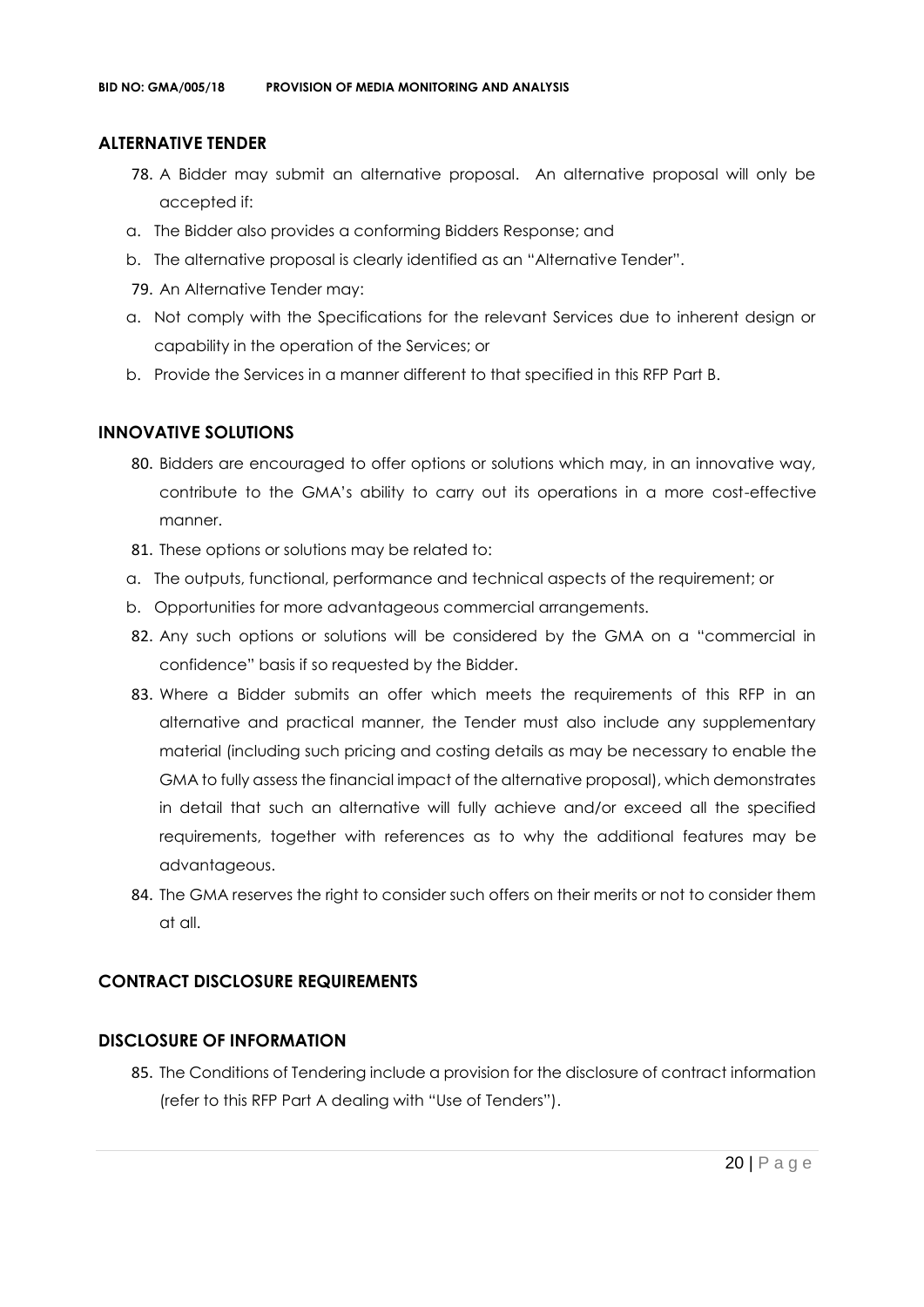## ALTERNATIVE TENDER

78. A Bidder may submit an alternative proposal. An alternative proposal will only be accepted if:

a. The Bidder also provides a conforming Bidders Response; and

b. The alternative proposal is clearly identified as an "Alternative Tender".

79. An Alternative Tender may:

a. Not comply with the Specifications for the relevant Services due to inherent design or capability in the operation of the Services; or

b. Provide the Services in a manner different to that specified in this RFP Part B.

## INNOVATIVE SOLUTIONS

80. Bidders are encouraged to offer options or solutions which may, in an innovative way, contribute to the GMA's ability to carry out its operations in a more cost-effective manner.

81. These options or solutions may be related to:

a. The outputs, functional, performance and technical aspects of the requirement; or

b. Opportunities for more advantageous commercial arrangements.

82. Any such options or solutions will be considered by the GMA on a "commercial in confidence" basis if so requested by the Bidder.

83. Where a Bidder submits an offer which meets the requirements of this RFP in an alternative and practical manner, the Tender must also include any supplementary material (including such pricing and costing details as may be necessary to enable the GMA to fully assess the financial impact of the alternative proposal), which demonstrates in detail that such an alternative will fully achieve and/or exceed all the specified requirements, together with references as to why the additional features may be advantageous.

84. The GMA reserves the right to consider such offers on their merits or not to consider them at all.

## CONTRACT DISCLOSURE REQUIREMENTS

## DISCLOSURE OF INFORMATION

85. The Conditions of Tendering include a provision for the disclosure of contract information (refer to this RFP Part A dealing with "Use of Tenders").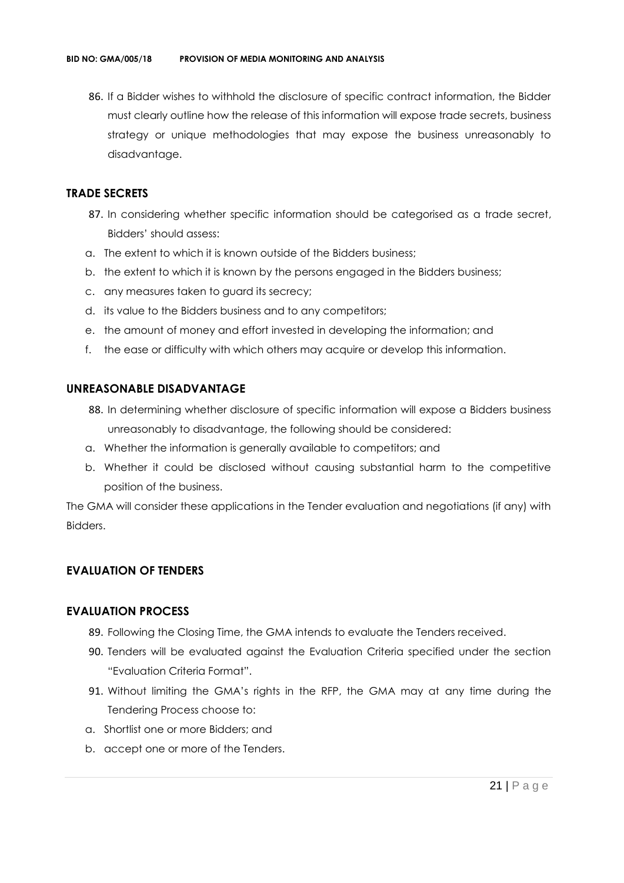86. If a Bidder wishes to withhold the disclosure of specific contract information, the Bidder must clearly outline how the release of this information will expose trade secrets, business strategy or unique methodologies that may expose the business unreasonably to disadvantage.

## TRADE SECRETS

87. In considering whether specific information should be categorised as a trade secret, Bidders' should assess:

a. The extent to which it is known outside of the Bidders business;
b. the extent to which it is known by the persons engaged in the Bidders business;
c. any measures taken to guard its secrecy;
d. its value to the Bidders business and to any competitors;
e. the amount of money and effort invested in developing the information; and
f. the ease or difficulty with which others may acquire or develop this information.

## UNREASONABLE DISADVANTAGE

88. In determining whether disclosure of specific information will expose a Bidders business unreasonably to disadvantage, the following should be considered:

a. Whether the information is generally available to competitors; and
b. Whether it could be disclosed without causing substantial harm to the competitive position of the business.

The GMA will consider these applications in the Tender evaluation and negotiations (if any) with Bidders.

## EVALUATION OF TENDERS

## EVALUATION PROCESS

89. Following the Closing Time, the GMA intends to evaluate the Tenders received.
90. Tenders will be evaluated against the Evaluation Criteria specified under the section "Evaluation Criteria Format".
91. Without limiting the GMA's rights in the RFP, the GMA may at any time during the Tendering Process choose to:

a. Shortlist one or more Bidders; and
b. accept one or more of the Tenders.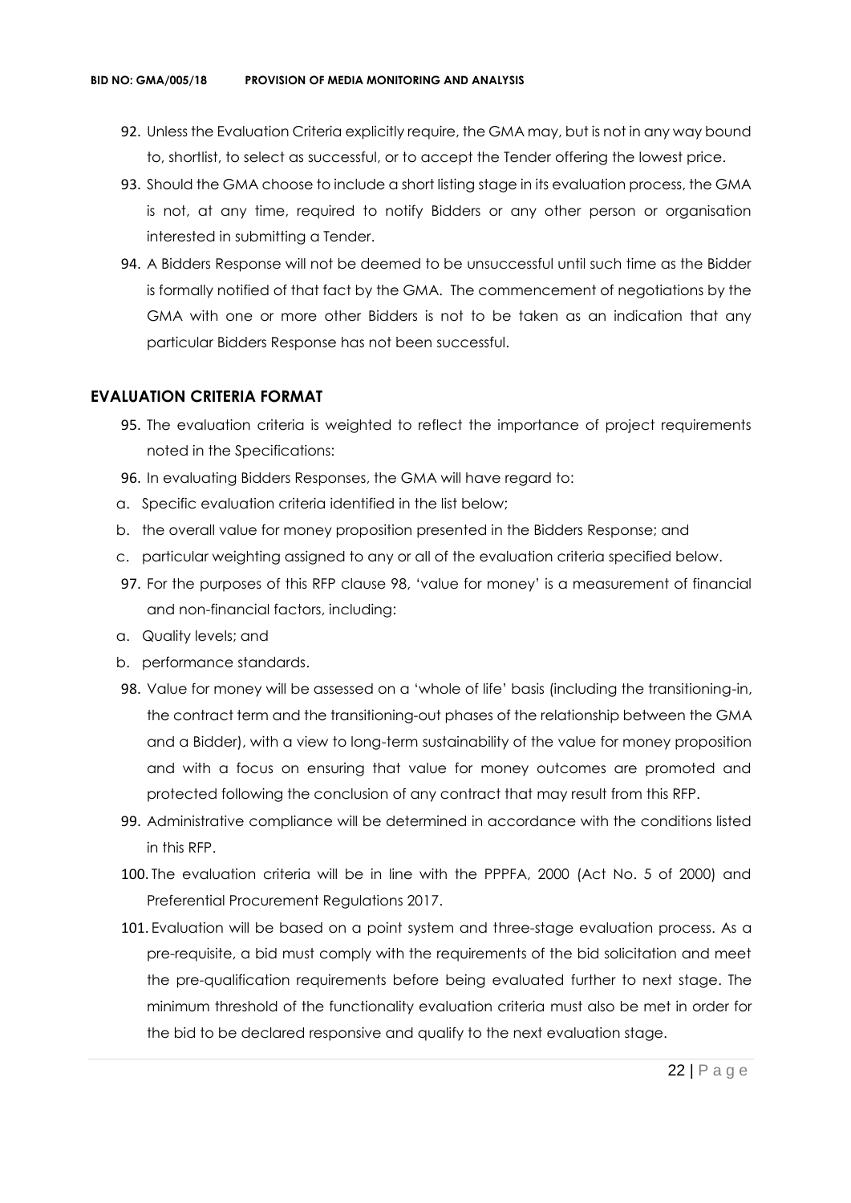92. Unless the Evaluation Criteria explicitly require, the GMA may, but is not in any way bound to, shortlist, to select as successful, or to accept the Tender offering the lowest price.
93. Should the GMA choose to include a short listing stage in its evaluation process, the GMA is not, at any time, required to notify Bidders or any other person or organisation interested in submitting a Tender.
94. A Bidders Response will not be deemed to be unsuccessful until such time as the Bidder is formally notified of that fact by the GMA. The commencement of negotiations by the GMA with one or more other Bidders is not to be taken as an indication that any particular Bidders Response has not been successful.

## EVALUATION CRITERIA FORMAT

95. The evaluation criteria is weighted to reflect the importance of project requirements noted in the Specifications:
96. In evaluating Bidders Responses, the GMA will have regard to:

a. Specific evaluation criteria identified in the list below;
b. the overall value for money proposition presented in the Bidders Response; and
c. particular weighting assigned to any or all of the evaluation criteria specified below.

97. For the purposes of this RFP clause 98, 'value for money' is a measurement of financial and non-financial factors, including:

a. Quality levels; and
b. performance standards.

98. Value for money will be assessed on a 'whole of life' basis (including the transitioning-in, the contract term and the transitioning-out phases of the relationship between the GMA and a Bidder), with a view to long-term sustainability of the value for money proposition and with a focus on ensuring that value for money outcomes are promoted and protected following the conclusion of any contract that may result from this RFP.
99. Administrative compliance will be determined in accordance with the conditions listed in this RFP.
100. The evaluation criteria will be in line with the PPPFA, 2000 (Act No. 5 of 2000) and Preferential Procurement Regulations 2017.
101. Evaluation will be based on a point system and three-stage evaluation process. As a pre-requisite, a bid must comply with the requirements of the bid solicitation and meet the pre-qualification requirements before being evaluated further to next stage. The minimum threshold of the functionality evaluation criteria must also be met in order for the bid to be declared responsive and qualify to the next evaluation stage.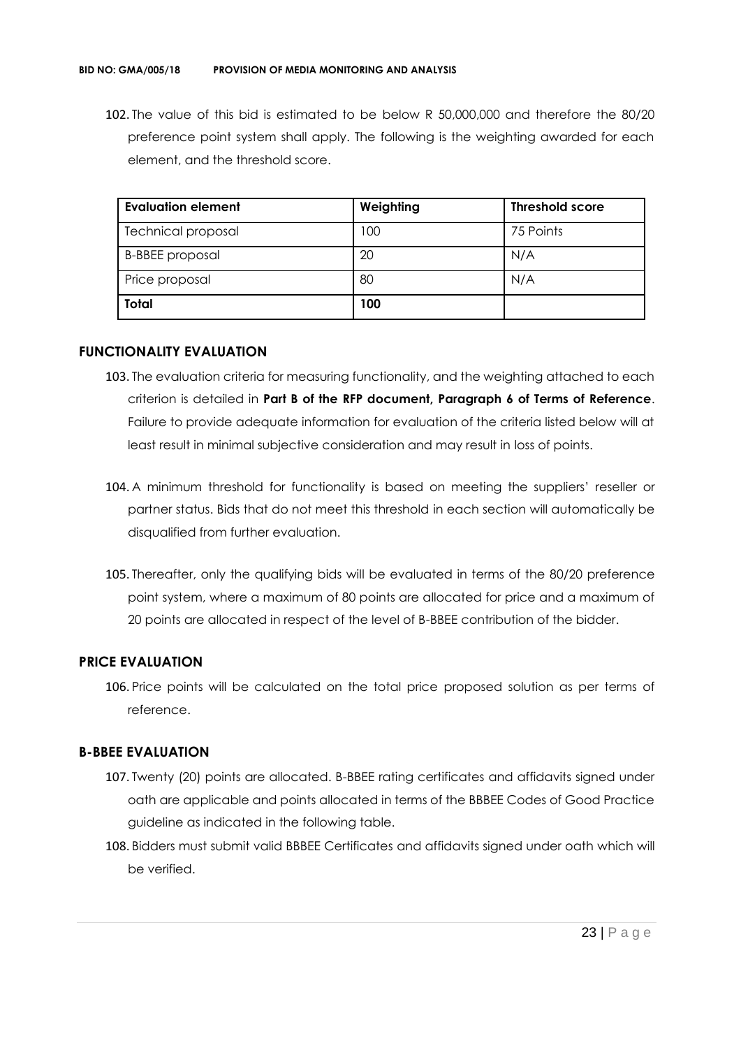102. The value of this bid is estimated to be below R 50,000,000 and therefore the 80/20 preference point system shall apply. The following is the weighting awarded for each element, and the threshold score.

| Evaluation element | Weighting | Threshold score |
|---|---|---|
| Technical proposal | 100 | 75 Points |
| B-BBEE proposal | 20 | N/A |
| Price proposal | 80 | N/A |
| **Total** | **100** | |

## FUNCTIONALITY EVALUATION

103. The evaluation criteria for measuring functionality, and the weighting attached to each criterion is detailed in **Part B of the RFP document, Paragraph 6 of Terms of Reference**. Failure to provide adequate information for evaluation of the criteria listed below will at least result in minimal subjective consideration and may result in loss of points.

104. A minimum threshold for functionality is based on meeting the suppliers' reseller or partner status. Bids that do not meet this threshold in each section will automatically be disqualified from further evaluation.

105. Thereafter, only the qualifying bids will be evaluated in terms of the 80/20 preference point system, where a maximum of 80 points are allocated for price and a maximum of 20 points are allocated in respect of the level of B-BBEE contribution of the bidder.

## PRICE EVALUATION

106. Price points will be calculated on the total price proposed solution as per terms of reference.

## B-BBEE EVALUATION

107. Twenty (20) points are allocated. B-BBEE rating certificates and affidavits signed under oath are applicable and points allocated in terms of the BBBEE Codes of Good Practice guideline as indicated in the following table.

108. Bidders must submit valid BBBEE Certificates and affidavits signed under oath which will be verified.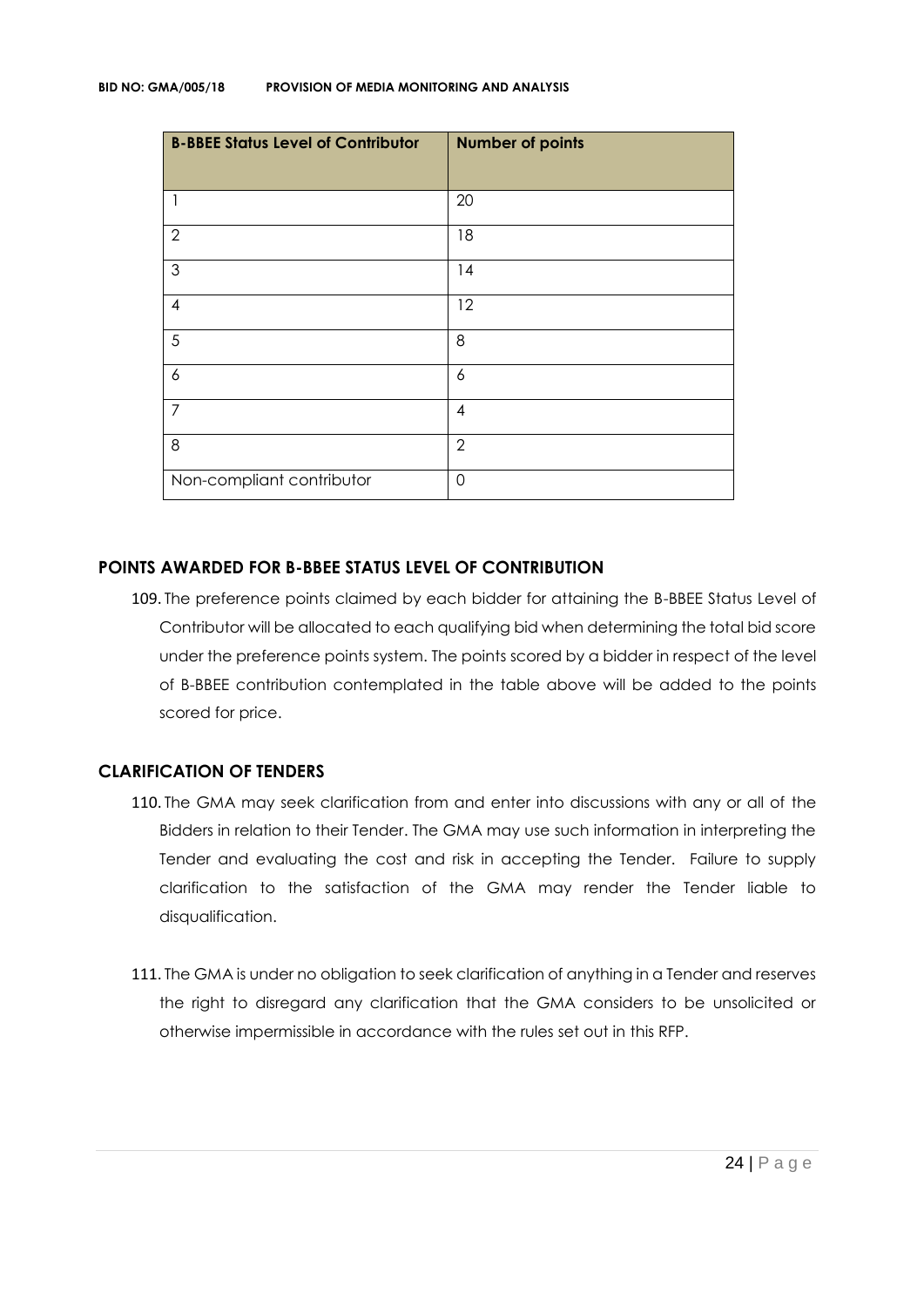| B-BBEE Status Level of Contributor | Number of points |
| --- | --- |
| 1 | 20 |
| 2 | 18 |
| 3 | 14 |
| 4 | 12 |
| 5 | 8 |
| 6 | 6 |
| 7 | 4 |
| 8 | 2 |
| Non-compliant contributor | 0 |

## POINTS AWARDED FOR B-BBEE STATUS LEVEL OF CONTRIBUTION

109. The preference points claimed by each bidder for attaining the B-BBEE Status Level of Contributor will be allocated to each qualifying bid when determining the total bid score under the preference points system. The points scored by a bidder in respect of the level of B-BBEE contribution contemplated in the table above will be added to the points scored for price.

## CLARIFICATION OF TENDERS

110. The GMA may seek clarification from and enter into discussions with any or all of the Bidders in relation to their Tender. The GMA may use such information in interpreting the Tender and evaluating the cost and risk in accepting the Tender. Failure to supply clarification to the satisfaction of the GMA may render the Tender liable to disqualification.

111. The GMA is under no obligation to seek clarification of anything in a Tender and reserves the right to disregard any clarification that the GMA considers to be unsolicited or otherwise impermissible in accordance with the rules set out in this RFP.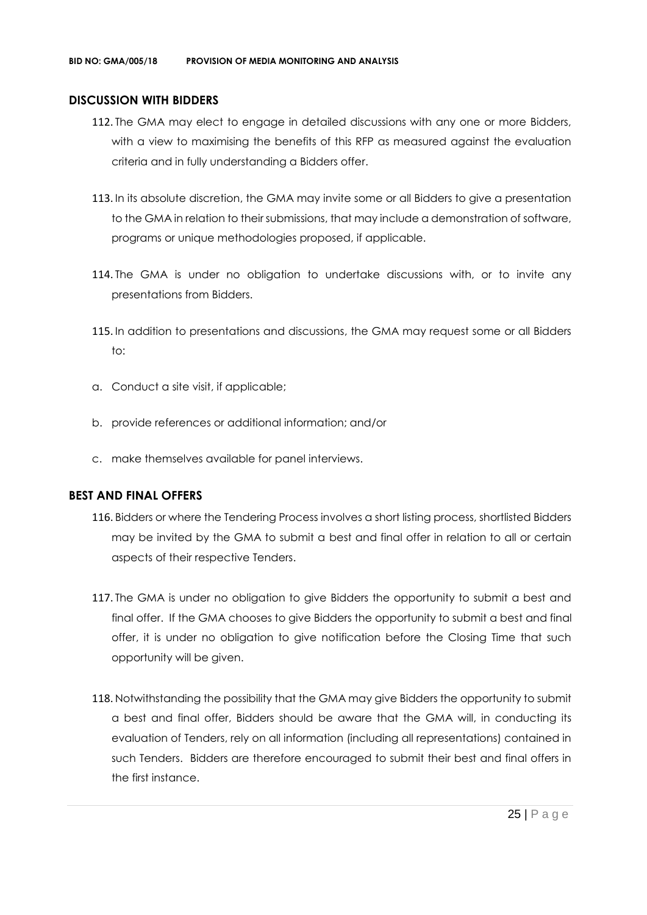## DISCUSSION WITH BIDDERS

112. The GMA may elect to engage in detailed discussions with any one or more Bidders, with a view to maximising the benefits of this RFP as measured against the evaluation criteria and in fully understanding a Bidders offer.

113. In its absolute discretion, the GMA may invite some or all Bidders to give a presentation to the GMA in relation to their submissions, that may include a demonstration of software, programs or unique methodologies proposed, if applicable.

114. The GMA is under no obligation to undertake discussions with, or to invite any presentations from Bidders.

115. In addition to presentations and discussions, the GMA may request some or all Bidders to:

a. Conduct a site visit, if applicable;

b. provide references or additional information; and/or

c. make themselves available for panel interviews.

## BEST AND FINAL OFFERS

116. Bidders or where the Tendering Process involves a short listing process, shortlisted Bidders may be invited by the GMA to submit a best and final offer in relation to all or certain aspects of their respective Tenders.

117. The GMA is under no obligation to give Bidders the opportunity to submit a best and final offer. If the GMA chooses to give Bidders the opportunity to submit a best and final offer, it is under no obligation to give notification before the Closing Time that such opportunity will be given.

118. Notwithstanding the possibility that the GMA may give Bidders the opportunity to submit a best and final offer, Bidders should be aware that the GMA will, in conducting its evaluation of Tenders, rely on all information (including all representations) contained in such Tenders. Bidders are therefore encouraged to submit their best and final offers in the first instance.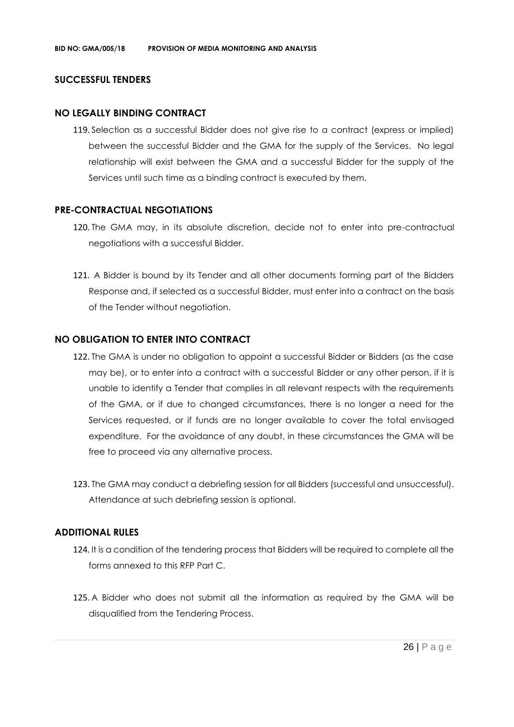## SUCCESSFUL TENDERS

### NO LEGALLY BINDING CONTRACT

119. Selection as a successful Bidder does not give rise to a contract (express or implied) between the successful Bidder and the GMA for the supply of the Services. No legal relationship will exist between the GMA and a successful Bidder for the supply of the Services until such time as a binding contract is executed by them.

### PRE-CONTRACTUAL NEGOTIATIONS

120. The GMA may, in its absolute discretion, decide not to enter into pre-contractual negotiations with a successful Bidder.

121. A Bidder is bound by its Tender and all other documents forming part of the Bidders Response and, if selected as a successful Bidder, must enter into a contract on the basis of the Tender without negotiation.

### NO OBLIGATION TO ENTER INTO CONTRACT

122. The GMA is under no obligation to appoint a successful Bidder or Bidders (as the case may be), or to enter into a contract with a successful Bidder or any other person, if it is unable to identify a Tender that complies in all relevant respects with the requirements of the GMA, or if due to changed circumstances, there is no longer a need for the Services requested, or if funds are no longer available to cover the total envisaged expenditure. For the avoidance of any doubt, in these circumstances the GMA will be free to proceed via any alternative process.

123. The GMA may conduct a debriefing session for all Bidders (successful and unsuccessful). Attendance at such debriefing session is optional.

### ADDITIONAL RULES

124. It is a condition of the tendering process that Bidders will be required to complete all the forms annexed to this RFP Part C.

125. A Bidder who does not submit all the information as required by the GMA will be disqualified from the Tendering Process.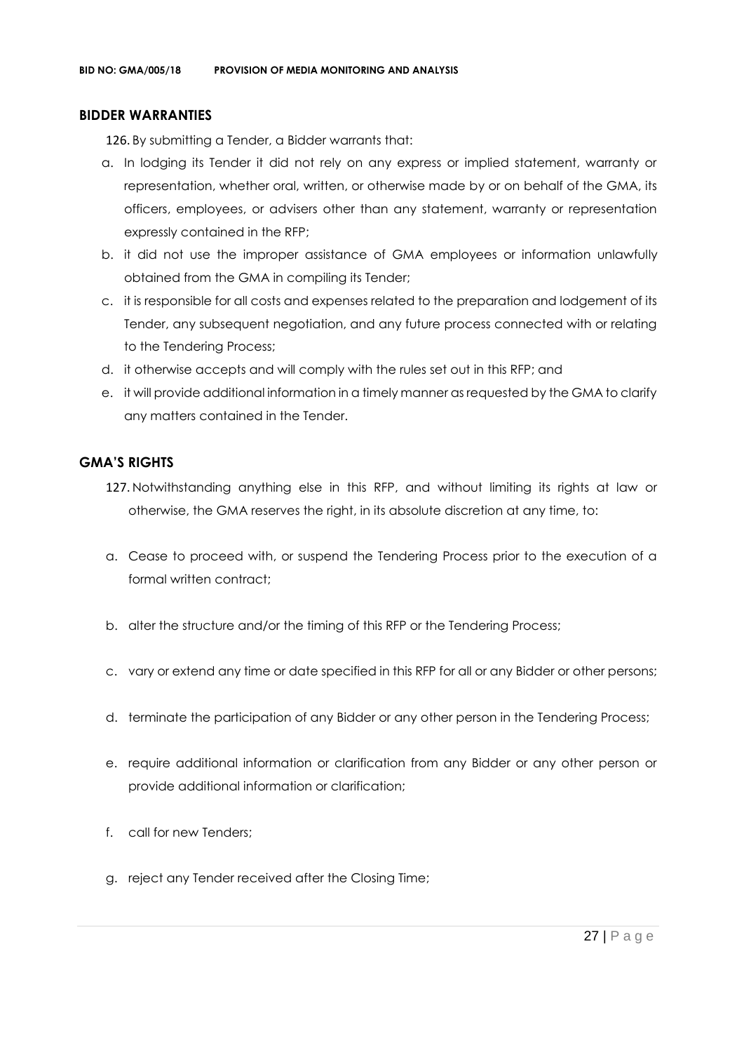## BIDDER WARRANTIES

126. By submitting a Tender, a Bidder warrants that:

a. In lodging its Tender it did not rely on any express or implied statement, warranty or representation, whether oral, written, or otherwise made by or on behalf of the GMA, its officers, employees, or advisers other than any statement, warranty or representation expressly contained in the RFP;

b. it did not use the improper assistance of GMA employees or information unlawfully obtained from the GMA in compiling its Tender;

c. it is responsible for all costs and expenses related to the preparation and lodgement of its Tender, any subsequent negotiation, and any future process connected with or relating to the Tendering Process;

d. it otherwise accepts and will comply with the rules set out in this RFP; and

e. it will provide additional information in a timely manner as requested by the GMA to clarify any matters contained in the Tender.

## GMA'S RIGHTS

127. Notwithstanding anything else in this RFP, and without limiting its rights at law or otherwise, the GMA reserves the right, in its absolute discretion at any time, to:

a. Cease to proceed with, or suspend the Tendering Process prior to the execution of a formal written contract;

b. alter the structure and/or the timing of this RFP or the Tendering Process;

c. vary or extend any time or date specified in this RFP for all or any Bidder or other persons;

d. terminate the participation of any Bidder or any other person in the Tendering Process;

e. require additional information or clarification from any Bidder or any other person or provide additional information or clarification;

f. call for new Tenders;

g. reject any Tender received after the Closing Time;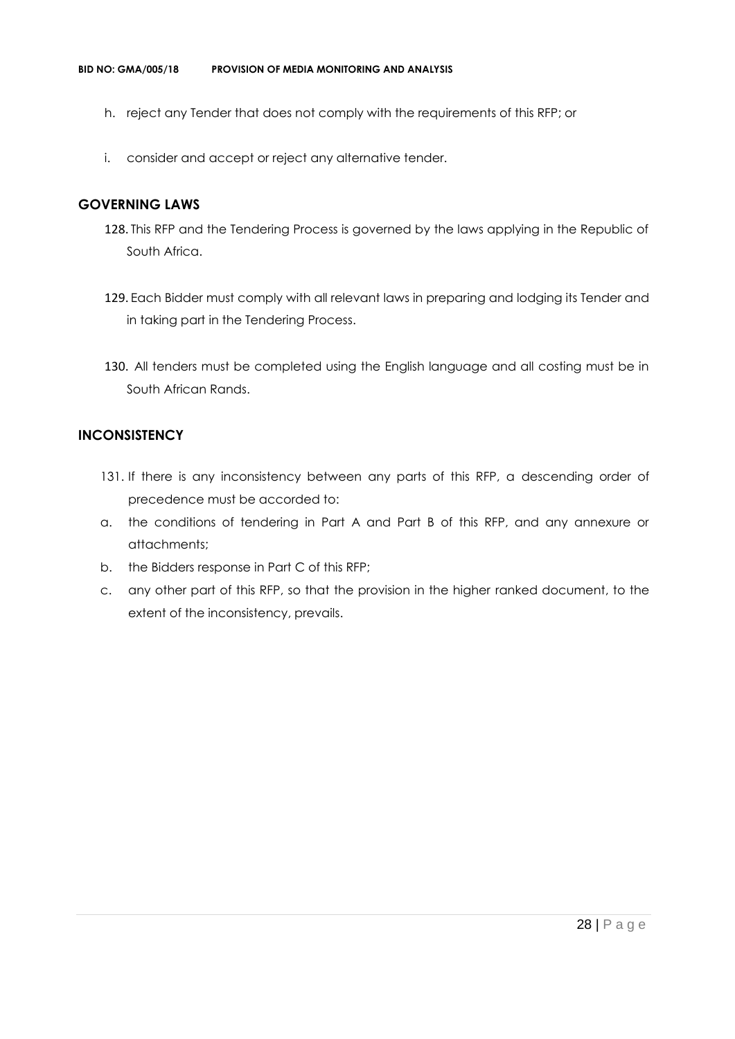h. reject any Tender that does not comply with the requirements of this RFP; or

i. consider and accept or reject any alternative tender.

## GOVERNING LAWS

128. This RFP and the Tendering Process is governed by the laws applying in the Republic of South Africa.

129. Each Bidder must comply with all relevant laws in preparing and lodging its Tender and in taking part in the Tendering Process.

130. All tenders must be completed using the English language and all costing must be in South African Rands.

## INCONSISTENCY

131. If there is any inconsistency between any parts of this RFP, a descending order of precedence must be accorded to:

a. the conditions of tendering in Part A and Part B of this RFP, and any annexure or attachments;

b. the Bidders response in Part C of this RFP;

c. any other part of this RFP, so that the provision in the higher ranked document, to the extent of the inconsistency, prevails.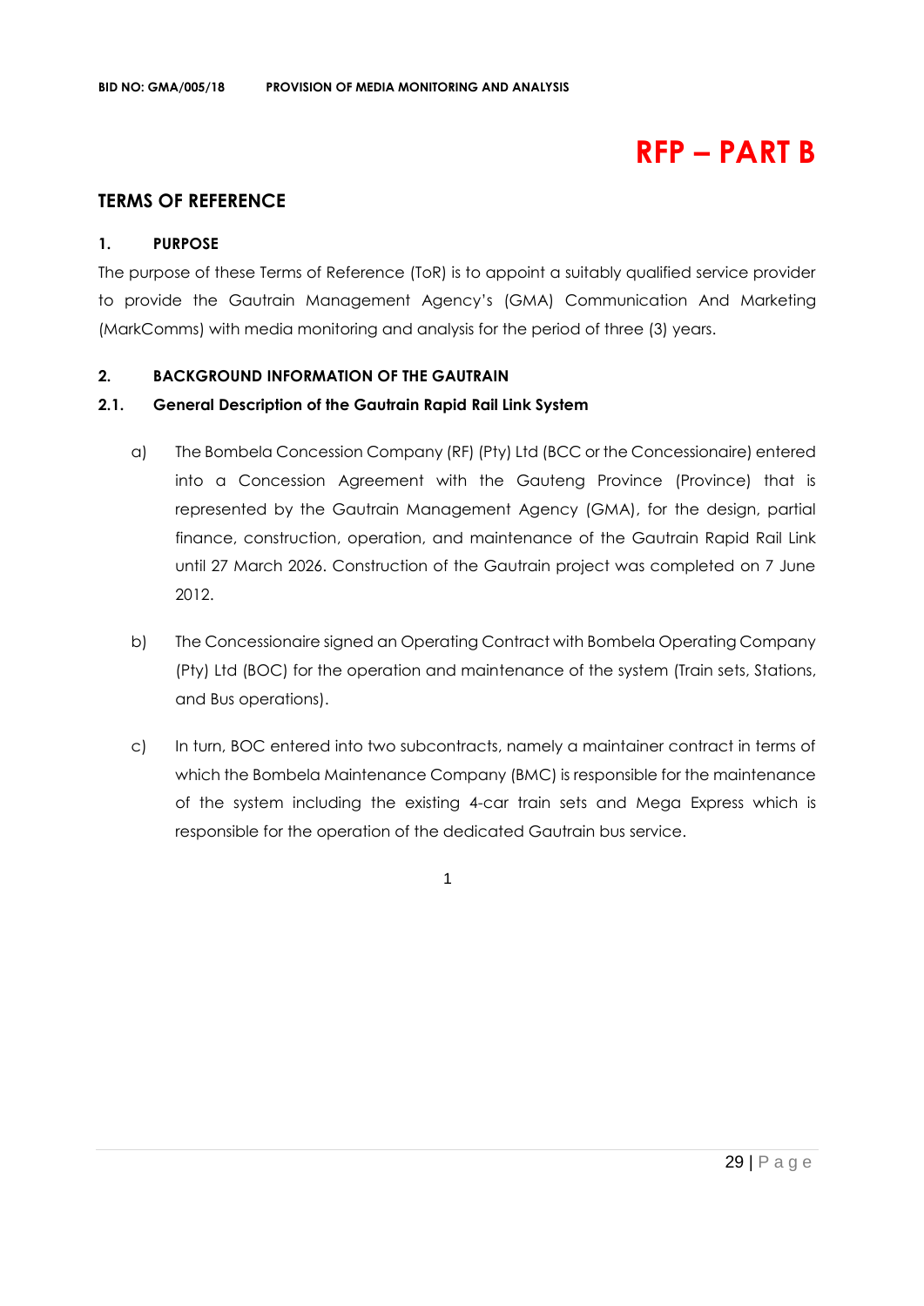# RFP – PART B

## TERMS OF REFERENCE

### 1. PURPOSE

The purpose of these Terms of Reference (ToR) is to appoint a suitably qualified service provider to provide the Gautrain Management Agency's (GMA) Communication And Marketing (MarkComms) with media monitoring and analysis for the period of three (3) years.

### 2. BACKGROUND INFORMATION OF THE GAUTRAIN

#### 2.1. General Description of the Gautrain Rapid Rail Link System

a) The Bombela Concession Company (RF) (Pty) Ltd (BCC or the Concessionaire) entered into a Concession Agreement with the Gauteng Province (Province) that is represented by the Gautrain Management Agency (GMA), for the design, partial finance, construction, operation, and maintenance of the Gautrain Rapid Rail Link until 27 March 2026. Construction of the Gautrain project was completed on 7 June 2012.

b) The Concessionaire signed an Operating Contract with Bombela Operating Company (Pty) Ltd (BOC) for the operation and maintenance of the system (Train sets, Stations, and Bus operations).

c) In turn, BOC entered into two subcontracts, namely a maintainer contract in terms of which the Bombela Maintenance Company (BMC) is responsible for the maintenance of the system including the existing 4-car train sets and Mega Express which is responsible for the operation of the dedicated Gautrain bus service.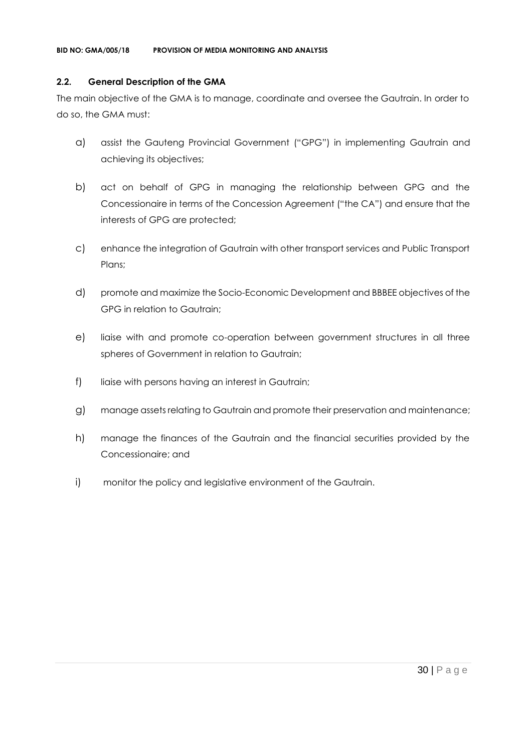### 2.2. General Description of the GMA

The main objective of the GMA is to manage, coordinate and oversee the Gautrain. In order to do so, the GMA must:

a) assist the Gauteng Provincial Government ("GPG") in implementing Gautrain and achieving its objectives;

b) act on behalf of GPG in managing the relationship between GPG and the Concessionaire in terms of the Concession Agreement ("the CA") and ensure that the interests of GPG are protected;

c) enhance the integration of Gautrain with other transport services and Public Transport Plans;

d) promote and maximize the Socio-Economic Development and BBBEE objectives of the GPG in relation to Gautrain;

e) liaise with and promote co-operation between government structures in all three spheres of Government in relation to Gautrain;

f) liaise with persons having an interest in Gautrain;

g) manage assets relating to Gautrain and promote their preservation and maintenance;

h) manage the finances of the Gautrain and the financial securities provided by the Concessionaire; and

i) monitor the policy and legislative environment of the Gautrain.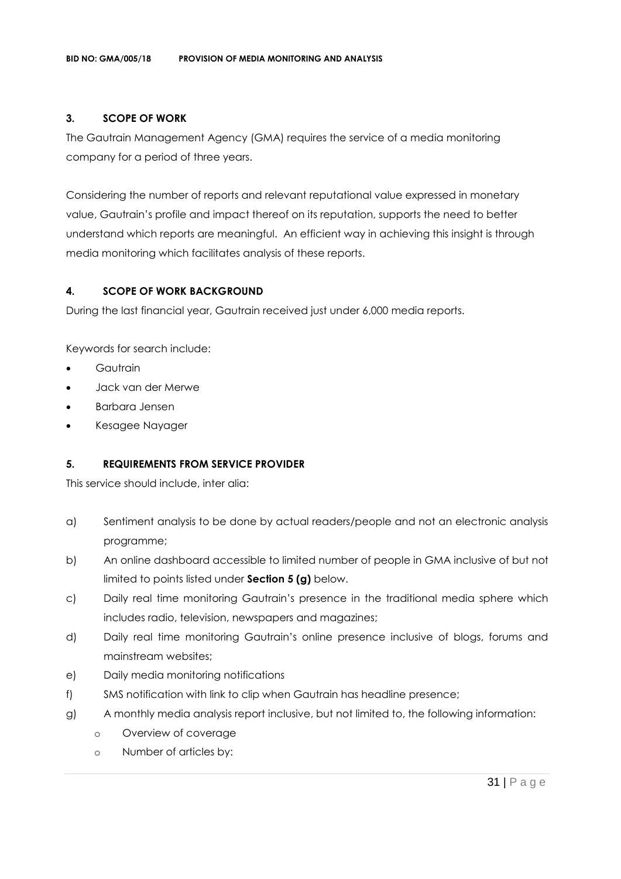## 3. SCOPE OF WORK

The Gautrain Management Agency (GMA) requires the service of a media monitoring company for a period of three years.

Considering the number of reports and relevant reputational value expressed in monetary value, Gautrain's profile and impact thereof on its reputation, supports the need to better understand which reports are meaningful. An efficient way in achieving this insight is through media monitoring which facilitates analysis of these reports.

## 4. SCOPE OF WORK BACKGROUND

During the last financial year, Gautrain received just under 6,000 media reports.

Keywords for search include:

- Gautrain
- Jack van der Merwe
- Barbara Jensen
- Kesagee Nayager

## 5. REQUIREMENTS FROM SERVICE PROVIDER

This service should include, inter alia:

a) Sentiment analysis to be done by actual readers/people and not an electronic analysis programme;

b) An online dashboard accessible to limited number of people in GMA inclusive of but not limited to points listed under **Section 5 (g)** below.

c) Daily real time monitoring Gautrain's presence in the traditional media sphere which includes radio, television, newspapers and magazines;

d) Daily real time monitoring Gautrain's online presence inclusive of blogs, forums and mainstream websites;

e) Daily media monitoring notifications

f) SMS notification with link to clip when Gautrain has headline presence;

g) A monthly media analysis report inclusive, but not limited to, the following information:
   - Overview of coverage
   - Number of articles by: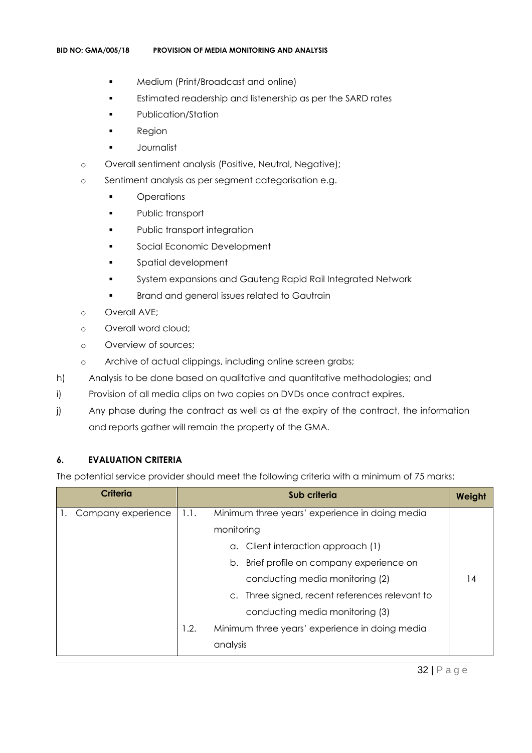- Medium (Print/Broadcast and online)
        - Estimated readership and listenership as per the SARD rates
        - Publication/Station
        - Region
        - Journalist
    - Overall sentiment analysis (Positive, Neutral, Negative);
    - Sentiment analysis as per segment categorisation e.g.
        - Operations
        - Public transport
        - Public transport integration
        - Social Economic Development
        - Spatial development
        - System expansions and Gauteng Rapid Rail Integrated Network
        - Brand and general issues related to Gautrain
    - Overall AVE;
    - Overall word cloud;
    - Overview of sources;
    - Archive of actual clippings, including online screen grabs;

h) Analysis to be done based on qualitative and quantitative methodologies; and

i) Provision of all media clips on two copies on DVDs once contract expires.

j) Any phase during the contract as well as at the expiry of the contract, the information and reports gather will remain the property of the GMA.

## 6. EVALUATION CRITERIA

The potential service provider should meet the following criteria with a minimum of 75 marks:

| Criteria | Sub criteria | Weight |
|---|---|---|
| 1. Company experience | 1.1. Minimum three years' experience in doing media monitoring<br>a. Client interaction approach (1)<br>b. Brief profile on company experience on conducting media monitoring (2)<br>c. Three signed, recent references relevant to conducting media monitoring (3)<br>1.2. Minimum three years' experience in doing media analysis | 14 |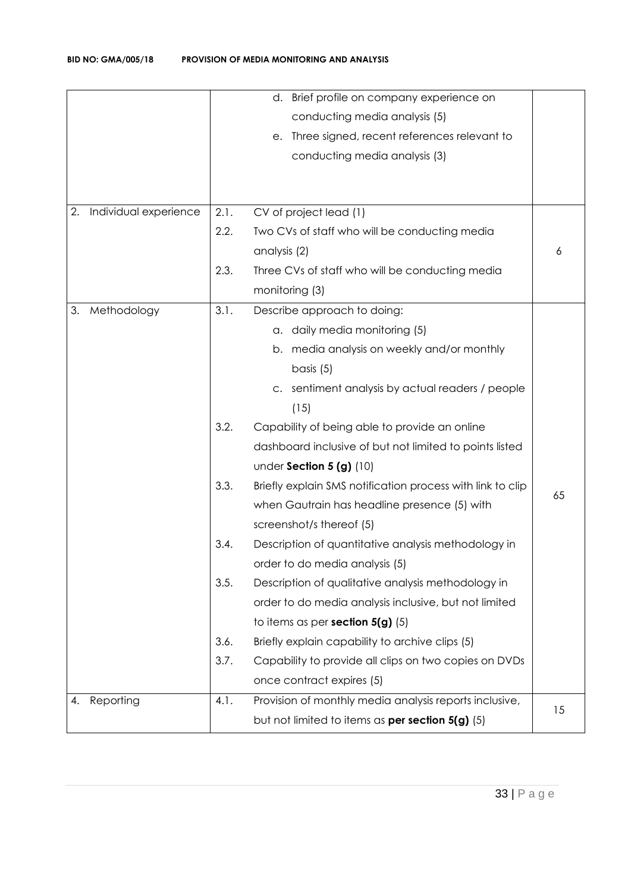| | | | |
|---|---|---|---|
| | | d. Brief profile on company experience on conducting media analysis (5)<br>e. Three signed, recent references relevant to conducting media analysis (3) | |
| 2. Individual experience | 2.1.<br>2.2.<br><br>2.3. | CV of project lead (1)<br>Two CVs of staff who will be conducting media analysis (2)<br>Three CVs of staff who will be conducting media monitoring (3) | 6 |
| 3. Methodology | 3.1.<br><br><br><br><br><br>3.2.<br><br><br>3.3.<br><br><br>3.4.<br><br>3.5.<br><br><br>3.6.<br>3.7. | Describe approach to doing:<br>a. daily media monitoring (5)<br>b. media analysis on weekly and/or monthly basis (5)<br>c. sentiment analysis by actual readers / people (15)<br>Capability of being able to provide an online dashboard inclusive of but not limited to points listed under **Section 5 (g)** (10)<br>Briefly explain SMS notification process with link to clip when Gautrain has headline presence (5) with screenshot/s thereof (5)<br>Description of quantitative analysis methodology in order to do media analysis (5)<br>Description of qualitative analysis methodology in order to do media analysis inclusive, but not limited to items as per **section 5(g)** (5)<br>Briefly explain capability to archive clips (5)<br>Capability to provide all clips on two copies on DVDs once contract expires (5) | 65 |
| 4. Reporting | 4.1. | Provision of monthly media analysis reports inclusive, but not limited to items as **per section 5(g)** (5) | 15 |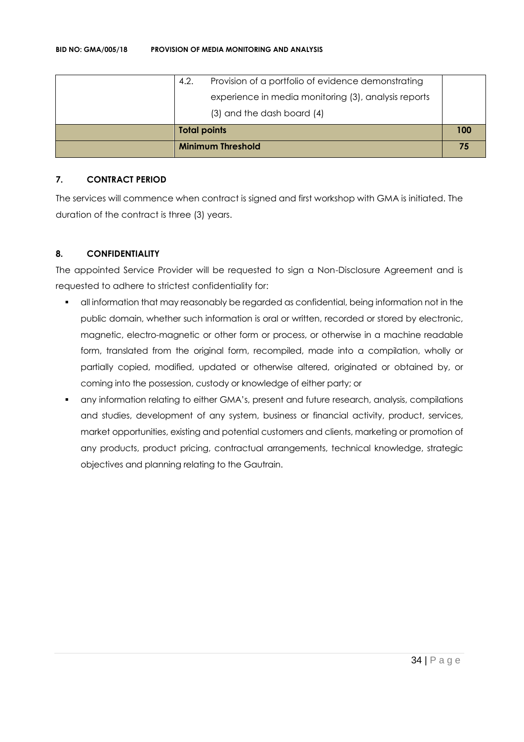|  | 4.2. Provision of a portfolio of evidence demonstrating experience in media monitoring (3), analysis reports (3) and the dash board (4) |  |
|---|---|---|
|  | **Total points** | **100** |
|  | **Minimum Threshold** | **75** |

**7. CONTRACT PERIOD**

The services will commence when contract is signed and first workshop with GMA is initiated. The duration of the contract is three (3) years.

**8. CONFIDENTIALITY**

The appointed Service Provider will be requested to sign a Non-Disclosure Agreement and is requested to adhere to strictest confidentiality for:

- all information that may reasonably be regarded as confidential, being information not in the public domain, whether such information is oral or written, recorded or stored by electronic, magnetic, electro-magnetic or other form or process, or otherwise in a machine readable form, translated from the original form, recompiled, made into a compilation, wholly or partially copied, modified, updated or otherwise altered, originated or obtained by, or coming into the possession, custody or knowledge of either party; or
- any information relating to either GMA's, present and future research, analysis, compilations and studies, development of any system, business or financial activity, product, services, market opportunities, existing and potential customers and clients, marketing or promotion of any products, product pricing, contractual arrangements, technical knowledge, strategic objectives and planning relating to the Gautrain.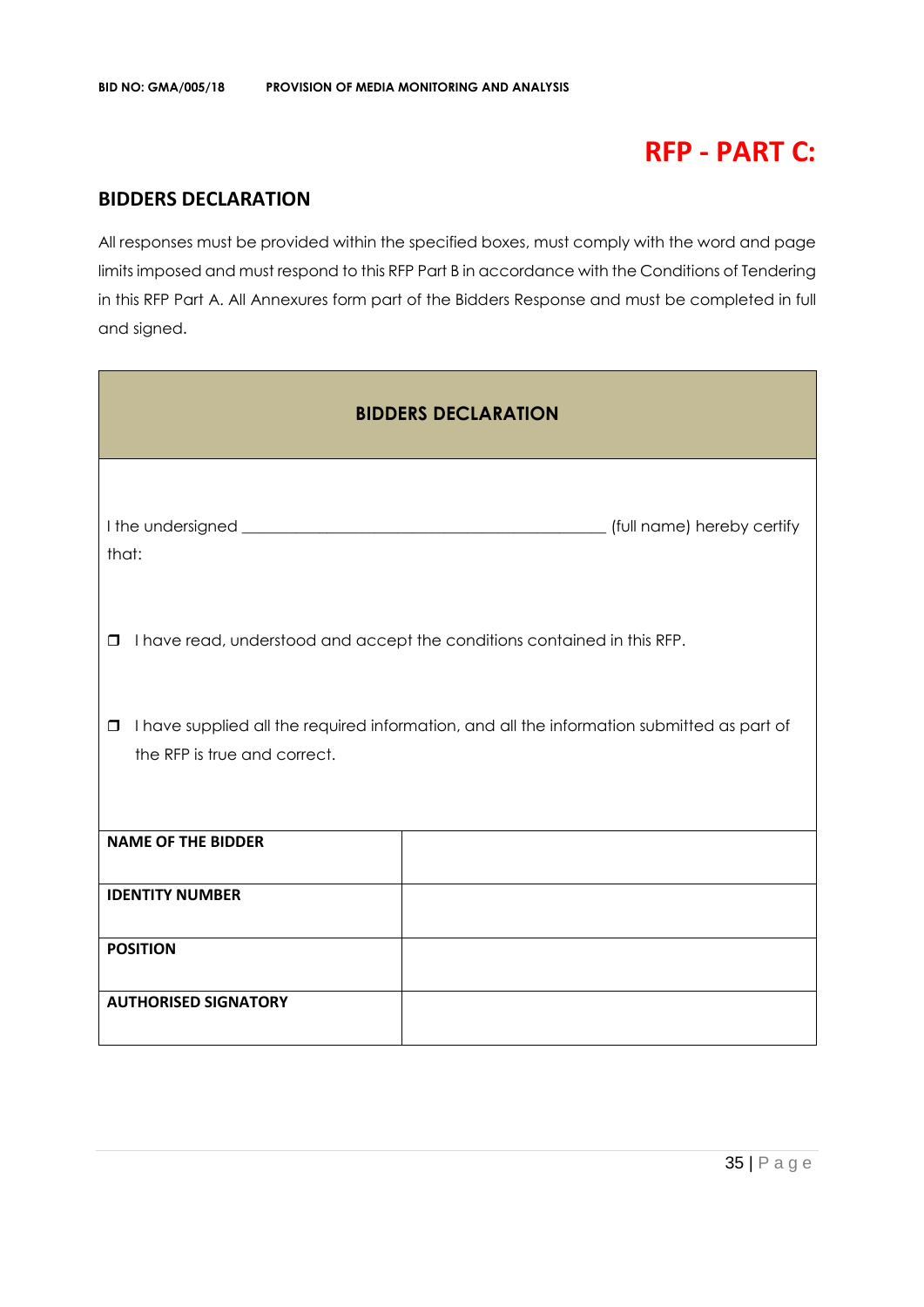# RFP - PART C:

## BIDDERS DECLARATION

All responses must be provided within the specified boxes, must comply with the word and page limits imposed and must respond to this RFP Part B in accordance with the Conditions of Tendering in this RFP Part A. All Annexures form part of the Bidders Response and must be completed in full and signed.

| **BIDDERS DECLARATION** | |
|---|---|
| I the undersigned _____________________________________________ (full name) hereby certify that:<br><br>❒ I have read, understood and accept the conditions contained in this RFP.<br><br>❒ I have supplied all the required information, and all the information submitted as part of the RFP is true and correct. | |
| **NAME OF THE BIDDER** | |
| **IDENTITY NUMBER** | |
| **POSITION** | |
| **AUTHORISED SIGNATORY** | |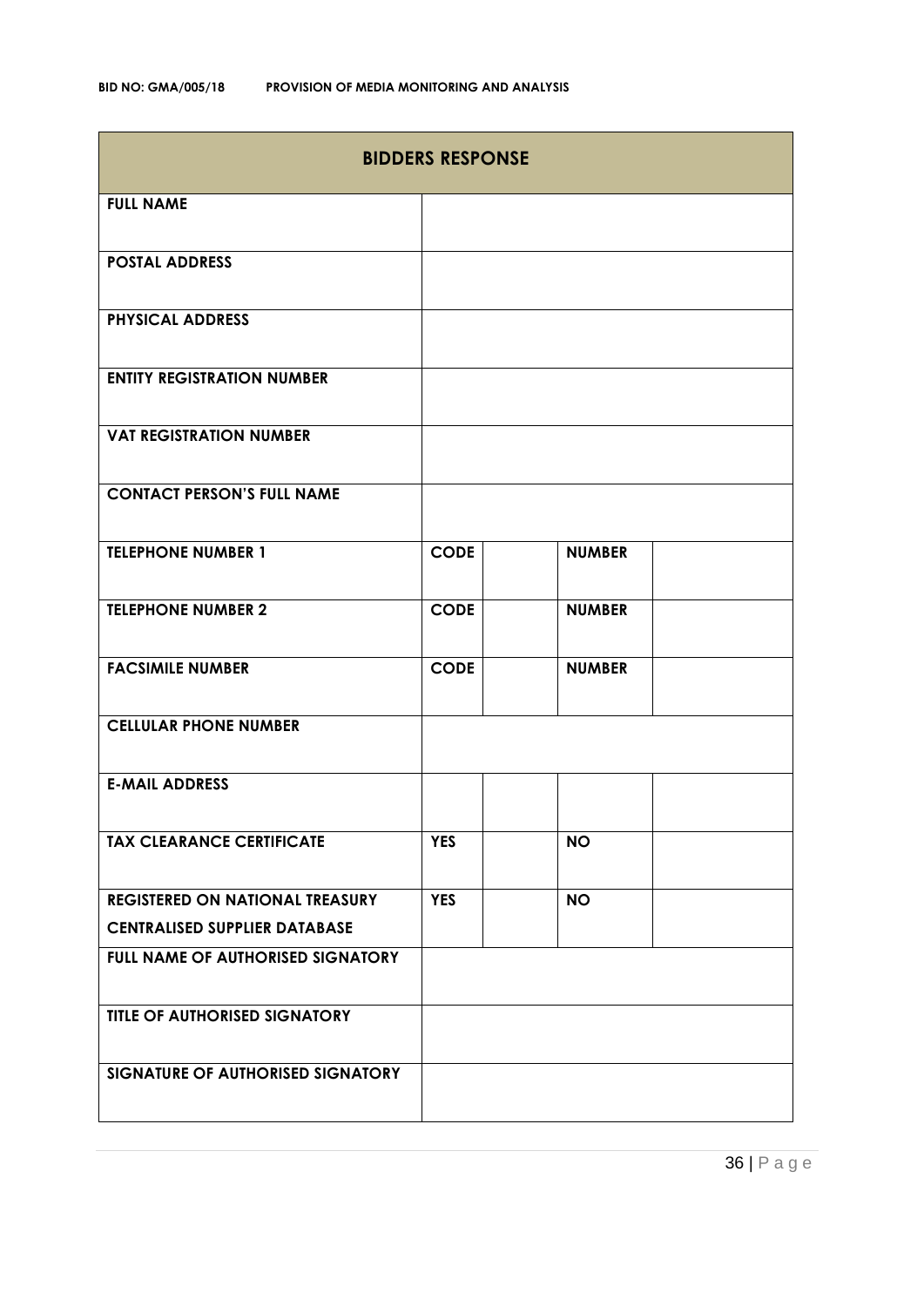**BID NO: GMA/005/18 PROVISION OF MEDIA MONITORING AND ANALYSIS**

| BIDDERS RESPONSE | | | | |
|---|---|---|---|---|
| **FULL NAME** | | | | |
| **POSTAL ADDRESS** | | | | |
| **PHYSICAL ADDRESS** | | | | |
| **ENTITY REGISTRATION NUMBER** | | | | |
| **VAT REGISTRATION NUMBER** | | | | |
| **CONTACT PERSON'S FULL NAME** | | | | |
| **TELEPHONE NUMBER 1** | **CODE** | | **NUMBER** | |
| **TELEPHONE NUMBER 2** | **CODE** | | **NUMBER** | |
| **FACSIMILE NUMBER** | **CODE** | | **NUMBER** | |
| **CELLULAR PHONE NUMBER** | | | | |
| **E-MAIL ADDRESS** | | | | |
| **TAX CLEARANCE CERTIFICATE** | **YES** | | **NO** | |
| **REGISTERED ON NATIONAL TREASURY CENTRALISED SUPPLIER DATABASE** | **YES** | | **NO** | |
| **FULL NAME OF AUTHORISED SIGNATORY** | | | | |
| **TITLE OF AUTHORISED SIGNATORY** | | | | |
| **SIGNATURE OF AUTHORISED SIGNATORY** | | | | |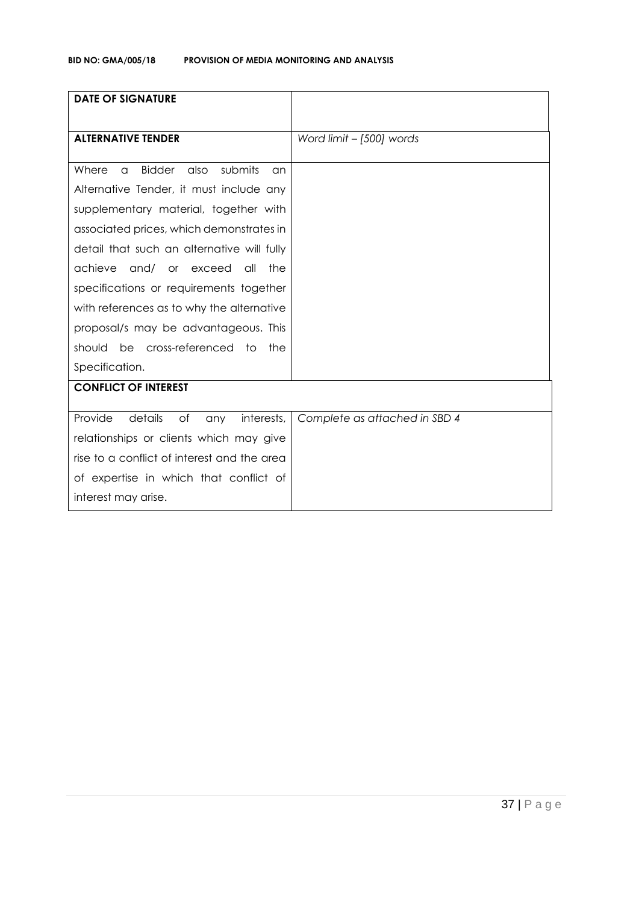| **DATE OF SIGNATURE** | |
|---|---|
| **ALTERNATIVE TENDER** | *Word limit – [500] words* |
| Where a Bidder also submits an Alternative Tender, it must include any supplementary material, together with associated prices, which demonstrates in detail that such an alternative will fully achieve and/ or exceed all the specifications or requirements together with references as to why the alternative proposal/s may be advantageous. This should be cross-referenced to the Specification. | |
| **CONFLICT OF INTEREST** | |
| Provide details of any interests, relationships or clients which may give rise to a conflict of interest and the area of expertise in which that conflict of interest may arise. | *Complete as attached in SBD 4* |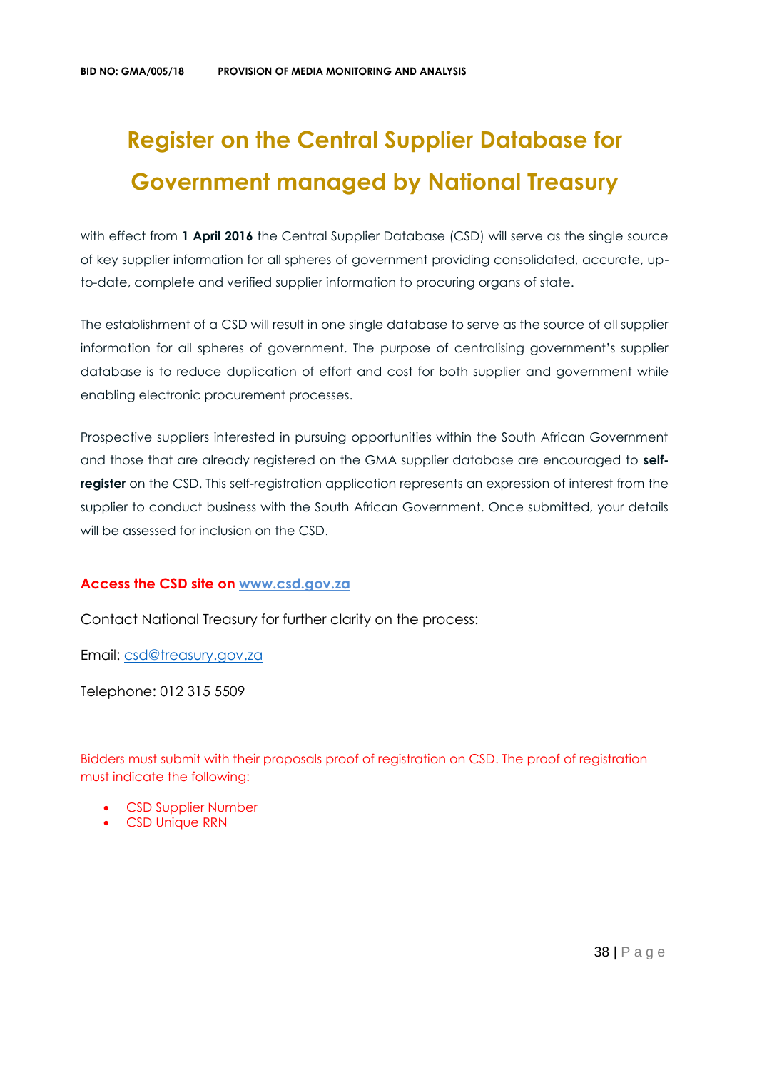# Register on the Central Supplier Database for Government managed by National Treasury

with effect from **1 April 2016** the Central Supplier Database (CSD) will serve as the single source of key supplier information for all spheres of government providing consolidated, accurate, up-to-date, complete and verified supplier information to procuring organs of state.

The establishment of a CSD will result in one single database to serve as the source of all supplier information for all spheres of government. The purpose of centralising government's supplier database is to reduce duplication of effort and cost for both supplier and government while enabling electronic procurement processes.

Prospective suppliers interested in pursuing opportunities within the South African Government and those that are already registered on the GMA supplier database are encouraged to **self-register** on the CSD. This self-registration application represents an expression of interest from the supplier to conduct business with the South African Government. Once submitted, your details will be assessed for inclusion on the CSD.

**Access the CSD site on [www.csd.gov.za](http://www.csd.gov.za)**

Contact National Treasury for further clarity on the process:

Email: [csd@treasury.gov.za](mailto:csd@treasury.gov.za)

Telephone: 012 315 5509

Bidders must submit with their proposals proof of registration on CSD. The proof of registration must indicate the following:

- CSD Supplier Number
- CSD Unique RRN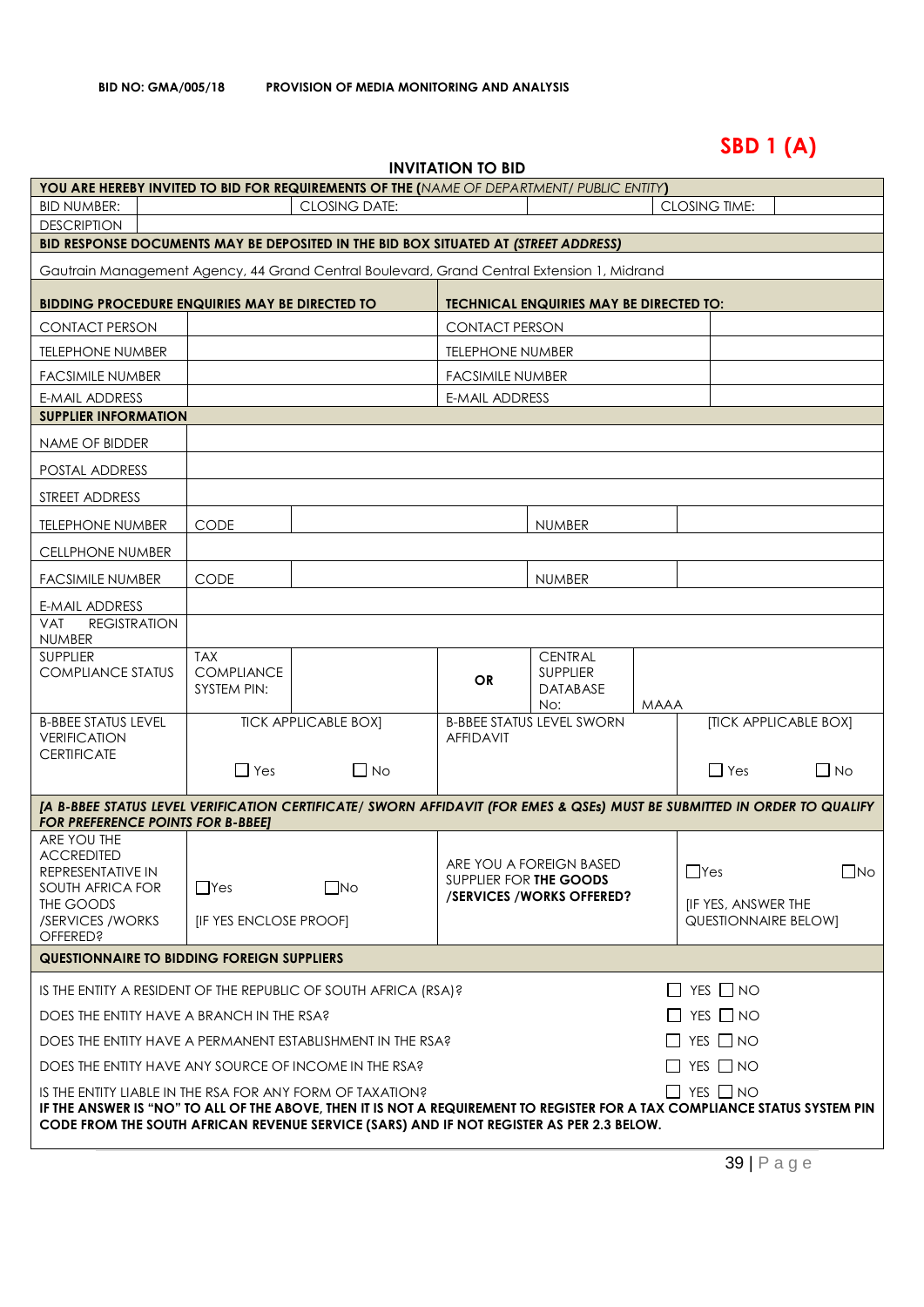**BID NO: GMA/005/18 PROVISION OF MEDIA MONITORING AND ANALYSIS**

# SBD 1 (A)

## INVITATION TO BID

| YOU ARE HEREBY INVITED TO BID FOR REQUIREMENTS OF THE (*NAME OF DEPARTMENT/ PUBLIC ENTITY*) | | | | | |
|---|---|---|---|---|---|
| BID NUMBER: | | CLOSING DATE: | | CLOSING TIME: | |
| DESCRIPTION | | | | | |
| **BID RESPONSE DOCUMENTS MAY BE DEPOSITED IN THE BID BOX SITUATED AT *(STREET ADDRESS)*** | | | | | |
| Gautrain Management Agency, 44 Grand Central Boulevard, Grand Central Extension 1, Midrand | | | | | |

| **BIDDING PROCEDURE ENQUIRIES MAY BE DIRECTED TO** | | **TECHNICAL ENQUIRIES MAY BE DIRECTED TO:** | |
|---|---|---|---|
| CONTACT PERSON | | CONTACT PERSON | |
| TELEPHONE NUMBER | | TELEPHONE NUMBER | |
| FACSIMILE NUMBER | | FACSIMILE NUMBER | |
| E-MAIL ADDRESS | | E-MAIL ADDRESS | |

| **SUPPLIER INFORMATION** | | | | | |
|---|---|---|---|---|---|
| NAME OF BIDDER | | | | | |
| POSTAL ADDRESS | | | | | |
| STREET ADDRESS | | | | | |
| TELEPHONE NUMBER | CODE | | NUMBER | | |
| CELLPHONE NUMBER | | | | | |
| FACSIMILE NUMBER | CODE | | NUMBER | | |
| E-MAIL ADDRESS | | | | | |
| VAT REGISTRATION NUMBER | | | | | |
| SUPPLIER COMPLIANCE STATUS | TAX COMPLIANCE SYSTEM PIN: | | OR | CENTRAL SUPPLIER DATABASE No: | MAAA |
| B-BBEE STATUS LEVEL VERIFICATION CERTIFICATE | TICK APPLICABLE BOX] ☐ Yes ☐ No | | B-BBEE STATUS LEVEL SWORN AFFIDAVIT | | [TICK APPLICABLE BOX] ☐ Yes ☐ No |
| ***[A B-BBEE STATUS LEVEL VERIFICATION CERTIFICATE/ SWORN AFFIDAVIT (FOR EMES & QSEs) MUST BE SUBMITTED IN ORDER TO QUALIFY FOR PREFERENCE POINTS FOR B-BBEE]*** | | | | | |
| ARE YOU THE ACCREDITED REPRESENTATIVE IN SOUTH AFRICA FOR THE GOODS /SERVICES /WORKS OFFERED? | ☐Yes ☐No [IF YES ENCLOSE PROOF] | | ARE YOU A FOREIGN BASED SUPPLIER FOR **THE GOODS /SERVICES /WORKS OFFERED?** | | ☐Yes ☐No [IF YES, ANSWER THE QUESTIONNAIRE BELOW] |

| **QUESTIONNAIRE TO BIDDING FOREIGN SUPPLIERS** | |
|---|---|
| IS THE ENTITY A RESIDENT OF THE REPUBLIC OF SOUTH AFRICA (RSA)? | ☐ YES ☐ NO |
| DOES THE ENTITY HAVE A BRANCH IN THE RSA? | ☐ YES ☐ NO |
| DOES THE ENTITY HAVE A PERMANENT ESTABLISHMENT IN THE RSA? | ☐ YES ☐ NO |
| DOES THE ENTITY HAVE ANY SOURCE OF INCOME IN THE RSA? | ☐ YES ☐ NO |
| IS THE ENTITY LIABLE IN THE RSA FOR ANY FORM OF TAXATION? | ☐ YES ☐ NO |

**IF THE ANSWER IS "NO" TO ALL OF THE ABOVE, THEN IT IS NOT A REQUIREMENT TO REGISTER FOR A TAX COMPLIANCE STATUS SYSTEM PIN CODE FROM THE SOUTH AFRICAN REVENUE SERVICE (SARS) AND IF NOT REGISTER AS PER 2.3 BELOW.**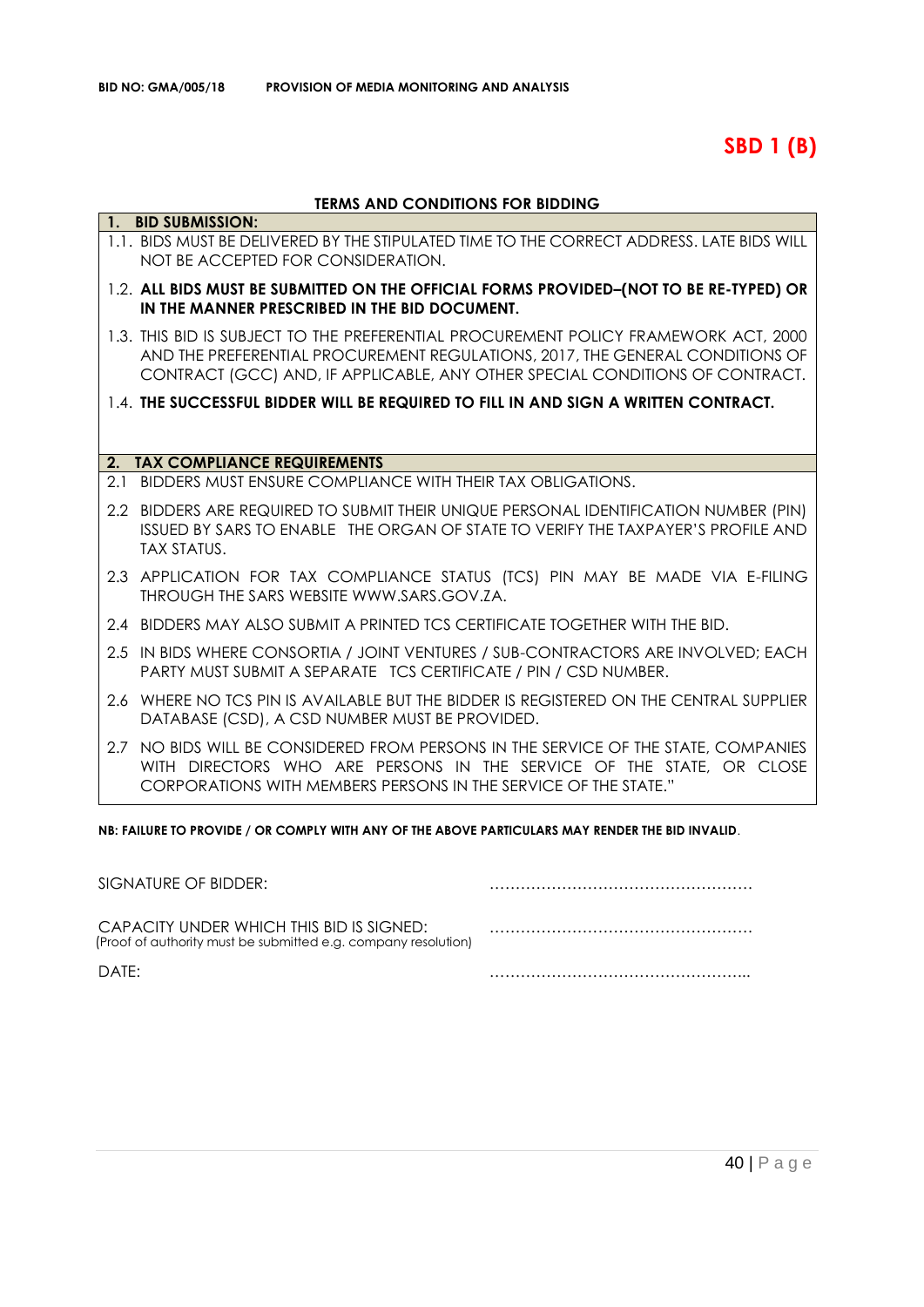**BID NO: GMA/005/18 PROVISION OF MEDIA MONITORING AND ANALYSIS**

# SBD 1 (B)

## TERMS AND CONDITIONS FOR BIDDING

### 1. BID SUBMISSION:

1.1. BIDS MUST BE DELIVERED BY THE STIPULATED TIME TO THE CORRECT ADDRESS. LATE BIDS WILL NOT BE ACCEPTED FOR CONSIDERATION.

1.2. **ALL BIDS MUST BE SUBMITTED ON THE OFFICIAL FORMS PROVIDED–(NOT TO BE RE-TYPED) OR IN THE MANNER PRESCRIBED IN THE BID DOCUMENT.**

1.3. THIS BID IS SUBJECT TO THE PREFERENTIAL PROCUREMENT POLICY FRAMEWORK ACT, 2000 AND THE PREFERENTIAL PROCUREMENT REGULATIONS, 2017, THE GENERAL CONDITIONS OF CONTRACT (GCC) AND, IF APPLICABLE, ANY OTHER SPECIAL CONDITIONS OF CONTRACT.

1.4. **THE SUCCESSFUL BIDDER WILL BE REQUIRED TO FILL IN AND SIGN A WRITTEN CONTRACT.**

### 2. TAX COMPLIANCE REQUIREMENTS

2.1 BIDDERS MUST ENSURE COMPLIANCE WITH THEIR TAX OBLIGATIONS.

2.2 BIDDERS ARE REQUIRED TO SUBMIT THEIR UNIQUE PERSONAL IDENTIFICATION NUMBER (PIN) ISSUED BY SARS TO ENABLE THE ORGAN OF STATE TO VERIFY THE TAXPAYER'S PROFILE AND TAX STATUS.

2.3 APPLICATION FOR TAX COMPLIANCE STATUS (TCS) PIN MAY BE MADE VIA E-FILING THROUGH THE SARS WEBSITE WWW.SARS.GOV.ZA.

2.4 BIDDERS MAY ALSO SUBMIT A PRINTED TCS CERTIFICATE TOGETHER WITH THE BID.

2.5 IN BIDS WHERE CONSORTIA / JOINT VENTURES / SUB-CONTRACTORS ARE INVOLVED; EACH PARTY MUST SUBMIT A SEPARATE TCS CERTIFICATE / PIN / CSD NUMBER.

2.6 WHERE NO TCS PIN IS AVAILABLE BUT THE BIDDER IS REGISTERED ON THE CENTRAL SUPPLIER DATABASE (CSD), A CSD NUMBER MUST BE PROVIDED.

2.7 NO BIDS WILL BE CONSIDERED FROM PERSONS IN THE SERVICE OF THE STATE, COMPANIES WITH DIRECTORS WHO ARE PERSONS IN THE SERVICE OF THE STATE, OR CLOSE CORPORATIONS WITH MEMBERS PERSONS IN THE SERVICE OF THE STATE."

**NB: FAILURE TO PROVIDE / OR COMPLY WITH ANY OF THE ABOVE PARTICULARS MAY RENDER THE BID INVALID**.

SIGNATURE OF BIDDER: ……………………………………………

CAPACITY UNDER WHICH THIS BID IS SIGNED: ……………………………………………
(Proof of authority must be submitted e.g. company resolution)

DATE: ……………………………………………...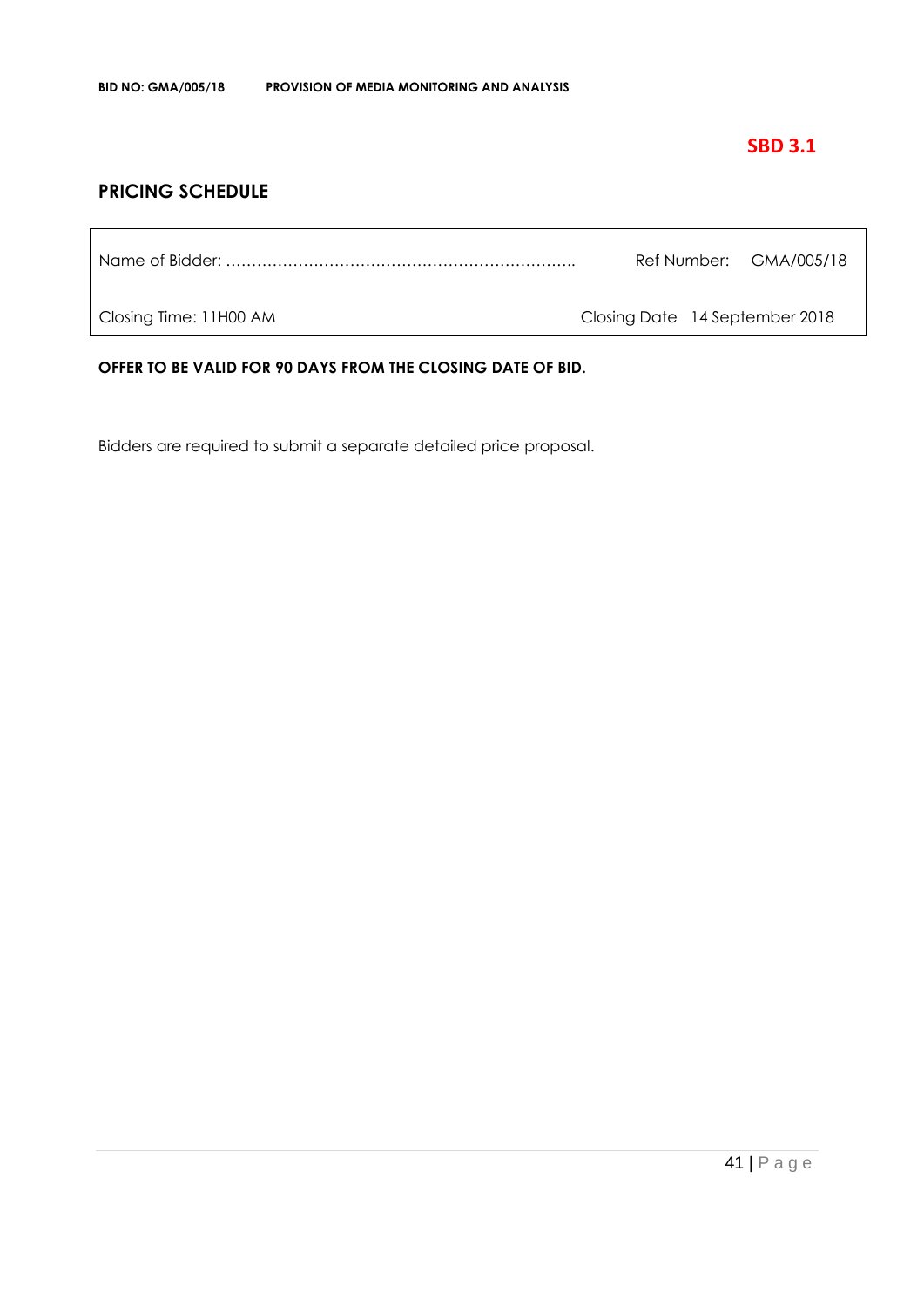**SBD 3.1**

## PRICING SCHEDULE

| Name of Bidder: ………………………………………………………….. | Ref Number: GMA/005/18 |
|---|---|
| Closing Time: 11H00 AM | Closing Date 14 September 2018 |

**OFFER TO BE VALID FOR 90 DAYS FROM THE CLOSING DATE OF BID.**

Bidders are required to submit a separate detailed price proposal.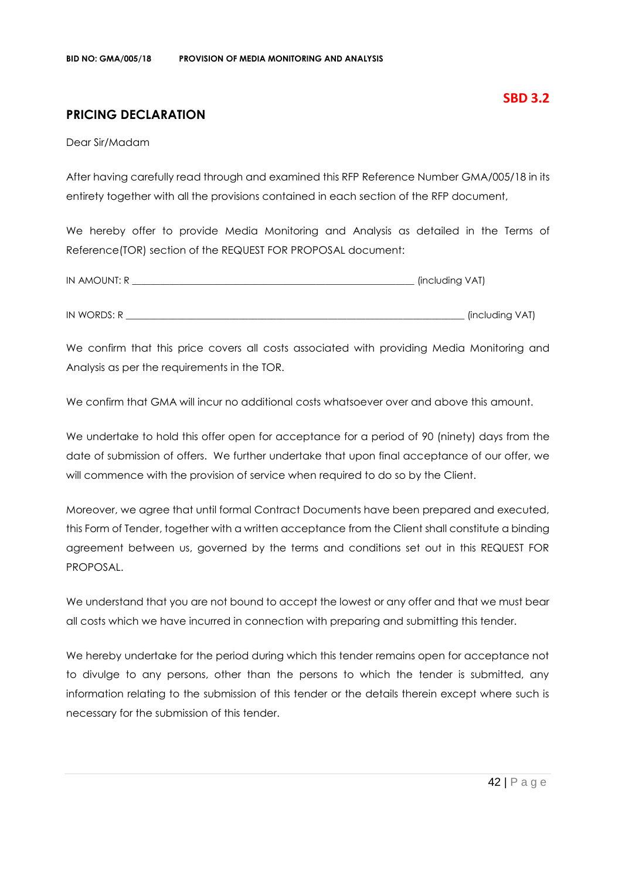**SBD 3.2**

## PRICING DECLARATION

Dear Sir/Madam

After having carefully read through and examined this RFP Reference Number GMA/005/18 in its entirety together with all the provisions contained in each section of the RFP document,

We hereby offer to provide Media Monitoring and Analysis as detailed in the Terms of Reference(TOR) section of the REQUEST FOR PROPOSAL document:

IN AMOUNT: R ___________________________________________________________ (including VAT)

IN WORDS: R ______________________________________________________________________ (including VAT)

We confirm that this price covers all costs associated with providing Media Monitoring and Analysis as per the requirements in the TOR.

We confirm that GMA will incur no additional costs whatsoever over and above this amount.

We undertake to hold this offer open for acceptance for a period of 90 (ninety) days from the date of submission of offers. We further undertake that upon final acceptance of our offer, we will commence with the provision of service when required to do so by the Client.

Moreover, we agree that until formal Contract Documents have been prepared and executed, this Form of Tender, together with a written acceptance from the Client shall constitute a binding agreement between us, governed by the terms and conditions set out in this REQUEST FOR PROPOSAL.

We understand that you are not bound to accept the lowest or any offer and that we must bear all costs which we have incurred in connection with preparing and submitting this tender.

We hereby undertake for the period during which this tender remains open for acceptance not to divulge to any persons, other than the persons to which the tender is submitted, any information relating to the submission of this tender or the details therein except where such is necessary for the submission of this tender.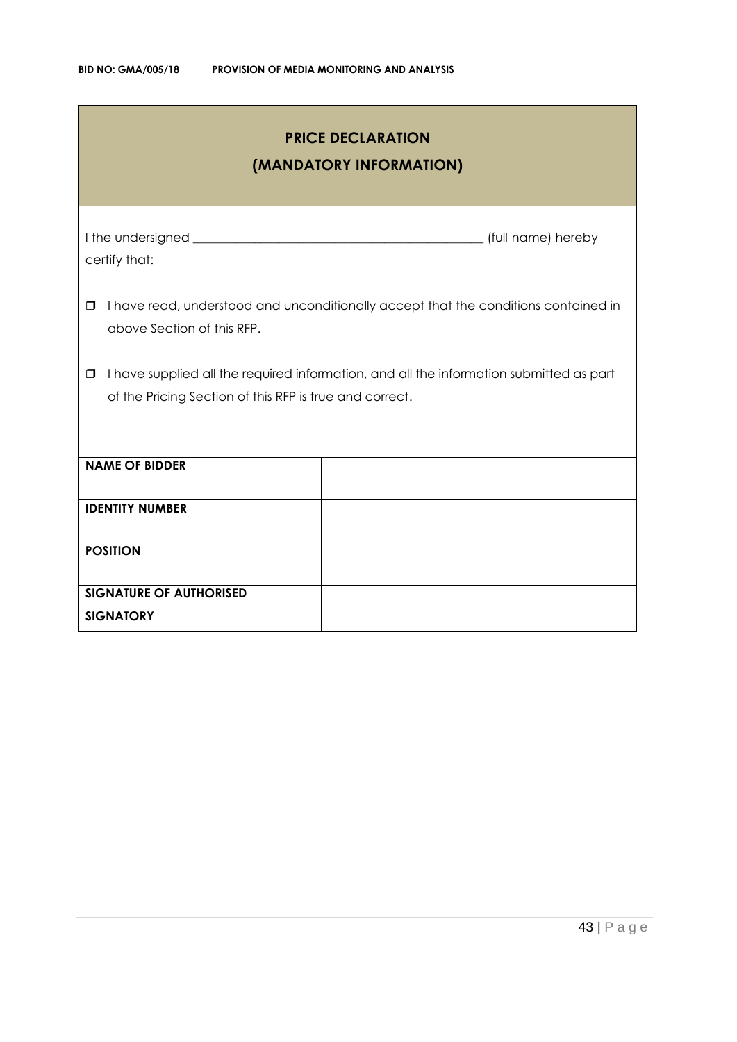## PRICE DECLARATION
## (MANDATORY INFORMATION)

I the undersigned \_\_\_\_\_\_\_\_\_\_\_\_\_\_\_\_\_\_\_\_\_\_\_\_\_\_\_\_\_\_\_\_\_\_\_\_\_\_\_\_\_\_\_\_ (full name) hereby certify that:

- ☐ I have read, understood and unconditionally accept that the conditions contained in above Section of this RFP.
- ☐ I have supplied all the required information, and all the information submitted as part of the Pricing Section of this RFP is true and correct.

| | |
|---|---|
| **NAME OF BIDDER** | |
| **IDENTITY NUMBER** | |
| **POSITION** | |
| **SIGNATURE OF AUTHORISED SIGNATORY** | |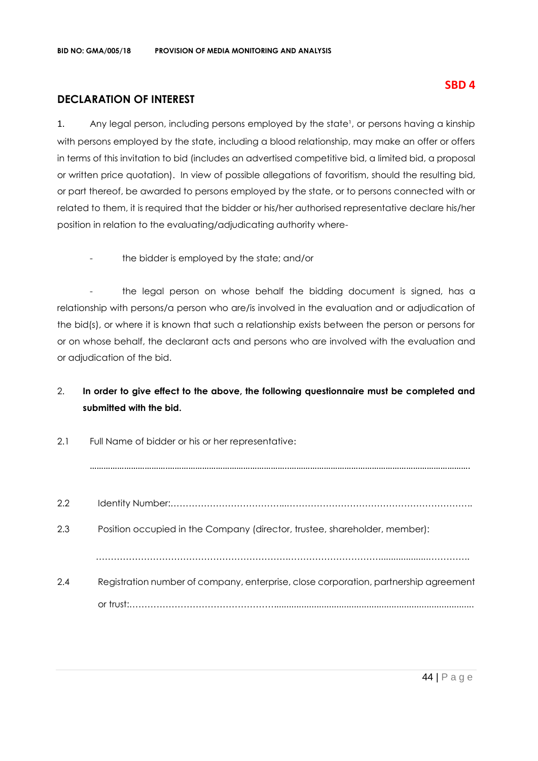**SBD 4**

## DECLARATION OF INTEREST

1. Any legal person, including persons employed by the state[1], or persons having a kinship with persons employed by the state, including a blood relationship, may make an offer or offers in terms of this invitation to bid (includes an advertised competitive bid, a limited bid, a proposal or written price quotation). In view of possible allegations of favoritism, should the resulting bid, or part thereof, be awarded to persons employed by the state, or to persons connected with or related to them, it is required that the bidder or his/her authorised representative declare his/her position in relation to the evaluating/adjudicating authority where-

   - the bidder is employed by the state; and/or

   - the legal person on whose behalf the bidding document is signed, has a relationship with persons/a person who are/is involved in the evaluation and or adjudication of the bid(s), or where it is known that such a relationship exists between the person or persons for or on whose behalf, the declarant acts and persons who are involved with the evaluation and or adjudication of the bid.

2. **In order to give effect to the above, the following questionnaire must be completed and submitted with the bid.**

2.1 Full Name of bidder or his or her representative:

..................................................................................................................................................................

2.2 Identity Number:……………………………….……………………………………………………..

2.3 Position occupied in the Company (director, trustee, shareholder, member):

……………………………………………………….……………………………..................…………..

2.4 Registration number of company, enterprise, close corporation, partnership agreement or trust:………………………………………….................................................................................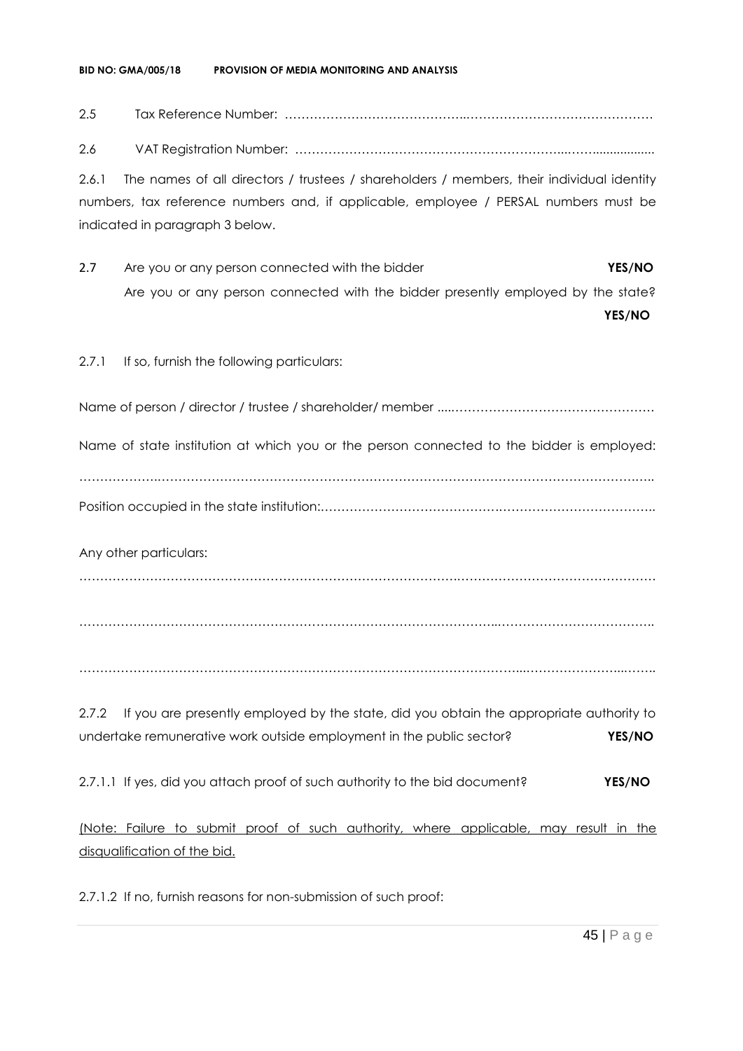2.5 Tax Reference Number: ……………………………………..………………………………………

2.6 VAT Registration Number: ………………………………………………………..……..................

2.6.1 The names of all directors / trustees / shareholders / members, their individual identity numbers, tax reference numbers and, if applicable, employee / PERSAL numbers must be indicated in paragraph 3 below.

2.7 Are you or any person connected with the bidder **YES/NO**
Are you or any person connected with the bidder presently employed by the state? **YES/NO**

2.7.1 If so, furnish the following particulars:

Name of person / director / trustee / shareholder/ member ....……………………………………………

Name of state institution at which you or the person connected to the bidder is employed:

……………….……………………………………………………………………………………………..

Position occupied in the state institution:……………………………………………………………………..

Any other particulars:

………………………………………………………………………………………………………………

………………………………………………………………………………..………………………………..

…………………………………………………………………………………………...……………...……..

2.7.2 If you are presently employed by the state, did you obtain the appropriate authority to undertake remunerative work outside employment in the public sector? **YES/NO**

2.7.1.1 If yes, did you attach proof of such authority to the bid document? **YES/NO**

<u>(Note: Failure to submit proof of such authority, where applicable, may result in the disqualification of the bid.</u>

2.7.1.2 If no, furnish reasons for non-submission of such proof: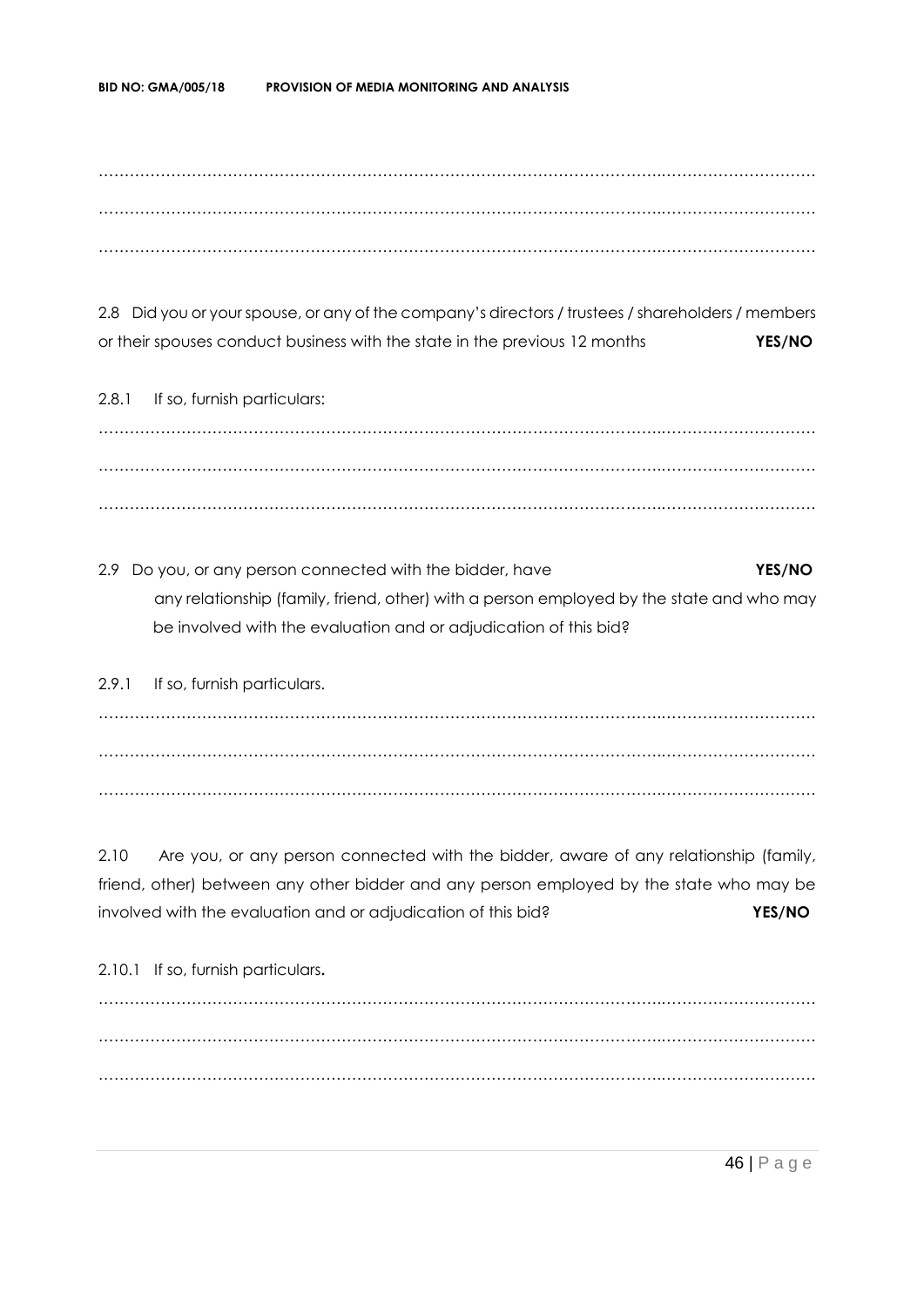…………………………………………………………………………………………………………………………
…………………………………………………………………………………………………………………………
…………………………………………………………………………………………………………………………

2.8 Did you or your spouse, or any of the company's directors / trustees / shareholders / members or their spouses conduct business with the state in the previous 12 months **YES/NO**

2.8.1 If so, furnish particulars:

…………………………………………………………………………………………………………………………
…………………………………………………………………………………………………………………………
…………………………………………………………………………………………………………………………

2.9 Do you, or any person connected with the bidder, have any relationship (family, friend, other) with a person employed by the state and who may be involved with the evaluation and or adjudication of this bid? **YES/NO**

2.9.1 If so, furnish particulars.

…………………………………………………………………………………………………………………………
…………………………………………………………………………………………………………………………
…………………………………………………………………………………………………………………………

2.10 Are you, or any person connected with the bidder, aware of any relationship (family, friend, other) between any other bidder and any person employed by the state who may be involved with the evaluation and or adjudication of this bid? **YES/NO**

2.10.1 If so, furnish particulars**.**

…………………………………………………………………………………………………………………………
…………………………………………………………………………………………………………………………
…………………………………………………………………………………………………………………………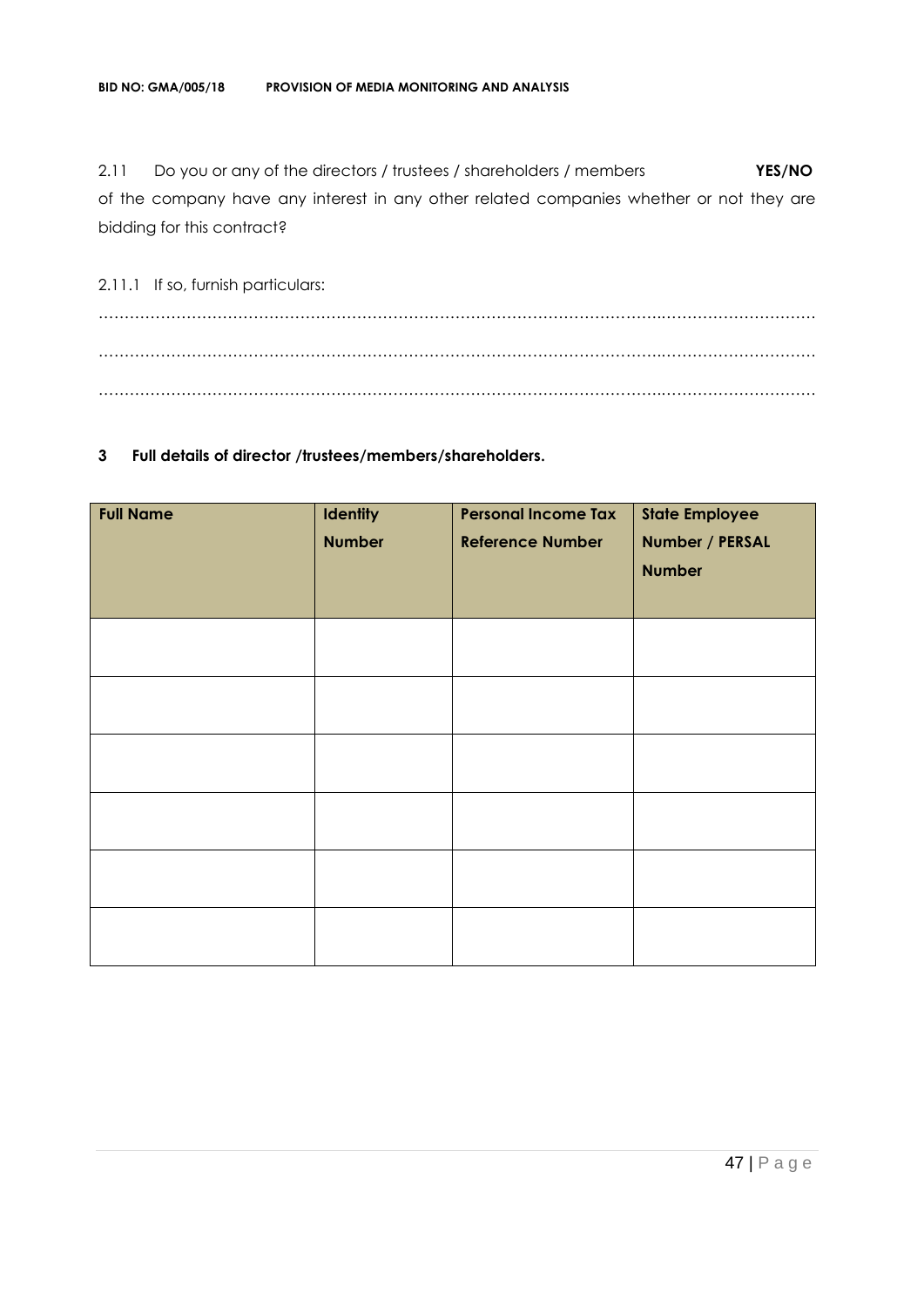2.11 Do you or any of the directors / trustees / shareholders / members **YES/NO** of the company have any interest in any other related companies whether or not they are bidding for this contract?

2.11.1 If so, furnish particulars:

……………………………………………………………………………………………………………………………

……………………………………………………………………………………………………………………………

……………………………………………………………………………………………………………………………

**3 Full details of director /trustees/members/shareholders.**

| **Full Name** | **Identity Number** | **Personal Income Tax Reference Number** | **State Employee Number / PERSAL Number** |
|---|---|---|---|
| | | | |
| | | | |
| | | | |
| | | | |
| | | | |
| | | | |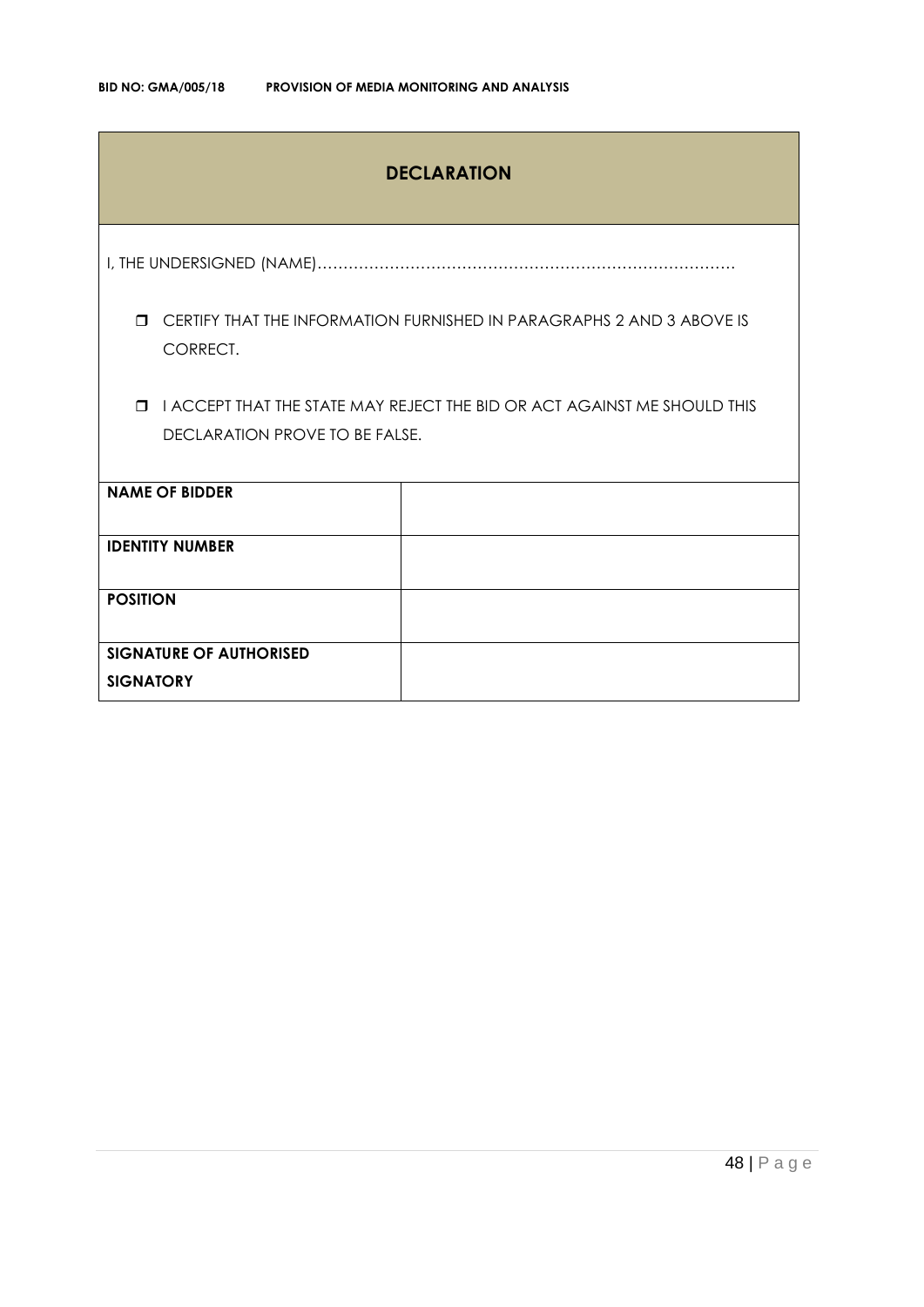## DECLARATION

I, THE UNDERSIGNED (NAME)………………………………………………………………………

- ❒ CERTIFY THAT THE INFORMATION FURNISHED IN PARAGRAPHS 2 AND 3 ABOVE IS CORRECT.
- ❒ I ACCEPT THAT THE STATE MAY REJECT THE BID OR ACT AGAINST ME SHOULD THIS DECLARATION PROVE TO BE FALSE.

| | |
|---|---|
| **NAME OF BIDDER** | |
| **IDENTITY NUMBER** | |
| **POSITION** | |
| **SIGNATURE OF AUTHORISED SIGNATORY** | |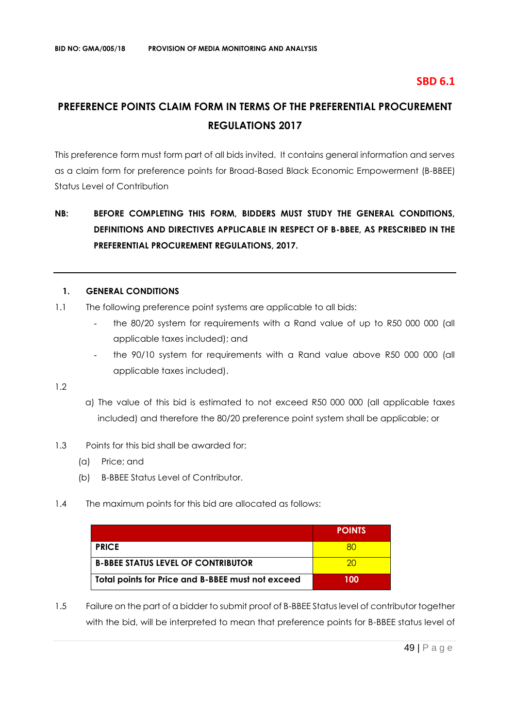**SBD 6.1**

# PREFERENCE POINTS CLAIM FORM IN TERMS OF THE PREFERENTIAL PROCUREMENT REGULATIONS 2017

This preference form must form part of all bids invited. It contains general information and serves as a claim form for preference points for Broad-Based Black Economic Empowerment (B-BBEE) Status Level of Contribution

**NB: BEFORE COMPLETING THIS FORM, BIDDERS MUST STUDY THE GENERAL CONDITIONS, DEFINITIONS AND DIRECTIVES APPLICABLE IN RESPECT OF B-BBEE, AS PRESCRIBED IN THE PREFERENTIAL PROCUREMENT REGULATIONS, 2017.**

---

## 1. GENERAL CONDITIONS

1.1 The following preference point systems are applicable to all bids:

- the 80/20 system for requirements with a Rand value of up to R50 000 000 (all applicable taxes included); and
- the 90/10 system for requirements with a Rand value above R50 000 000 (all applicable taxes included).

1.2

a) The value of this bid is estimated to not exceed R50 000 000 (all applicable taxes included) and therefore the 80/20 preference point system shall be applicable; or

1.3 Points for this bid shall be awarded for:

(a) Price; and

(b) B-BBEE Status Level of Contributor.

1.4 The maximum points for this bid are allocated as follows:

| | POINTS |
|---|---|
| **PRICE** | 80 |
| **B-BBEE STATUS LEVEL OF CONTRIBUTOR** | 20 |
| **Total points for Price and B-BBEE must not exceed** | **100** |

1.5 Failure on the part of a bidder to submit proof of B-BBEE Status level of contributor together with the bid, will be interpreted to mean that preference points for B-BBEE status level of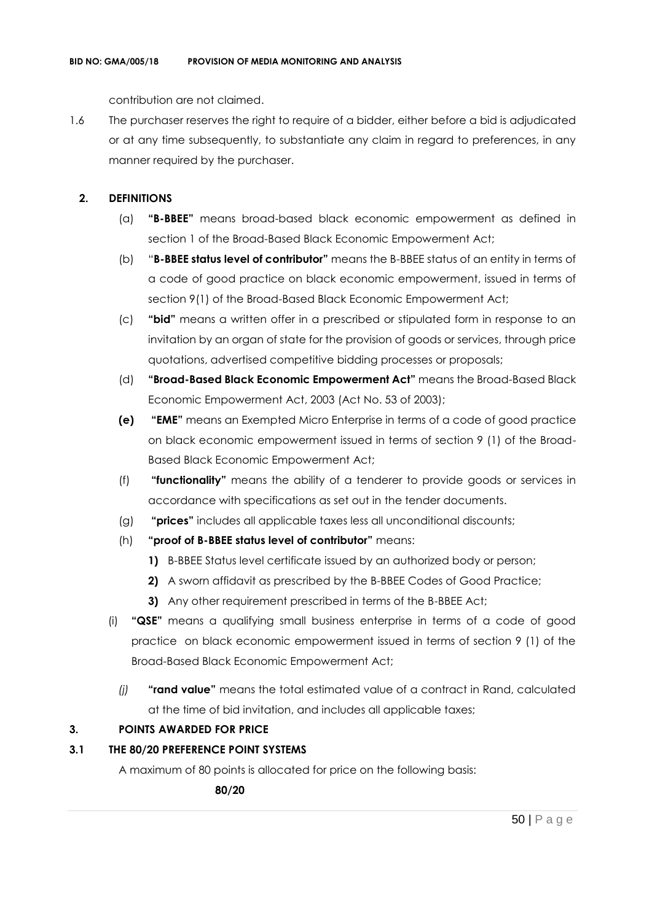contribution are not claimed.

1.6 The purchaser reserves the right to require of a bidder, either before a bid is adjudicated or at any time subsequently, to substantiate any claim in regard to preferences, in any manner required by the purchaser.

## 2. DEFINITIONS

(a) **"B-BBEE"** means broad-based black economic empowerment as defined in section 1 of the Broad-Based Black Economic Empowerment Act;

(b) "**B-BBEE status level of contributor"** means the B-BBEE status of an entity in terms of a code of good practice on black economic empowerment, issued in terms of section 9(1) of the Broad-Based Black Economic Empowerment Act;

(c) **"bid"** means a written offer in a prescribed or stipulated form in response to an invitation by an organ of state for the provision of goods or services, through price quotations, advertised competitive bidding processes or proposals;

(d) **"Broad-Based Black Economic Empowerment Act"** means the Broad-Based Black Economic Empowerment Act, 2003 (Act No. 53 of 2003);

**(e)** **"EME"** means an Exempted Micro Enterprise in terms of a code of good practice on black economic empowerment issued in terms of section 9 (1) of the Broad-Based Black Economic Empowerment Act;

(f) **"functionality"** means the ability of a tenderer to provide goods or services in accordance with specifications as set out in the tender documents.

(g) **"prices"** includes all applicable taxes less all unconditional discounts;

(h) **"proof of B-BBEE status level of contributor"** means:

**1)** B-BBEE Status level certificate issued by an authorized body or person;

**2)** A sworn affidavit as prescribed by the B-BBEE Codes of Good Practice;

**3)** Any other requirement prescribed in terms of the B-BBEE Act;

(i) **"QSE"** means a qualifying small business enterprise in terms of a code of good practice on black economic empowerment issued in terms of section 9 (1) of the Broad-Based Black Economic Empowerment Act;

*(j)* **"rand value"** means the total estimated value of a contract in Rand, calculated at the time of bid invitation, and includes all applicable taxes;

## 3. POINTS AWARDED FOR PRICE

### 3.1 THE 80/20 PREFERENCE POINT SYSTEMS

A maximum of 80 points is allocated for price on the following basis:

**80/20**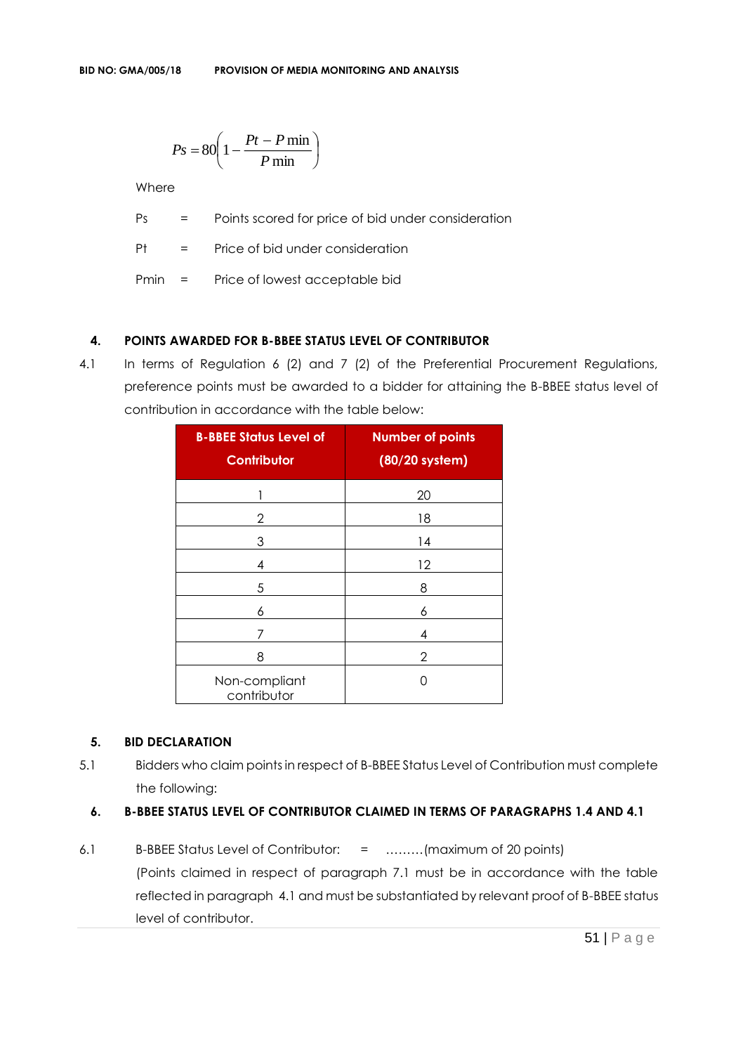$$Ps = 80\left(1 - \frac{Pt - P\min}{P\min}\right)$$

Where

Ps = Points scored for price of bid under consideration

Pt = Price of bid under consideration

Pmin = Price of lowest acceptable bid

### 4. POINTS AWARDED FOR B-BBEE STATUS LEVEL OF CONTRIBUTOR

4.1 In terms of Regulation 6 (2) and 7 (2) of the Preferential Procurement Regulations, preference points must be awarded to a bidder for attaining the B-BBEE status level of contribution in accordance with the table below:

| B-BBEE Status Level of Contributor | Number of points (80/20 system) |
|---|---|
| 1 | 20 |
| 2 | 18 |
| 3 | 14 |
| 4 | 12 |
| 5 | 8 |
| 6 | 6 |
| 7 | 4 |
| 8 | 2 |
| Non-compliant contributor | 0 |

### 5. BID DECLARATION

5.1 Bidders who claim points in respect of B-BBEE Status Level of Contribution must complete the following:

### 6. B-BBEE STATUS LEVEL OF CONTRIBUTOR CLAIMED IN TERMS OF PARAGRAPHS 1.4 AND 4.1

6.1 B-BBEE Status Level of Contributor: = ………(maximum of 20 points)

(Points claimed in respect of paragraph 7.1 must be in accordance with the table reflected in paragraph 4.1 and must be substantiated by relevant proof of B-BBEE status level of contributor.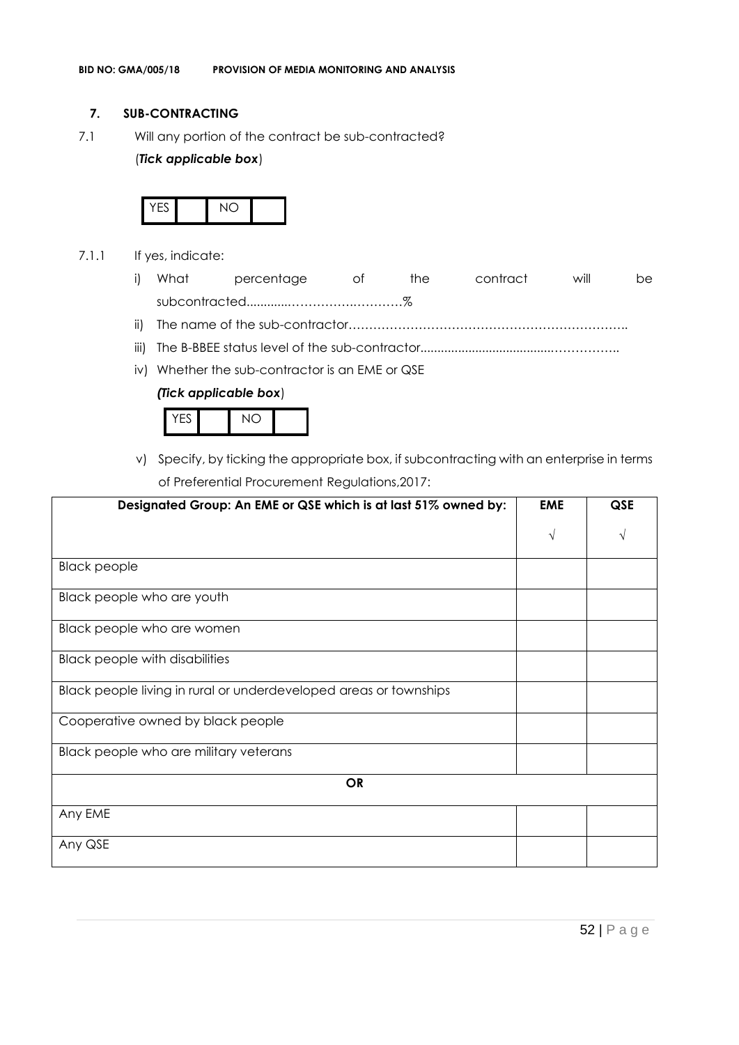## 7. SUB-CONTRACTING

7.1 Will any portion of the contract be sub-contracted?

(*Tick applicable box*)

| YES | | NO | |
|---|---|---|---|

7.1.1 If yes, indicate:

i) What percentage of the contract will be subcontracted............…………….…………%

ii) The name of the sub-contractor…………………………………………………………..

iii) The B-BBEE status level of the sub-contractor......................................……………..

iv) Whether the sub-contractor is an EME or QSE

*(Tick applicable box*)

| YES | | NO | |
|---|---|---|---|

v) Specify, by ticking the appropriate box, if subcontracting with an enterprise in terms of Preferential Procurement Regulations,2017:

| Designated Group: An EME or QSE which is at last 51% owned by: | EME | QSE |
|---|---|---|
| | √ | √ |
| Black people | | |
| Black people who are youth | | |
| Black people who are women | | |
| Black people with disabilities | | |
| Black people living in rural or underdeveloped areas or townships | | |
| Cooperative owned by black people | | |
| Black people who are military veterans | | |
| **OR** | | |
| Any EME | | |
| Any QSE | | |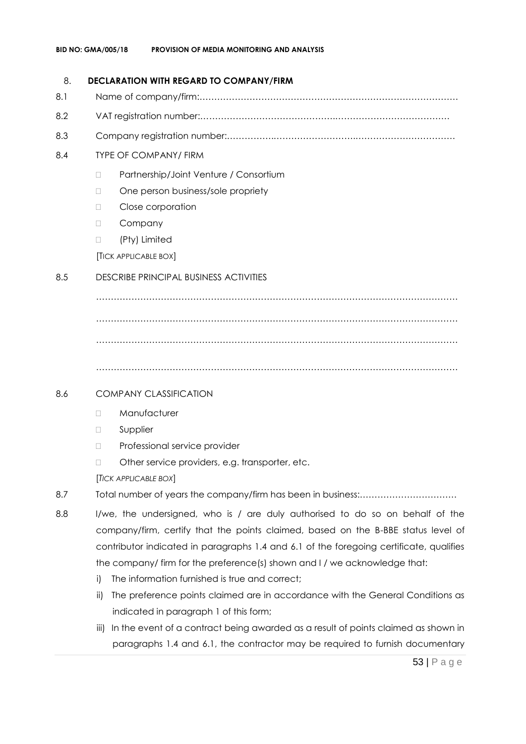## 8. DECLARATION WITH REGARD TO COMPANY/FIRM

8.1 Name of company/firm:……………………………………………………………………………

8.2 VAT registration number:……………………………………….…………………………………

8.3 Company registration number:…………….……………………….…………………………….

8.4 TYPE OF COMPANY/ FIRM

- ☐ Partnership/Joint Venture / Consortium
- ☐ One person business/sole propriety
- ☐ Close corporation
- ☐ Company
- ☐ (Pty) Limited

[TICK APPLICABLE BOX]

8.5 DESCRIBE PRINCIPAL BUSINESS ACTIVITIES

…………………………………………………………………………………………………………

…………………………………………………………………………………………………………

…………………………………………………………………………………………………………

…………………………………………………………………………………………………………

8.6 COMPANY CLASSIFICATION

- ☐ Manufacturer
- ☐ Supplier
- ☐ Professional service provider
- ☐ Other service providers, e.g. transporter, etc.

[*TICK APPLICABLE BOX*]

8.7 Total number of years the company/firm has been in business:……………………………

8.8 I/we, the undersigned, who is / are duly authorised to do so on behalf of the company/firm, certify that the points claimed, based on the B-BBE status level of contributor indicated in paragraphs 1.4 and 6.1 of the foregoing certificate, qualifies the company/ firm for the preference(s) shown and I / we acknowledge that:

i) The information furnished is true and correct;

ii) The preference points claimed are in accordance with the General Conditions as indicated in paragraph 1 of this form;

iii) In the event of a contract being awarded as a result of points claimed as shown in paragraphs 1.4 and 6.1, the contractor may be required to furnish documentary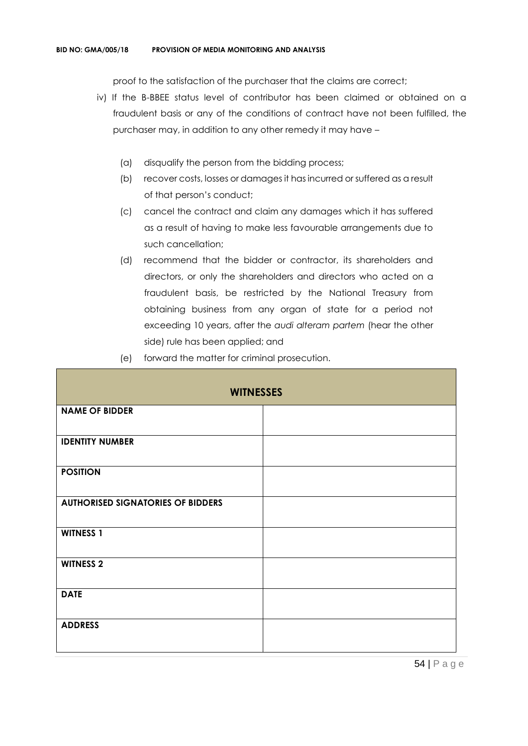proof to the satisfaction of the purchaser that the claims are correct;

iv) If the B-BBEE status level of contributor has been claimed or obtained on a fraudulent basis or any of the conditions of contract have not been fulfilled, the purchaser may, in addition to any other remedy it may have –

   (a) disqualify the person from the bidding process;

   (b) recover costs, losses or damages it has incurred or suffered as a result of that person's conduct;

   (c) cancel the contract and claim any damages which it has suffered as a result of having to make less favourable arrangements due to such cancellation;

   (d) recommend that the bidder or contractor, its shareholders and directors, or only the shareholders and directors who acted on a fraudulent basis, be restricted by the National Treasury from obtaining business from any organ of state for a period not exceeding 10 years, after the *audi alteram partem* (hear the other side) rule has been applied; and

   (e) forward the matter for criminal prosecution.

| **WITNESSES** | |
|---|---|
| **NAME OF BIDDER** | |
| **IDENTITY NUMBER** | |
| **POSITION** | |
| **AUTHORISED SIGNATORIES OF BIDDERS** | |
| **WITNESS 1** | |
| **WITNESS 2** | |
| **DATE** | |
| **ADDRESS** | |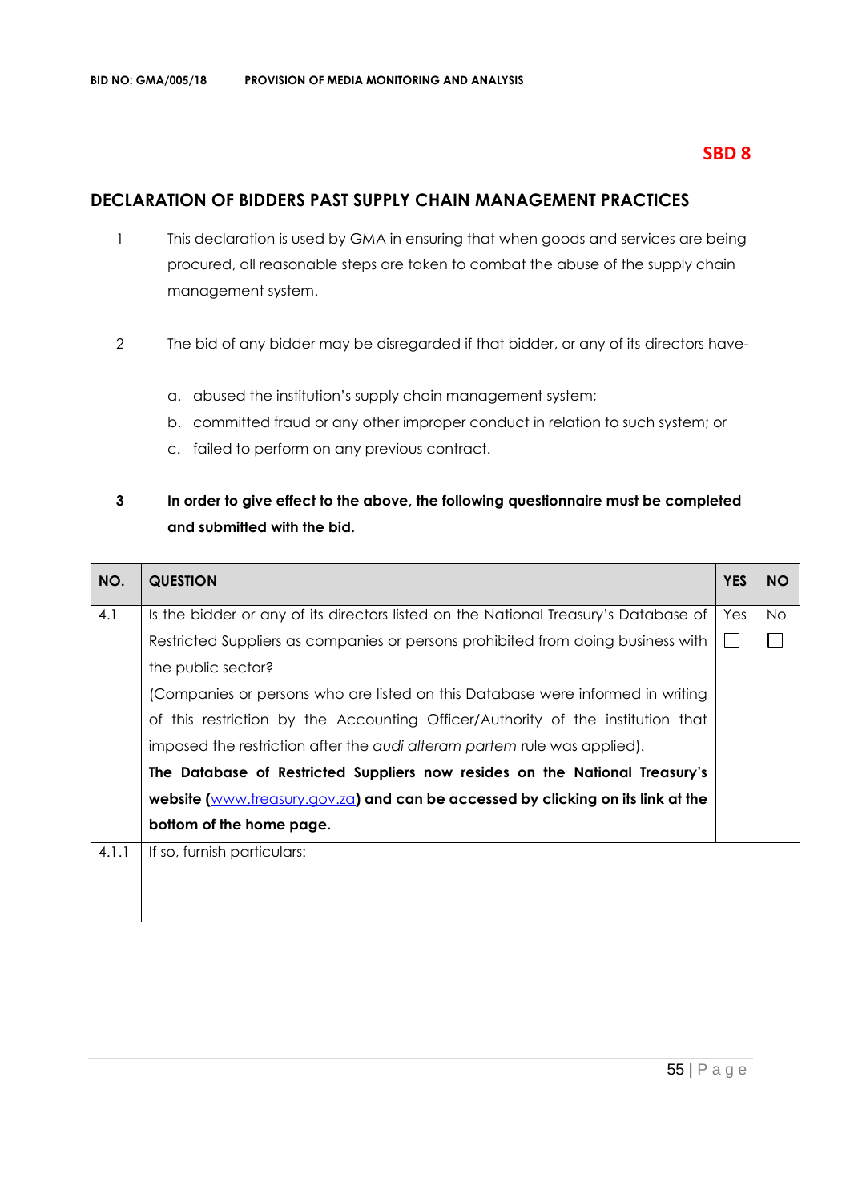**SBD 8**

## DECLARATION OF BIDDERS PAST SUPPLY CHAIN MANAGEMENT PRACTICES

1 This declaration is used by GMA in ensuring that when goods and services are being procured, all reasonable steps are taken to combat the abuse of the supply chain management system.

2 The bid of any bidder may be disregarded if that bidder, or any of its directors have-

a. abused the institution's supply chain management system;
b. committed fraud or any other improper conduct in relation to such system; or
c. failed to perform on any previous contract.

**3 In order to give effect to the above, the following questionnaire must be completed and submitted with the bid.**

| NO. | QUESTION | YES | NO |
|---|---|---|---|
| 4.1 | Is the bidder or any of its directors listed on the National Treasury's Database of Restricted Suppliers as companies or persons prohibited from doing business with the public sector?<br>(Companies or persons who are listed on this Database were informed in writing of this restriction by the Accounting Officer/Authority of the institution that imposed the restriction after the *audi alteram partem* rule was applied).<br>**The Database of Restricted Suppliers now resides on the National Treasury's website (www.treasury.gov.za) and can be accessed by clicking on its link at the bottom of the home page.** | Yes ☐ | No ☐ |
| 4.1.1 | If so, furnish particulars: | | |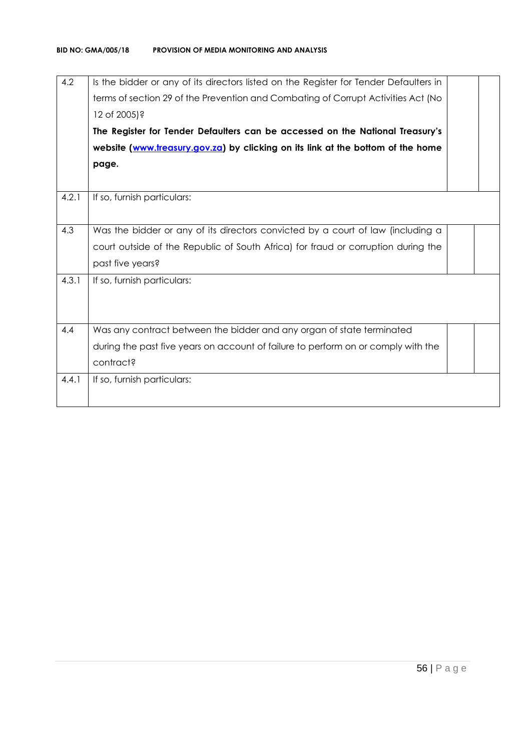| | | | |
|---|---|---|---|
| 4.2 | Is the bidder or any of its directors listed on the Register for Tender Defaulters in terms of section 29 of the Prevention and Combating of Corrupt Activities Act (No 12 of 2005)?<br>**The Register for Tender Defaulters can be accessed on the National Treasury's website ([www.treasury.gov.za](http://www.treasury.gov.za)) by clicking on its link at the bottom of the home page.** | | |
| 4.2.1 | If so, furnish particulars: | | |
| 4.3 | Was the bidder or any of its directors convicted by a court of law (including a court outside of the Republic of South Africa) for fraud or corruption during the past five years? | | |
| 4.3.1 | If so, furnish particulars: | | |
| 4.4 | Was any contract between the bidder and any organ of state terminated during the past five years on account of failure to perform on or comply with the contract? | | |
| 4.4.1 | If so, furnish particulars: | | |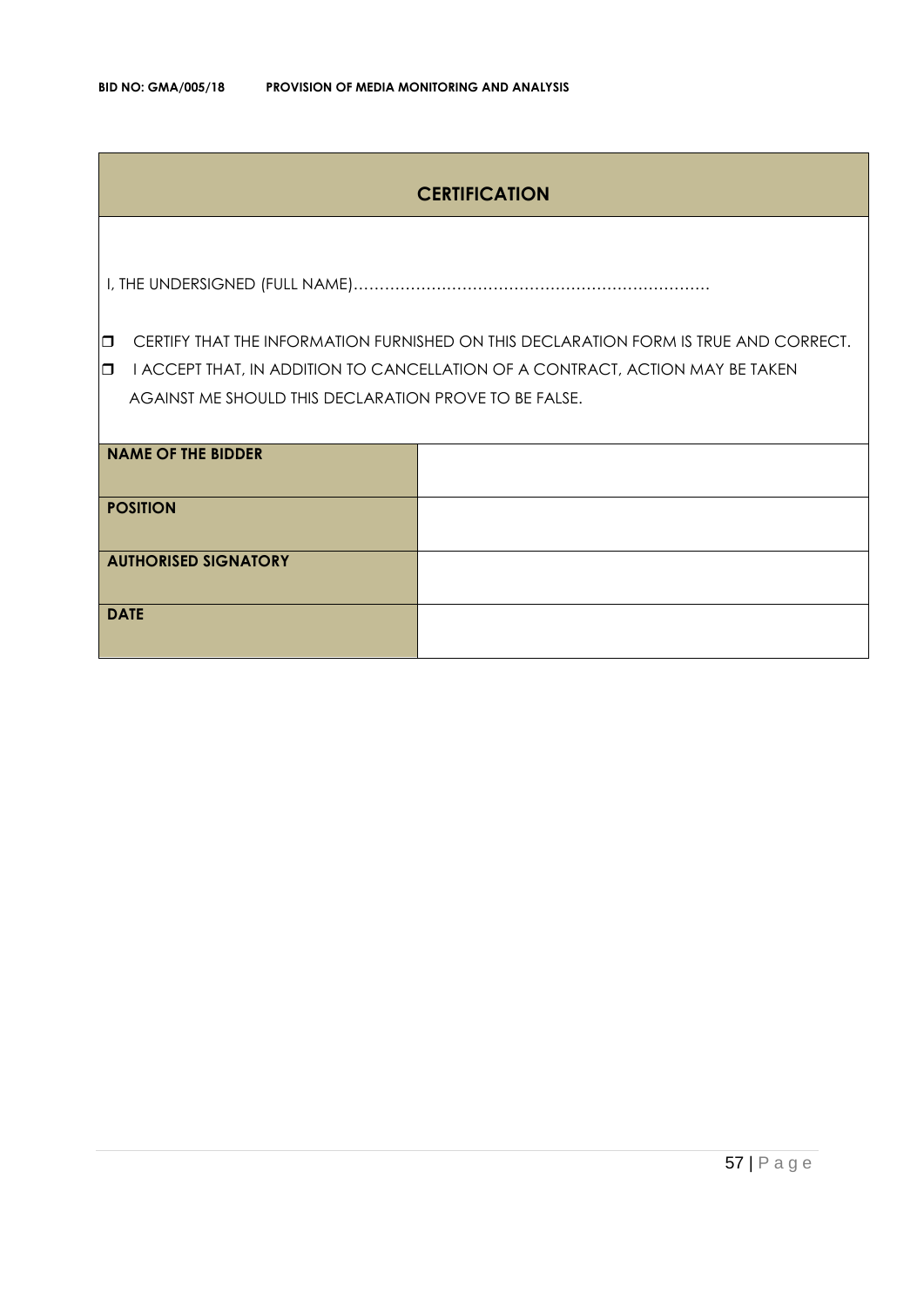## CERTIFICATION

I, THE UNDERSIGNED (FULL NAME)……………………………………………………………

- ❒ CERTIFY THAT THE INFORMATION FURNISHED ON THIS DECLARATION FORM IS TRUE AND CORRECT.
- ❒ I ACCEPT THAT, IN ADDITION TO CANCELLATION OF A CONTRACT, ACTION MAY BE TAKEN AGAINST ME SHOULD THIS DECLARATION PROVE TO BE FALSE.

| **NAME OF THE BIDDER** | |
|---|---|
| **POSITION** | |
| **AUTHORISED SIGNATORY** | |
| **DATE** | |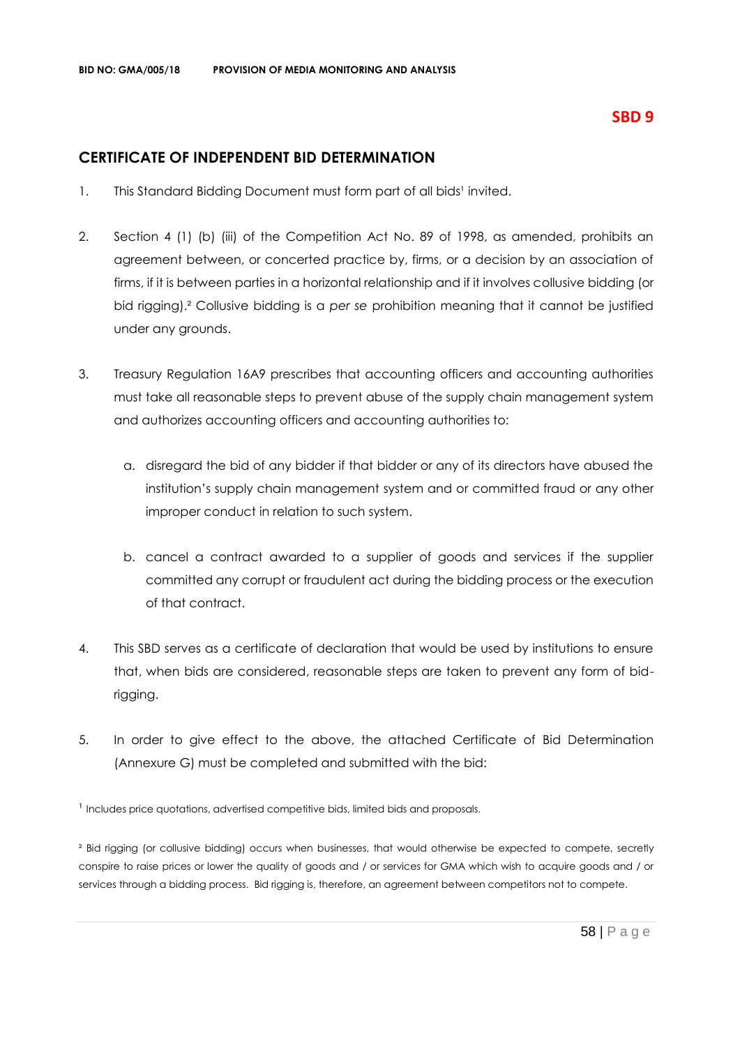**SBD 9**

## CERTIFICATE OF INDEPENDENT BID DETERMINATION

1. This Standard Bidding Document must form part of all bids[1] invited.

2. Section 4 (1) (b) (iii) of the Competition Act No. 89 of 1998, as amended, prohibits an agreement between, or concerted practice by, firms, or a decision by an association of firms, if it is between parties in a horizontal relationship and if it involves collusive bidding (or bid rigging).[2] Collusive bidding is a *per se* prohibition meaning that it cannot be justified under any grounds.

3. Treasury Regulation 16A9 prescribes that accounting officers and accounting authorities must take all reasonable steps to prevent abuse of the supply chain management system and authorizes accounting officers and accounting authorities to:

   a. disregard the bid of any bidder if that bidder or any of its directors have abused the institution's supply chain management system and or committed fraud or any other improper conduct in relation to such system.

   b. cancel a contract awarded to a supplier of goods and services if the supplier committed any corrupt or fraudulent act during the bidding process or the execution of that contract.

4. This SBD serves as a certificate of declaration that would be used by institutions to ensure that, when bids are considered, reasonable steps are taken to prevent any form of bid-rigging.

5. In order to give effect to the above, the attached Certificate of Bid Determination (Annexure G) must be completed and submitted with the bid:

[1] Includes price quotations, advertised competitive bids, limited bids and proposals.

[2] Bid rigging (or collusive bidding) occurs when businesses, that would otherwise be expected to compete, secretly conspire to raise prices or lower the quality of goods and / or services for GMA which wish to acquire goods and / or services through a bidding process. Bid rigging is, therefore, an agreement between competitors not to compete.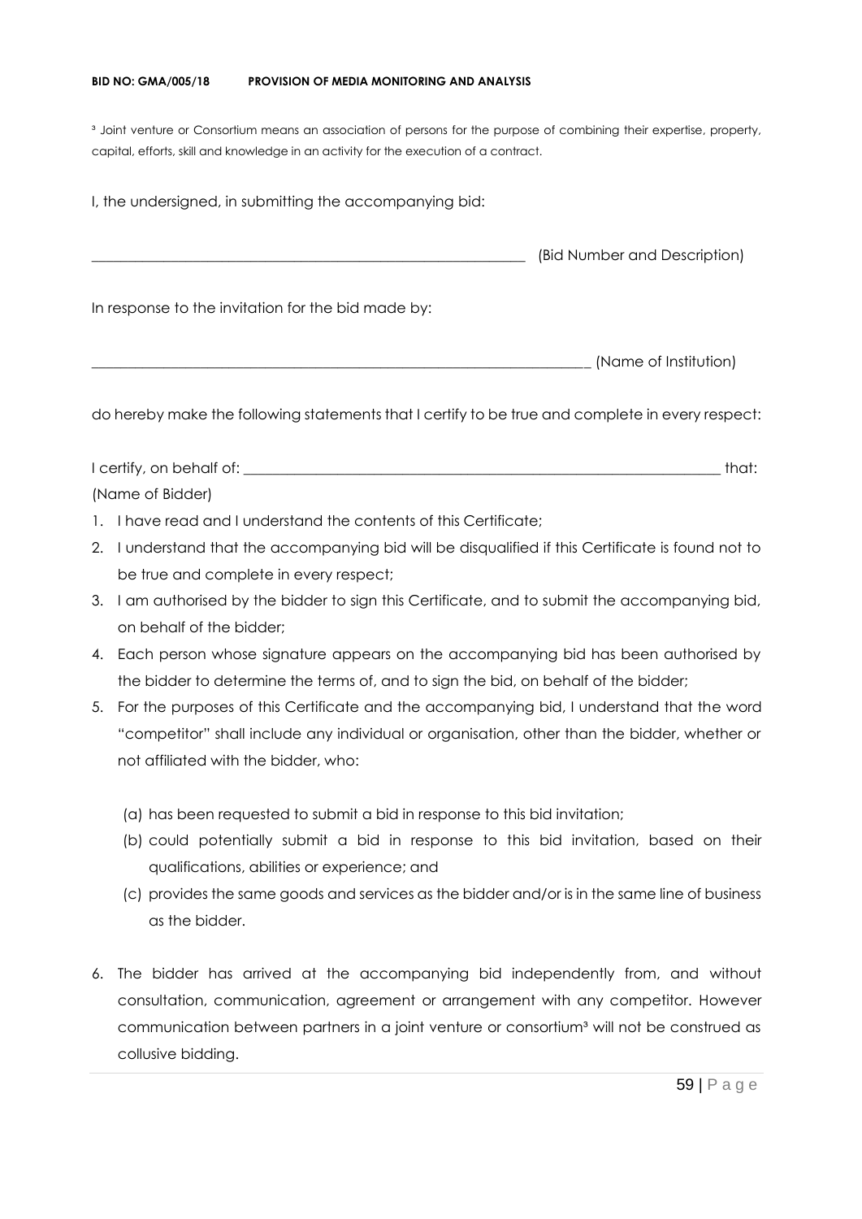³ Joint venture or Consortium means an association of persons for the purpose of combining their expertise, property, capital, efforts, skill and knowledge in an activity for the execution of a contract.

I, the undersigned, in submitting the accompanying bid:

_____________________________________________________________ (Bid Number and Description)

In response to the invitation for the bid made by:

______________________________________________________________________ (Name of Institution)

do hereby make the following statements that I certify to be true and complete in every respect:

I certify, on behalf of: __________________________________________________________________ that:
(Name of Bidder)

1. I have read and I understand the contents of this Certificate;
2. I understand that the accompanying bid will be disqualified if this Certificate is found not to be true and complete in every respect;
3. I am authorised by the bidder to sign this Certificate, and to submit the accompanying bid, on behalf of the bidder;
4. Each person whose signature appears on the accompanying bid has been authorised by the bidder to determine the terms of, and to sign the bid, on behalf of the bidder;
5. For the purposes of this Certificate and the accompanying bid, I understand that the word "competitor" shall include any individual or organisation, other than the bidder, whether or not affiliated with the bidder, who:

   (a) has been requested to submit a bid in response to this bid invitation;
   (b) could potentially submit a bid in response to this bid invitation, based on their qualifications, abilities or experience; and
   (c) provides the same goods and services as the bidder and/or is in the same line of business as the bidder.

6. The bidder has arrived at the accompanying bid independently from, and without consultation, communication, agreement or arrangement with any competitor. However communication between partners in a joint venture or consortium³ will not be construed as collusive bidding.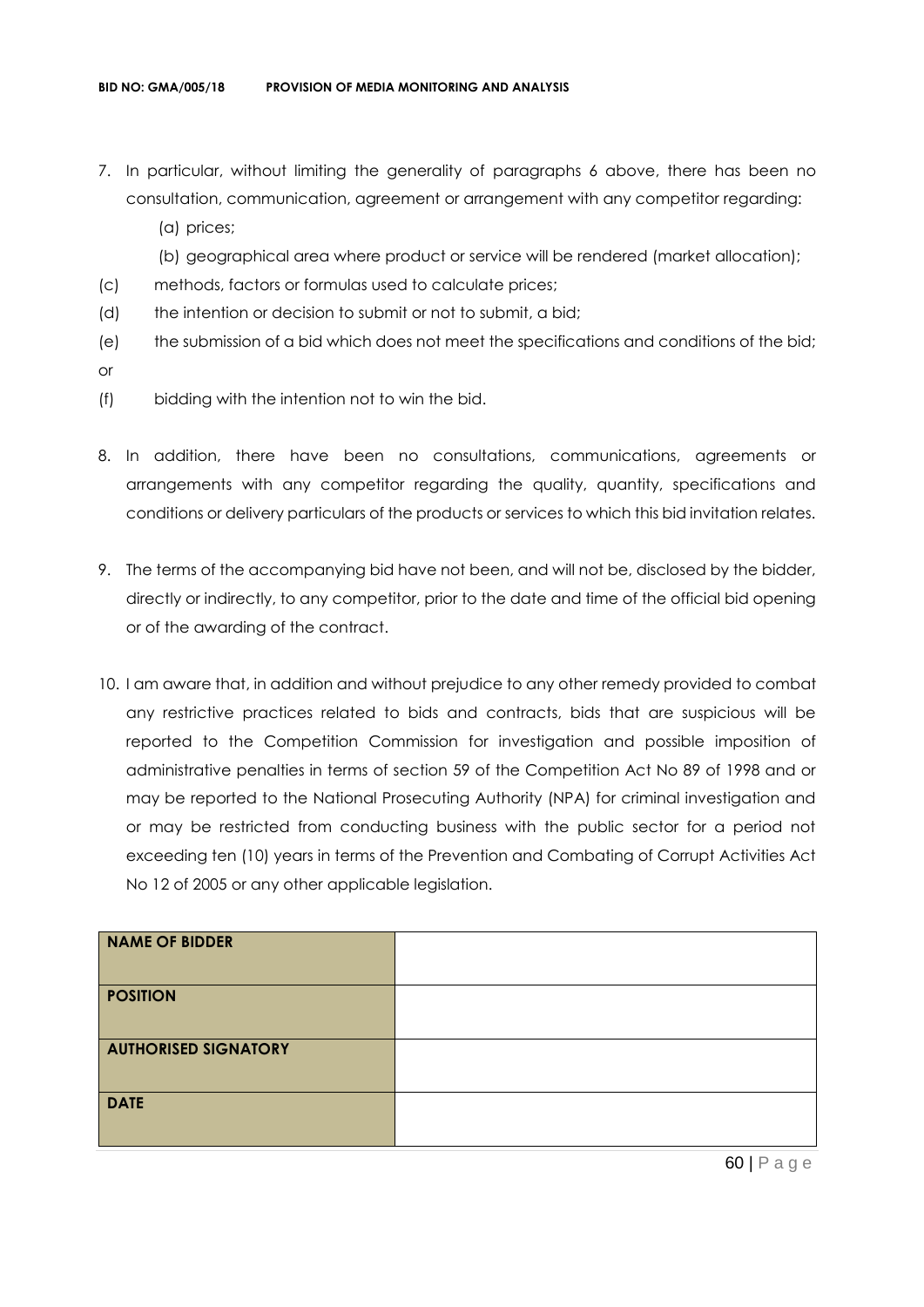7. In particular, without limiting the generality of paragraphs 6 above, there has been no consultation, communication, agreement or arrangement with any competitor regarding:

   (a) prices;

   (b) geographical area where product or service will be rendered (market allocation);

(c) methods, factors or formulas used to calculate prices;

(d) the intention or decision to submit or not to submit, a bid;

(e) the submission of a bid which does not meet the specifications and conditions of the bid; or

(f) bidding with the intention not to win the bid.

8. In addition, there have been no consultations, communications, agreements or arrangements with any competitor regarding the quality, quantity, specifications and conditions or delivery particulars of the products or services to which this bid invitation relates.

9. The terms of the accompanying bid have not been, and will not be, disclosed by the bidder, directly or indirectly, to any competitor, prior to the date and time of the official bid opening or of the awarding of the contract.

10. I am aware that, in addition and without prejudice to any other remedy provided to combat any restrictive practices related to bids and contracts, bids that are suspicious will be reported to the Competition Commission for investigation and possible imposition of administrative penalties in terms of section 59 of the Competition Act No 89 of 1998 and or may be reported to the National Prosecuting Authority (NPA) for criminal investigation and or may be restricted from conducting business with the public sector for a period not exceeding ten (10) years in terms of the Prevention and Combating of Corrupt Activities Act No 12 of 2005 or any other applicable legislation.

| **NAME OF BIDDER** | |
|---|---|
| **POSITION** | |
| **AUTHORISED SIGNATORY** | |
| **DATE** | |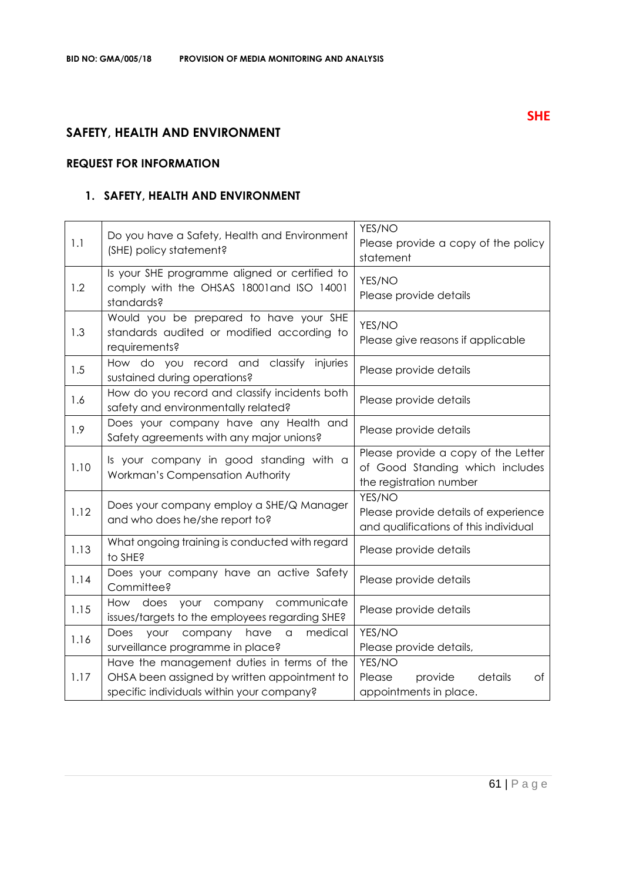**SHE**

## SAFETY, HEALTH AND ENVIRONMENT

### REQUEST FOR INFORMATION

### 1. SAFETY, HEALTH AND ENVIRONMENT

| | | |
|---|---|---|
| 1.1 | Do you have a Safety, Health and Environment (SHE) policy statement? | YES/NO<br>Please provide a copy of the policy statement |
| 1.2 | Is your SHE programme aligned or certified to comply with the OHSAS 18001and ISO 14001 standards? | YES/NO<br>Please provide details |
| 1.3 | Would you be prepared to have your SHE standards audited or modified according to requirements? | YES/NO<br>Please give reasons if applicable |
| 1.5 | How do you record and classify injuries sustained during operations? | Please provide details |
| 1.6 | How do you record and classify incidents both safety and environmentally related? | Please provide details |
| 1.9 | Does your company have any Health and Safety agreements with any major unions? | Please provide details |
| 1.10 | Is your company in good standing with a Workman's Compensation Authority | Please provide a copy of the Letter of Good Standing which includes the registration number |
| 1.12 | Does your company employ a SHE/Q Manager and who does he/she report to? | YES/NO<br>Please provide details of experience and qualifications of this individual |
| 1.13 | What ongoing training is conducted with regard to SHE? | Please provide details |
| 1.14 | Does your company have an active Safety Committee? | Please provide details |
| 1.15 | How does your company communicate issues/targets to the employees regarding SHE? | Please provide details |
| 1.16 | Does your company have a medical surveillance programme in place? | YES/NO<br>Please provide details, |
| 1.17 | Have the management duties in terms of the OHSA been assigned by written appointment to specific individuals within your company? | YES/NO<br>Please provide details of appointments in place. |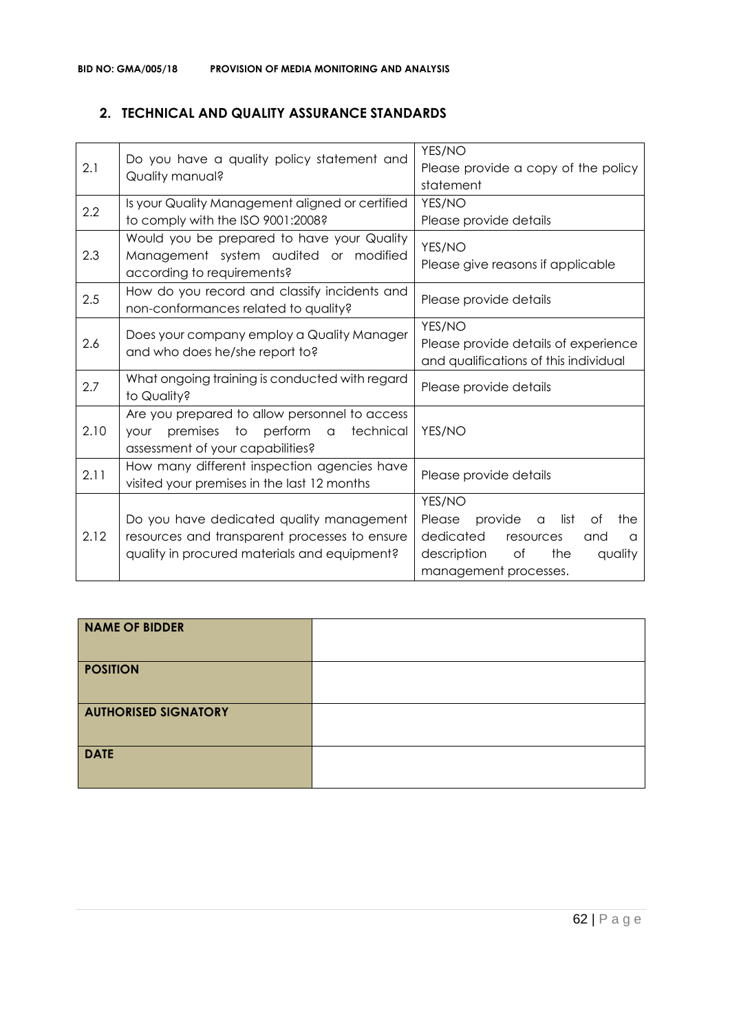## 2. TECHNICAL AND QUALITY ASSURANCE STANDARDS

| | | |
|---|---|---|
| 2.1 | Do you have a quality policy statement and Quality manual? | YES/NO<br>Please provide a copy of the policy statement |
| 2.2 | Is your Quality Management aligned or certified to comply with the ISO 9001:2008? | YES/NO<br>Please provide details |
| 2.3 | Would you be prepared to have your Quality Management system audited or modified according to requirements? | YES/NO<br>Please give reasons if applicable |
| 2.5 | How do you record and classify incidents and non-conformances related to quality? | Please provide details |
| 2.6 | Does your company employ a Quality Manager and who does he/she report to? | YES/NO<br>Please provide details of experience and qualifications of this individual |
| 2.7 | What ongoing training is conducted with regard to Quality? | Please provide details |
| 2.10 | Are you prepared to allow personnel to access your premises to perform a technical assessment of your capabilities? | YES/NO |
| 2.11 | How many different inspection agencies have visited your premises in the last 12 months | Please provide details |
| 2.12 | Do you have dedicated quality management resources and transparent processes to ensure quality in procured materials and equipment? | YES/NO<br>Please provide a list of the dedicated resources and a description of the quality management processes. |

| | |
|---|---|
| **NAME OF BIDDER** | |
| **POSITION** | |
| **AUTHORISED SIGNATORY** | |
| **DATE** | |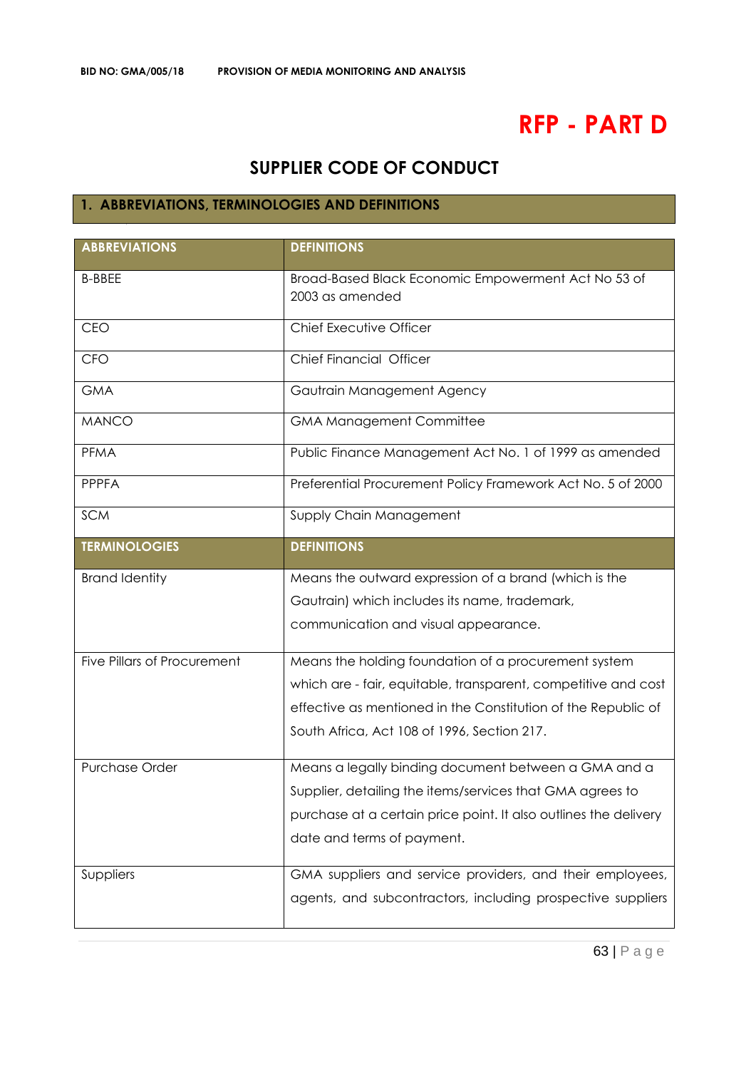# RFP - PART D

## SUPPLIER CODE OF CONDUCT

### 1. ABBREVIATIONS, TERMINOLOGIES AND DEFINITIONS

| ABBREVIATIONS | DEFINITIONS |
|---|---|
| B-BBEE | Broad-Based Black Economic Empowerment Act No 53 of 2003 as amended |
| CEO | Chief Executive Officer |
| CFO | Chief Financial Officer |
| GMA | Gautrain Management Agency |
| MANCO | GMA Management Committee |
| PFMA | Public Finance Management Act No. 1 of 1999 as amended |
| PPPFA | Preferential Procurement Policy Framework Act No. 5 of 2000 |
| SCM | Supply Chain Management |
| **TERMINOLOGIES** | **DEFINITIONS** |
| Brand Identity | Means the outward expression of a brand (which is the Gautrain) which includes its name, trademark, communication and visual appearance. |
| Five Pillars of Procurement | Means the holding foundation of a procurement system which are - fair, equitable, transparent, competitive and cost effective as mentioned in the Constitution of the Republic of South Africa, Act 108 of 1996, Section 217. |
| Purchase Order | Means a legally binding document between a GMA and a Supplier, detailing the items/services that GMA agrees to purchase at a certain price point. It also outlines the delivery date and terms of payment. |
| Suppliers | GMA suppliers and service providers, and their employees, agents, and subcontractors, including prospective suppliers |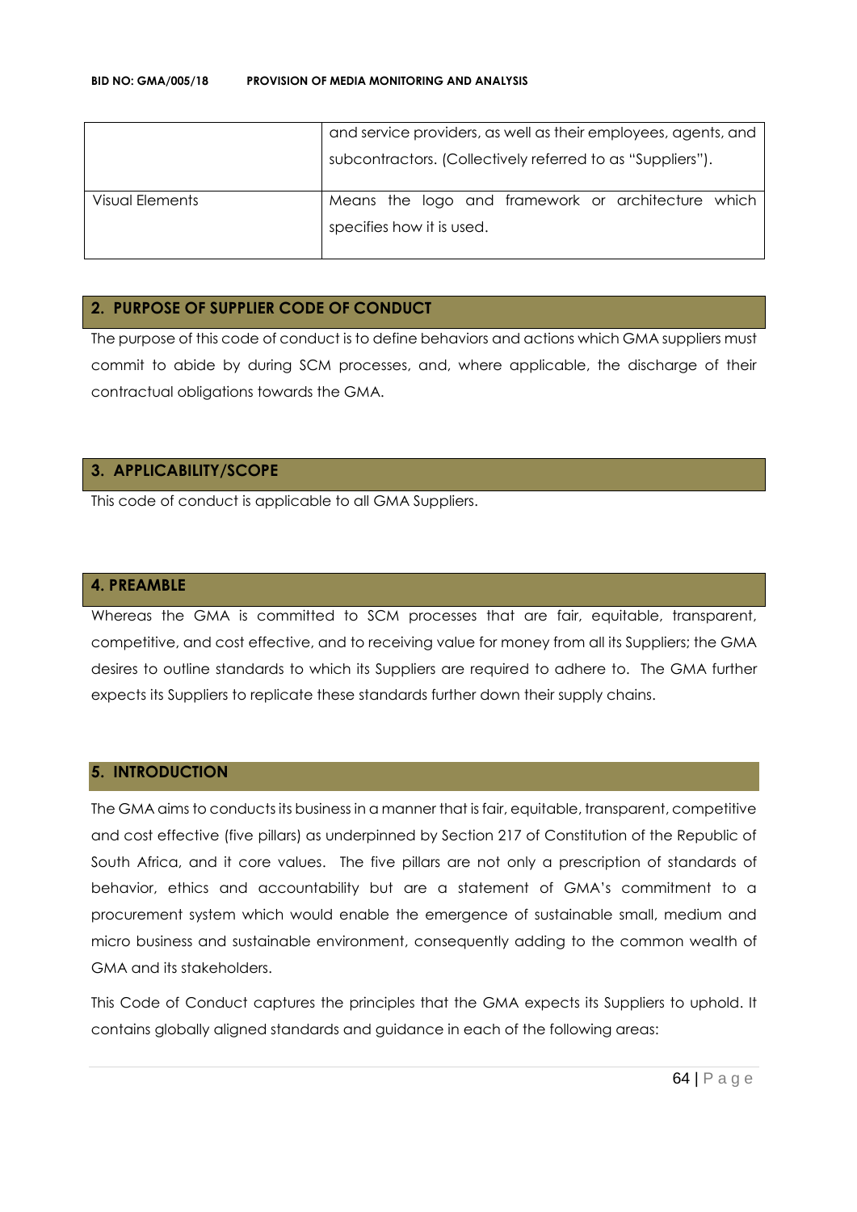| | |
|---|---|
| | and service providers, as well as their employees, agents, and subcontractors. (Collectively referred to as "Suppliers"). |
| Visual Elements | Means the logo and framework or architecture which specifies how it is used. |

## 2. PURPOSE OF SUPPLIER CODE OF CONDUCT

The purpose of this code of conduct is to define behaviors and actions which GMA suppliers must commit to abide by during SCM processes, and, where applicable, the discharge of their contractual obligations towards the GMA.

## 3. APPLICABILITY/SCOPE

This code of conduct is applicable to all GMA Suppliers.

## 4. PREAMBLE

Whereas the GMA is committed to SCM processes that are fair, equitable, transparent, competitive, and cost effective, and to receiving value for money from all its Suppliers; the GMA desires to outline standards to which its Suppliers are required to adhere to. The GMA further expects its Suppliers to replicate these standards further down their supply chains.

## 5. INTRODUCTION

The GMA aims to conducts its business in a manner that is fair, equitable, transparent, competitive and cost effective (five pillars) as underpinned by Section 217 of Constitution of the Republic of South Africa, and it core values. The five pillars are not only a prescription of standards of behavior, ethics and accountability but are a statement of GMA's commitment to a procurement system which would enable the emergence of sustainable small, medium and micro business and sustainable environment, consequently adding to the common wealth of GMA and its stakeholders.

This Code of Conduct captures the principles that the GMA expects its Suppliers to uphold. It contains globally aligned standards and guidance in each of the following areas: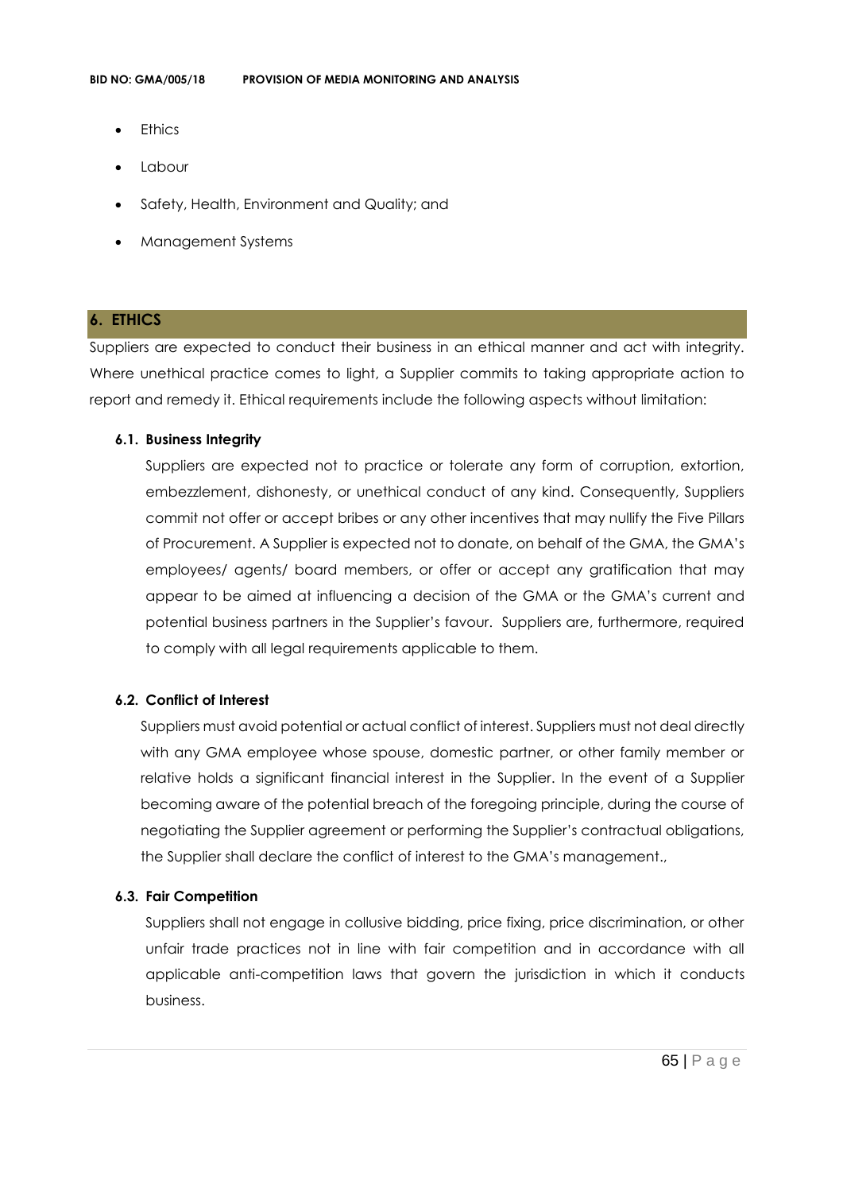- Ethics
- Labour
- Safety, Health, Environment and Quality; and
- Management Systems

## 6. ETHICS

Suppliers are expected to conduct their business in an ethical manner and act with integrity. Where unethical practice comes to light, a Supplier commits to taking appropriate action to report and remedy it. Ethical requirements include the following aspects without limitation:

### 6.1. Business Integrity

Suppliers are expected not to practice or tolerate any form of corruption, extortion, embezzlement, dishonesty, or unethical conduct of any kind. Consequently, Suppliers commit not offer or accept bribes or any other incentives that may nullify the Five Pillars of Procurement. A Supplier is expected not to donate, on behalf of the GMA, the GMA's employees/ agents/ board members, or offer or accept any gratification that may appear to be aimed at influencing a decision of the GMA or the GMA's current and potential business partners in the Supplier's favour. Suppliers are, furthermore, required to comply with all legal requirements applicable to them.

### 6.2. Conflict of Interest

Suppliers must avoid potential or actual conflict of interest. Suppliers must not deal directly with any GMA employee whose spouse, domestic partner, or other family member or relative holds a significant financial interest in the Supplier. In the event of a Supplier becoming aware of the potential breach of the foregoing principle, during the course of negotiating the Supplier agreement or performing the Supplier's contractual obligations, the Supplier shall declare the conflict of interest to the GMA's management.,

### 6.3. Fair Competition

Suppliers shall not engage in collusive bidding, price fixing, price discrimination, or other unfair trade practices not in line with fair competition and in accordance with all applicable anti-competition laws that govern the jurisdiction in which it conducts business.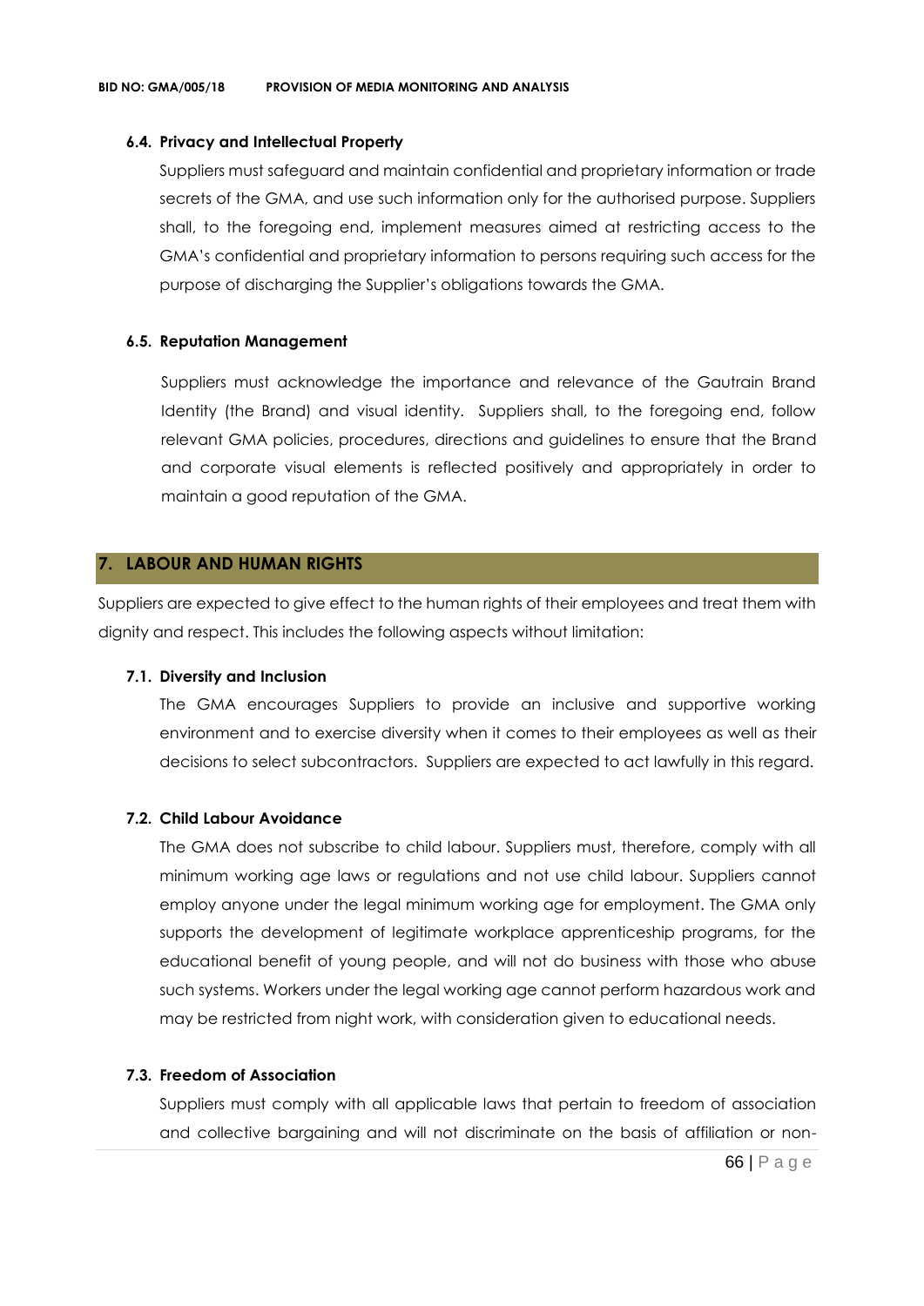#### 6.4. Privacy and Intellectual Property

Suppliers must safeguard and maintain confidential and proprietary information or trade secrets of the GMA, and use such information only for the authorised purpose. Suppliers shall, to the foregoing end, implement measures aimed at restricting access to the GMA's confidential and proprietary information to persons requiring such access for the purpose of discharging the Supplier's obligations towards the GMA.

#### 6.5. Reputation Management

Suppliers must acknowledge the importance and relevance of the Gautrain Brand Identity (the Brand) and visual identity. Suppliers shall, to the foregoing end, follow relevant GMA policies, procedures, directions and guidelines to ensure that the Brand and corporate visual elements is reflected positively and appropriately in order to maintain a good reputation of the GMA.

## 7. LABOUR AND HUMAN RIGHTS

Suppliers are expected to give effect to the human rights of their employees and treat them with dignity and respect. This includes the following aspects without limitation:

#### 7.1. Diversity and Inclusion

The GMA encourages Suppliers to provide an inclusive and supportive working environment and to exercise diversity when it comes to their employees as well as their decisions to select subcontractors. Suppliers are expected to act lawfully in this regard.

#### 7.2. Child Labour Avoidance

The GMA does not subscribe to child labour. Suppliers must, therefore, comply with all minimum working age laws or regulations and not use child labour. Suppliers cannot employ anyone under the legal minimum working age for employment. The GMA only supports the development of legitimate workplace apprenticeship programs, for the educational benefit of young people, and will not do business with those who abuse such systems. Workers under the legal working age cannot perform hazardous work and may be restricted from night work, with consideration given to educational needs.

#### 7.3. Freedom of Association

Suppliers must comply with all applicable laws that pertain to freedom of association and collective bargaining and will not discriminate on the basis of affiliation or non-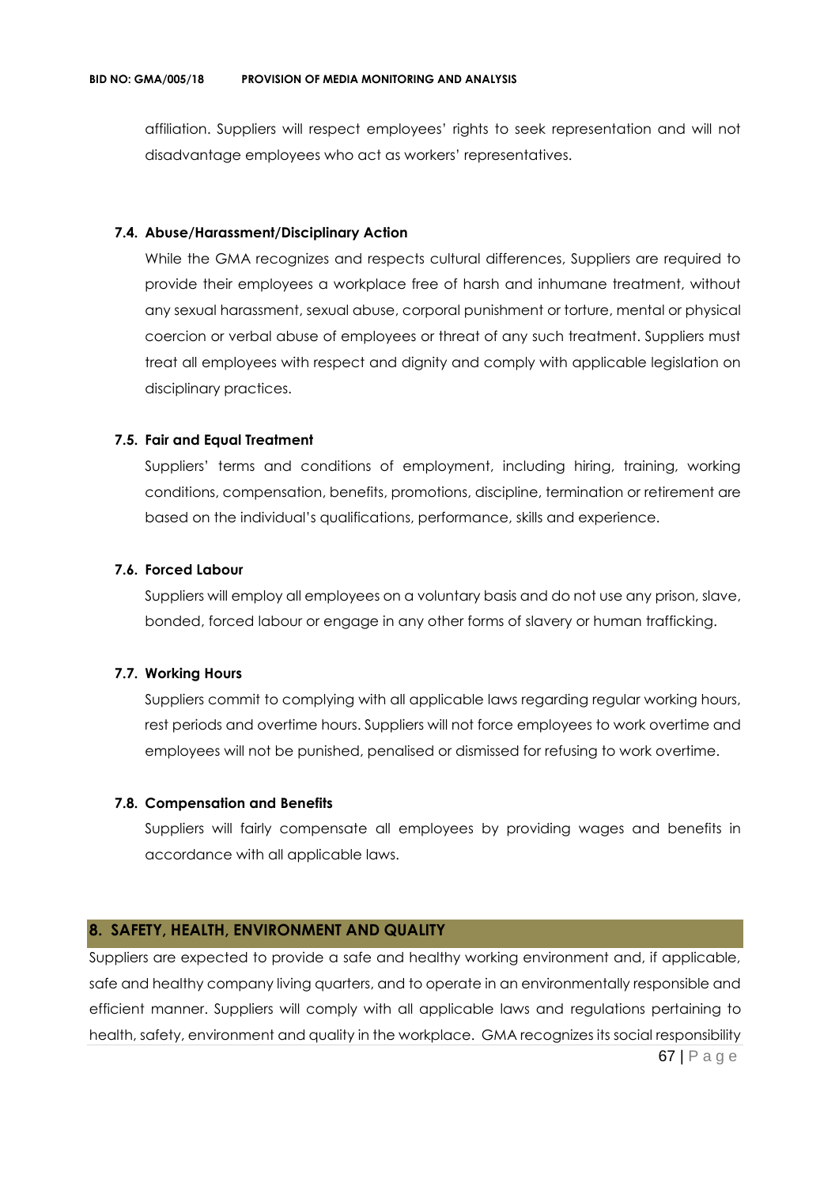affiliation. Suppliers will respect employees' rights to seek representation and will not disadvantage employees who act as workers' representatives.

### 7.4. Abuse/Harassment/Disciplinary Action

While the GMA recognizes and respects cultural differences, Suppliers are required to provide their employees a workplace free of harsh and inhumane treatment, without any sexual harassment, sexual abuse, corporal punishment or torture, mental or physical coercion or verbal abuse of employees or threat of any such treatment. Suppliers must treat all employees with respect and dignity and comply with applicable legislation on disciplinary practices.

### 7.5. Fair and Equal Treatment

Suppliers' terms and conditions of employment, including hiring, training, working conditions, compensation, benefits, promotions, discipline, termination or retirement are based on the individual's qualifications, performance, skills and experience.

### 7.6. Forced Labour

Suppliers will employ all employees on a voluntary basis and do not use any prison, slave, bonded, forced labour or engage in any other forms of slavery or human trafficking.

### 7.7. Working Hours

Suppliers commit to complying with all applicable laws regarding regular working hours, rest periods and overtime hours. Suppliers will not force employees to work overtime and employees will not be punished, penalised or dismissed for refusing to work overtime.

### 7.8. Compensation and Benefits

Suppliers will fairly compensate all employees by providing wages and benefits in accordance with all applicable laws.

## 8. SAFETY, HEALTH, ENVIRONMENT AND QUALITY

Suppliers are expected to provide a safe and healthy working environment and, if applicable, safe and healthy company living quarters, and to operate in an environmentally responsible and efficient manner. Suppliers will comply with all applicable laws and regulations pertaining to health, safety, environment and quality in the workplace. GMA recognizes its social responsibility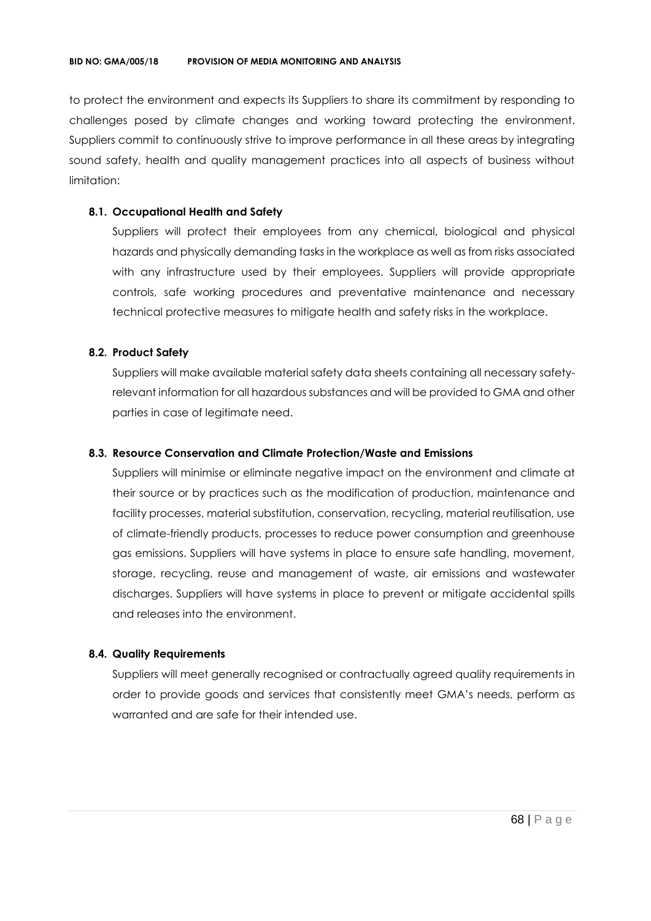to protect the environment and expects its Suppliers to share its commitment by responding to challenges posed by climate changes and working toward protecting the environment. Suppliers commit to continuously strive to improve performance in all these areas by integrating sound safety, health and quality management practices into all aspects of business without limitation:

### 8.1. Occupational Health and Safety

Suppliers will protect their employees from any chemical, biological and physical hazards and physically demanding tasks in the workplace as well as from risks associated with any infrastructure used by their employees. Suppliers will provide appropriate controls, safe working procedures and preventative maintenance and necessary technical protective measures to mitigate health and safety risks in the workplace.

### 8.2. Product Safety

Suppliers will make available material safety data sheets containing all necessary safety-relevant information for all hazardous substances and will be provided to GMA and other parties in case of legitimate need.

### 8.3. Resource Conservation and Climate Protection/Waste and Emissions

Suppliers will minimise or eliminate negative impact on the environment and climate at their source or by practices such as the modification of production, maintenance and facility processes, material substitution, conservation, recycling, material reutilisation, use of climate-friendly products, processes to reduce power consumption and greenhouse gas emissions. Suppliers will have systems in place to ensure safe handling, movement, storage, recycling, reuse and management of waste, air emissions and wastewater discharges. Suppliers will have systems in place to prevent or mitigate accidental spills and releases into the environment.

### 8.4. Quality Requirements

Suppliers will meet generally recognised or contractually agreed quality requirements in order to provide goods and services that consistently meet GMA's needs, perform as warranted and are safe for their intended use.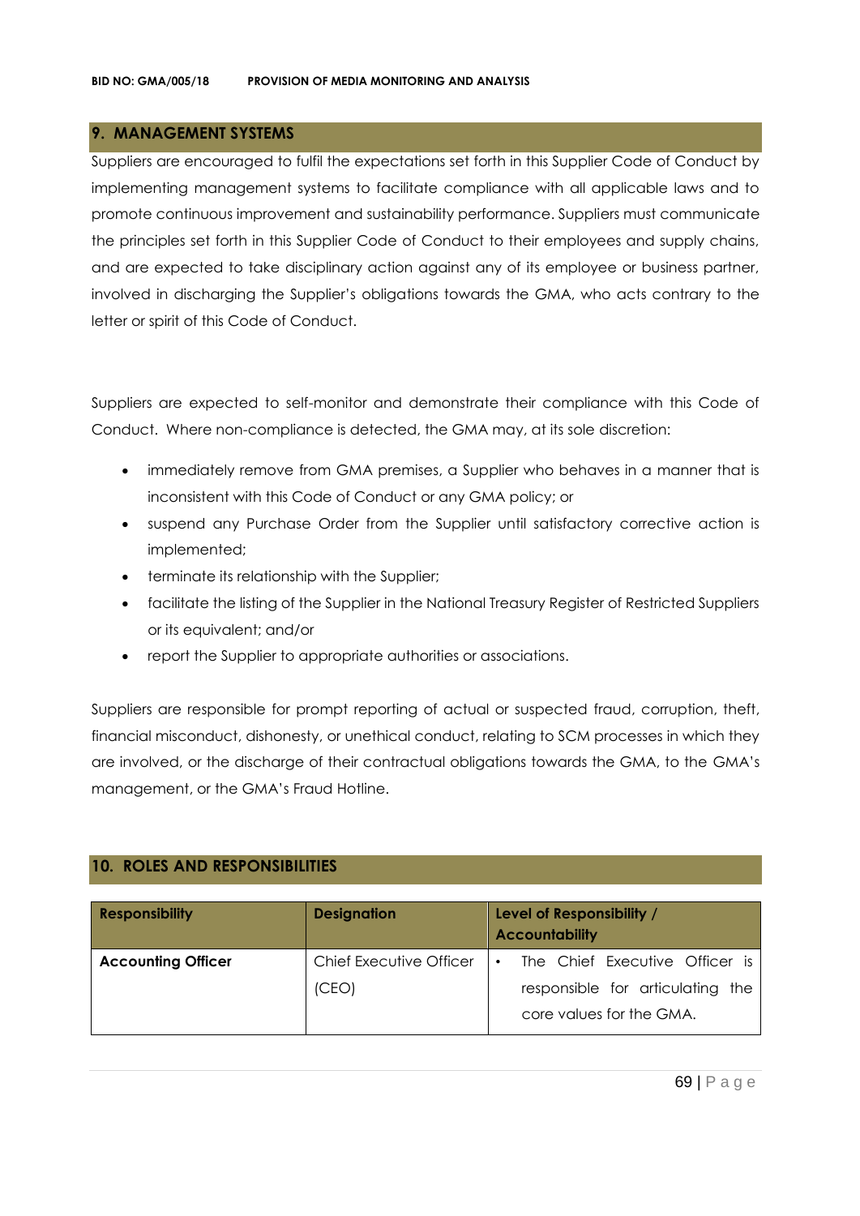## 9. MANAGEMENT SYSTEMS

Suppliers are encouraged to fulfil the expectations set forth in this Supplier Code of Conduct by implementing management systems to facilitate compliance with all applicable laws and to promote continuous improvement and sustainability performance. Suppliers must communicate the principles set forth in this Supplier Code of Conduct to their employees and supply chains, and are expected to take disciplinary action against any of its employee or business partner, involved in discharging the Supplier's obligations towards the GMA, who acts contrary to the letter or spirit of this Code of Conduct.

Suppliers are expected to self-monitor and demonstrate their compliance with this Code of Conduct. Where non-compliance is detected, the GMA may, at its sole discretion:

- immediately remove from GMA premises, a Supplier who behaves in a manner that is inconsistent with this Code of Conduct or any GMA policy; or
- suspend any Purchase Order from the Supplier until satisfactory corrective action is implemented;
- terminate its relationship with the Supplier;
- facilitate the listing of the Supplier in the National Treasury Register of Restricted Suppliers or its equivalent; and/or
- report the Supplier to appropriate authorities or associations.

Suppliers are responsible for prompt reporting of actual or suspected fraud, corruption, theft, financial misconduct, dishonesty, or unethical conduct, relating to SCM processes in which they are involved, or the discharge of their contractual obligations towards the GMA, to the GMA's management, or the GMA's Fraud Hotline.

## 10. ROLES AND RESPONSIBILITIES

| Responsibility | Designation | Level of Responsibility / Accountability |
|---|---|---|
| **Accounting Officer** | Chief Executive Officer (CEO) | • The Chief Executive Officer is responsible for articulating the core values for the GMA. |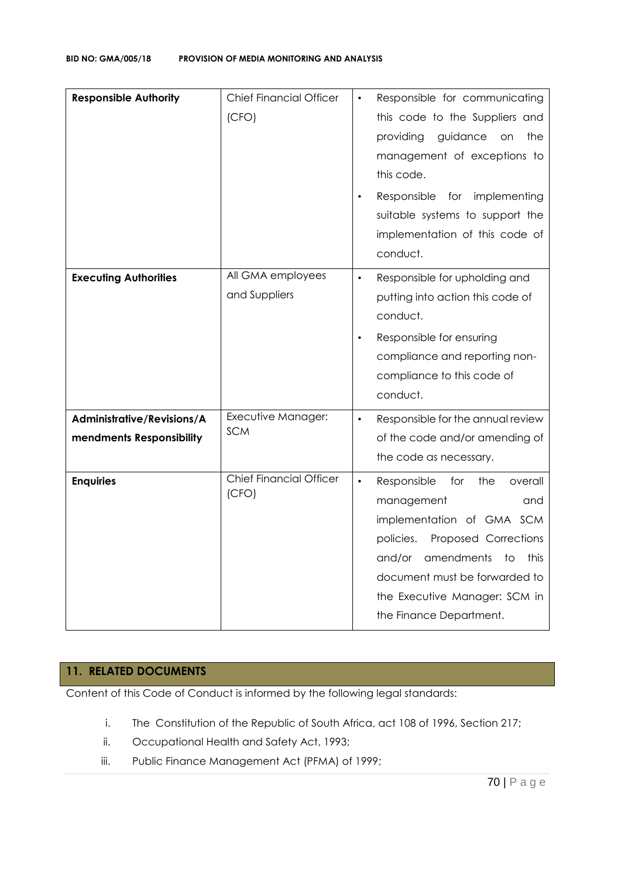| Responsible Authority | Chief Financial Officer (CFO) | • Responsible for communicating this code to the Suppliers and providing guidance on the management of exceptions to this code.<br>• Responsible for implementing suitable systems to support the implementation of this code of conduct. |
|---|---|---|
| **Executing Authorities** | All GMA employees and Suppliers | • Responsible for upholding and putting into action this code of conduct.<br>• Responsible for ensuring compliance and reporting non-compliance to this code of conduct. |
| **Administrative/Revisions/Amendments Responsibility** | Executive Manager: SCM | • Responsible for the annual review of the code and/or amending of the code as necessary. |
| **Enquiries** | Chief Financial Officer (CFO) | • Responsible for the overall management and implementation of GMA SCM policies. Proposed Corrections and/or amendments to this document must be forwarded to the Executive Manager: SCM in the Finance Department. |

## 11. RELATED DOCUMENTS

Content of this Code of Conduct is informed by the following legal standards:

i. The Constitution of the Republic of South Africa, act 108 of 1996, Section 217;
ii. Occupational Health and Safety Act, 1993;
iii. Public Finance Management Act (PFMA) of 1999;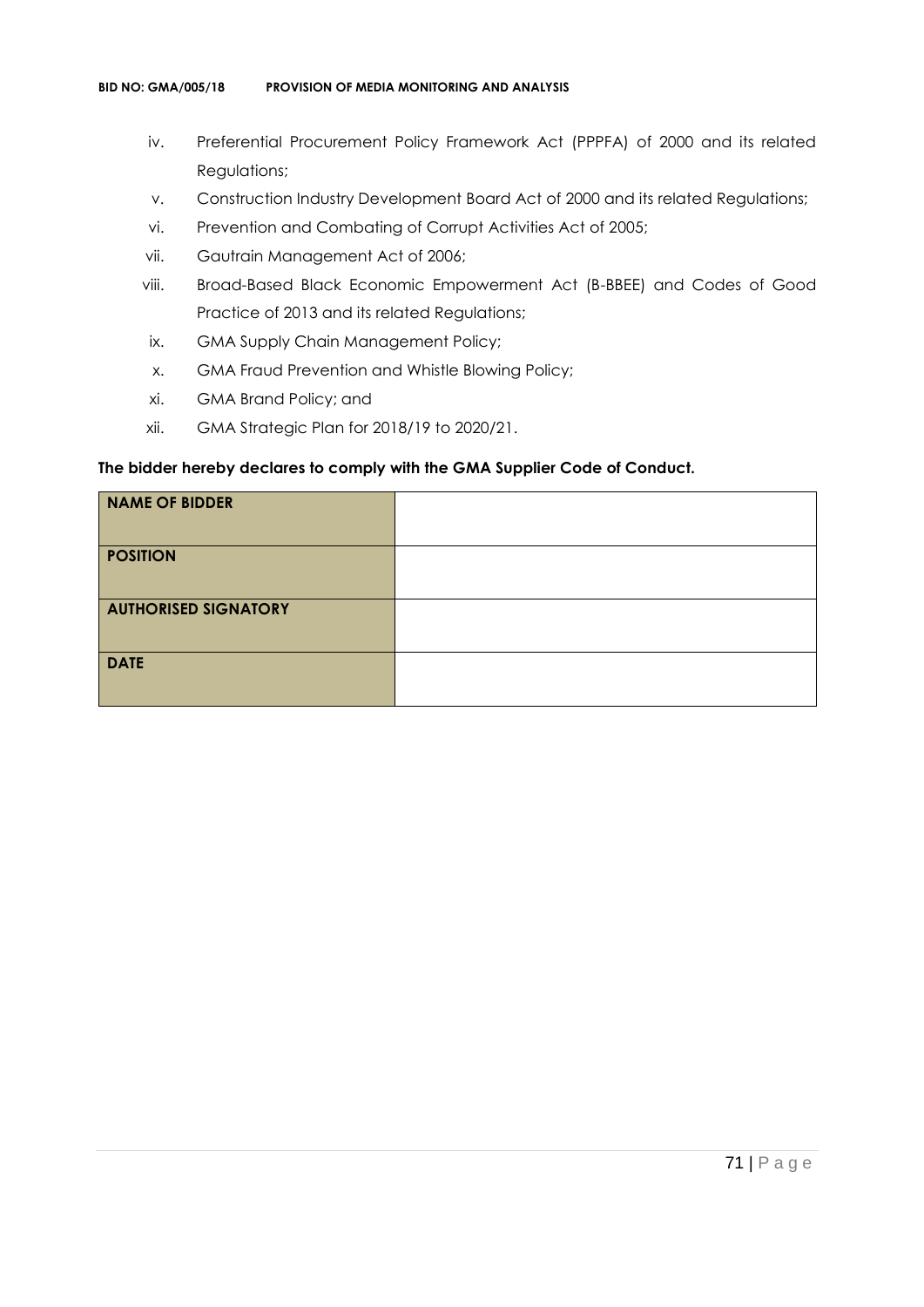iv. Preferential Procurement Policy Framework Act (PPPFA) of 2000 and its related Regulations;

v. Construction Industry Development Board Act of 2000 and its related Regulations;

vi. Prevention and Combating of Corrupt Activities Act of 2005;

vii. Gautrain Management Act of 2006;

viii. Broad-Based Black Economic Empowerment Act (B-BBEE) and Codes of Good Practice of 2013 and its related Regulations;

ix. GMA Supply Chain Management Policy;

x. GMA Fraud Prevention and Whistle Blowing Policy;

xi. GMA Brand Policy; and

xii. GMA Strategic Plan for 2018/19 to 2020/21.

**The bidder hereby declares to comply with the GMA Supplier Code of Conduct.**

| | |
|---|---|
| **NAME OF BIDDER** | |
| **POSITION** | |
| **AUTHORISED SIGNATORY** | |
| **DATE** | |